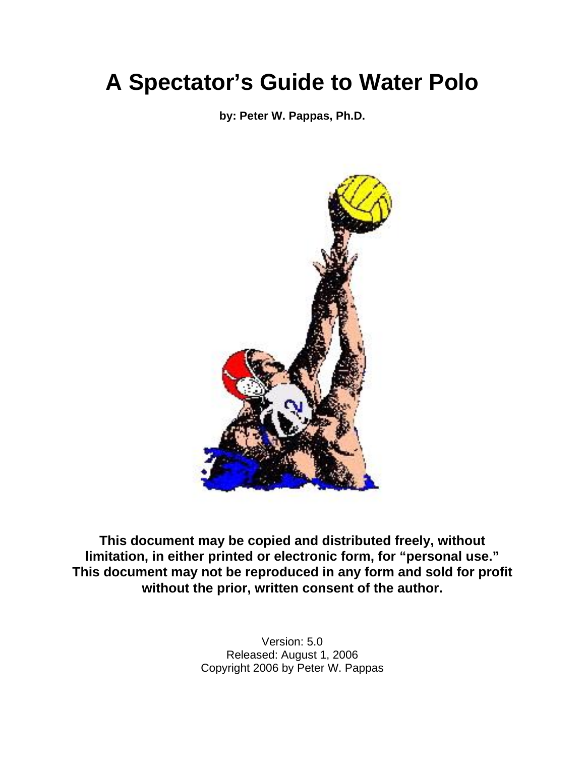# A Spectator's Guide to Water Polo

**by: Peter W. Pappas, Ph.D.**

**This document may be copied and distributed freely, without limitation, in either printed or electronic form, for "personal use." This document may not be reproduced in any form and sold for profit without the prior, written consent of the author.**

Version: 5.0
Released: August 1, 2006
Copyright 2006 by Peter W. Pappas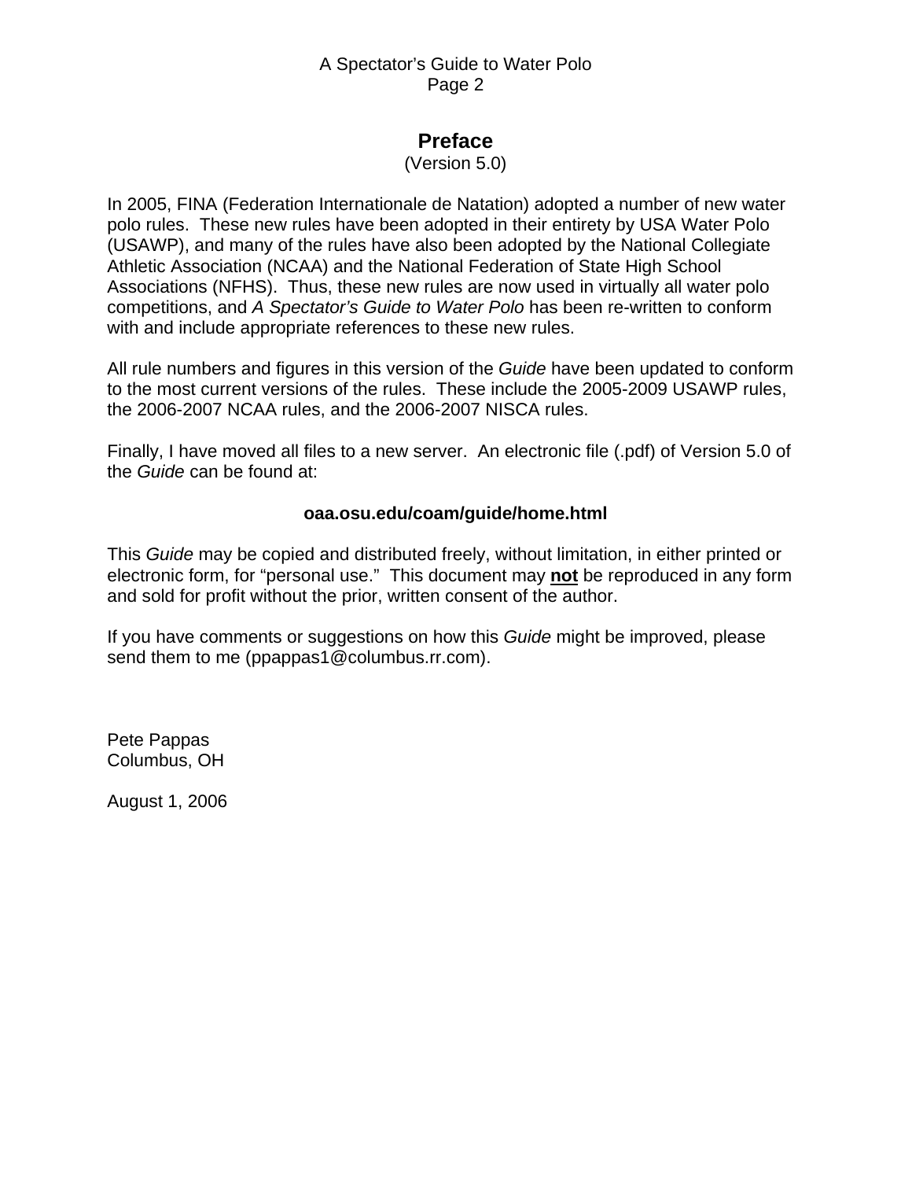# Preface

(Version 5.0)

In 2005, FINA (Federation Internationale de Natation) adopted a number of new water polo rules. These new rules have been adopted in their entirety by USA Water Polo (USAWP), and many of the rules have also been adopted by the National Collegiate Athletic Association (NCAA) and the National Federation of State High School Associations (NFHS). Thus, these new rules are now used in virtually all water polo competitions, and *A Spectator's Guide to Water Polo* has been re-written to conform with and include appropriate references to these new rules.

All rule numbers and figures in this version of the *Guide* have been updated to conform to the most current versions of the rules. These include the 2005-2009 USAWP rules, the 2006-2007 NCAA rules, and the 2006-2007 NISCA rules.

Finally, I have moved all files to a new server. An electronic file (.pdf) of Version 5.0 of the *Guide* can be found at:

**oaa.osu.edu/coam/guide/home.html**

This *Guide* may be copied and distributed freely, without limitation, in either printed or electronic form, for "personal use." This document may **not** be reproduced in any form and sold for profit without the prior, written consent of the author.

If you have comments or suggestions on how this *Guide* might be improved, please send them to me (ppappas1@columbus.rr.com).

Pete Pappas
Columbus, OH

August 1, 2006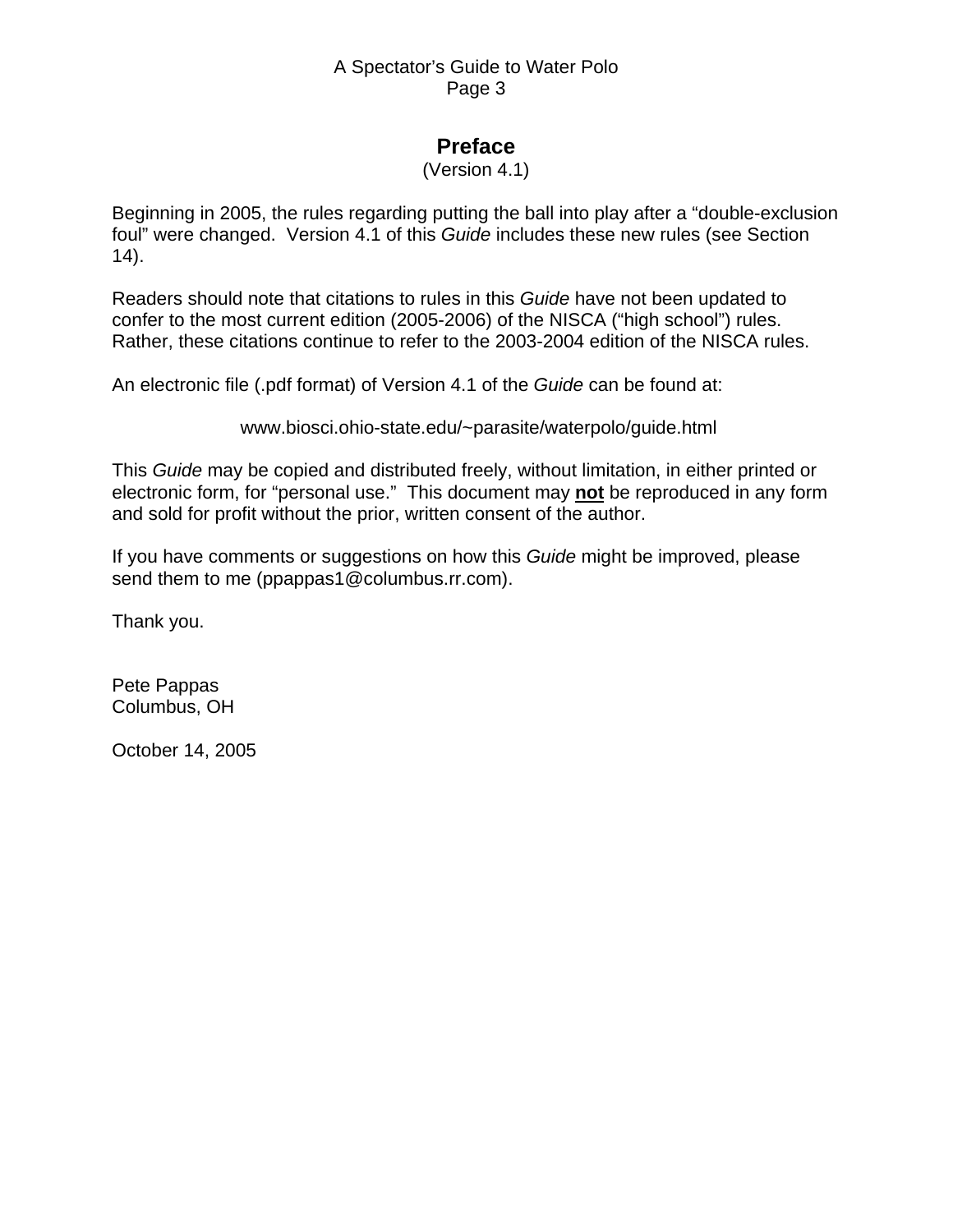# Preface

(Version 4.1)

Beginning in 2005, the rules regarding putting the ball into play after a "double-exclusion foul" were changed. Version 4.1 of this *Guide* includes these new rules (see Section 14).

Readers should note that citations to rules in this *Guide* have not been updated to confer to the most current edition (2005-2006) of the NISCA ("high school") rules. Rather, these citations continue to refer to the 2003-2004 edition of the NISCA rules.

An electronic file (.pdf format) of Version 4.1 of the *Guide* can be found at:

www.biosci.ohio-state.edu/~parasite/waterpolo/guide.html

This *Guide* may be copied and distributed freely, without limitation, in either printed or electronic form, for "personal use." This document may <u>**not**</u> be reproduced in any form and sold for profit without the prior, written consent of the author.

If you have comments or suggestions on how this *Guide* might be improved, please send them to me (ppappas1@columbus.rr.com).

Thank you.

Pete Pappas
Columbus, OH

October 14, 2005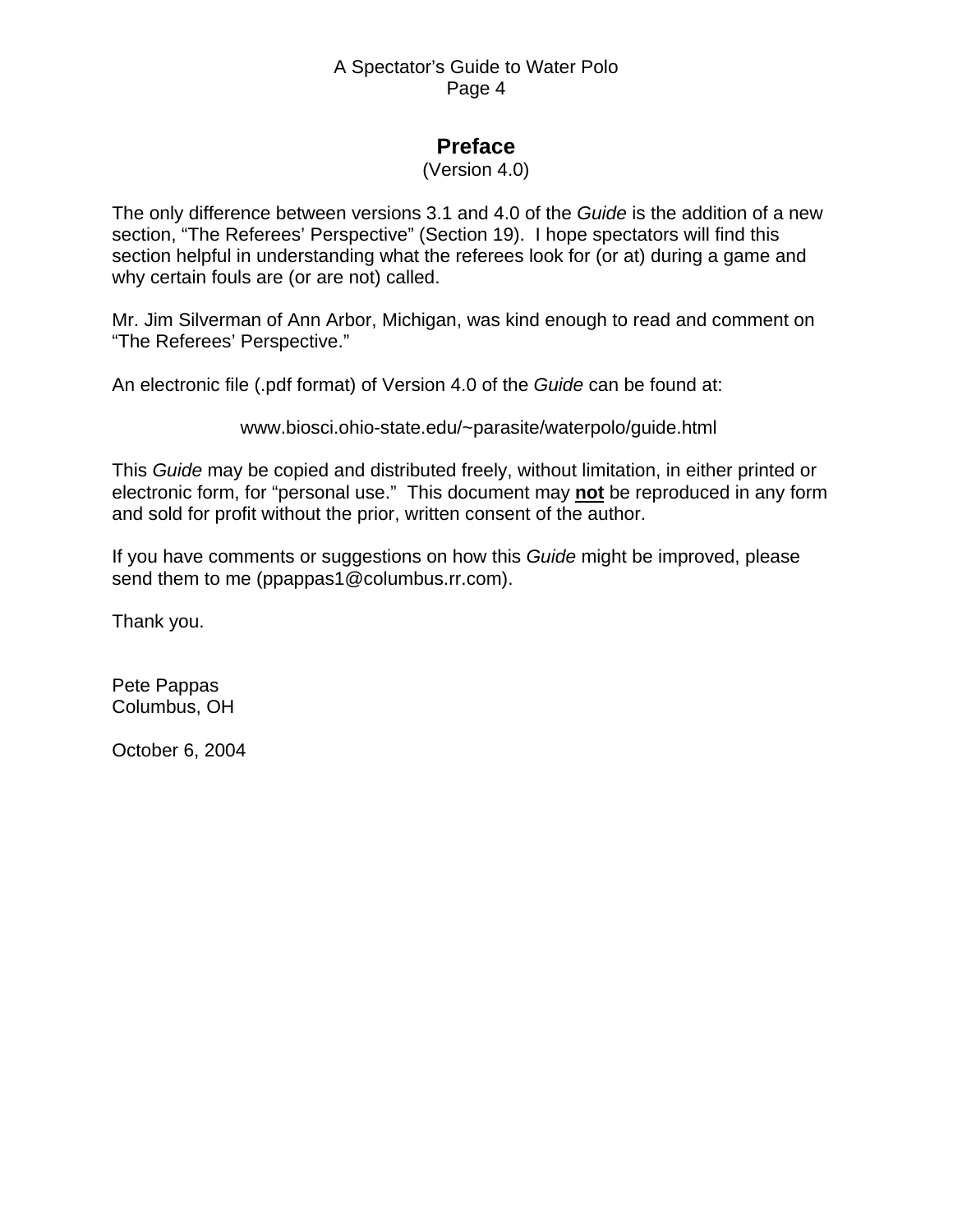# Preface

(Version 4.0)

The only difference between versions 3.1 and 4.0 of the *Guide* is the addition of a new section, “The Referees’ Perspective” (Section 19). I hope spectators will find this section helpful in understanding what the referees look for (or at) during a game and why certain fouls are (or are not) called.

Mr. Jim Silverman of Ann Arbor, Michigan, was kind enough to read and comment on “The Referees’ Perspective.”

An electronic file (.pdf format) of Version 4.0 of the *Guide* can be found at:

www.biosci.ohio-state.edu/~parasite/waterpolo/guide.html

This *Guide* may be copied and distributed freely, without limitation, in either printed or electronic form, for “personal use.” This document may **not** be reproduced in any form and sold for profit without the prior, written consent of the author.

If you have comments or suggestions on how this *Guide* might be improved, please send them to me (ppappas1@columbus.rr.com).

Thank you.

Pete Pappas
Columbus, OH

October 6, 2004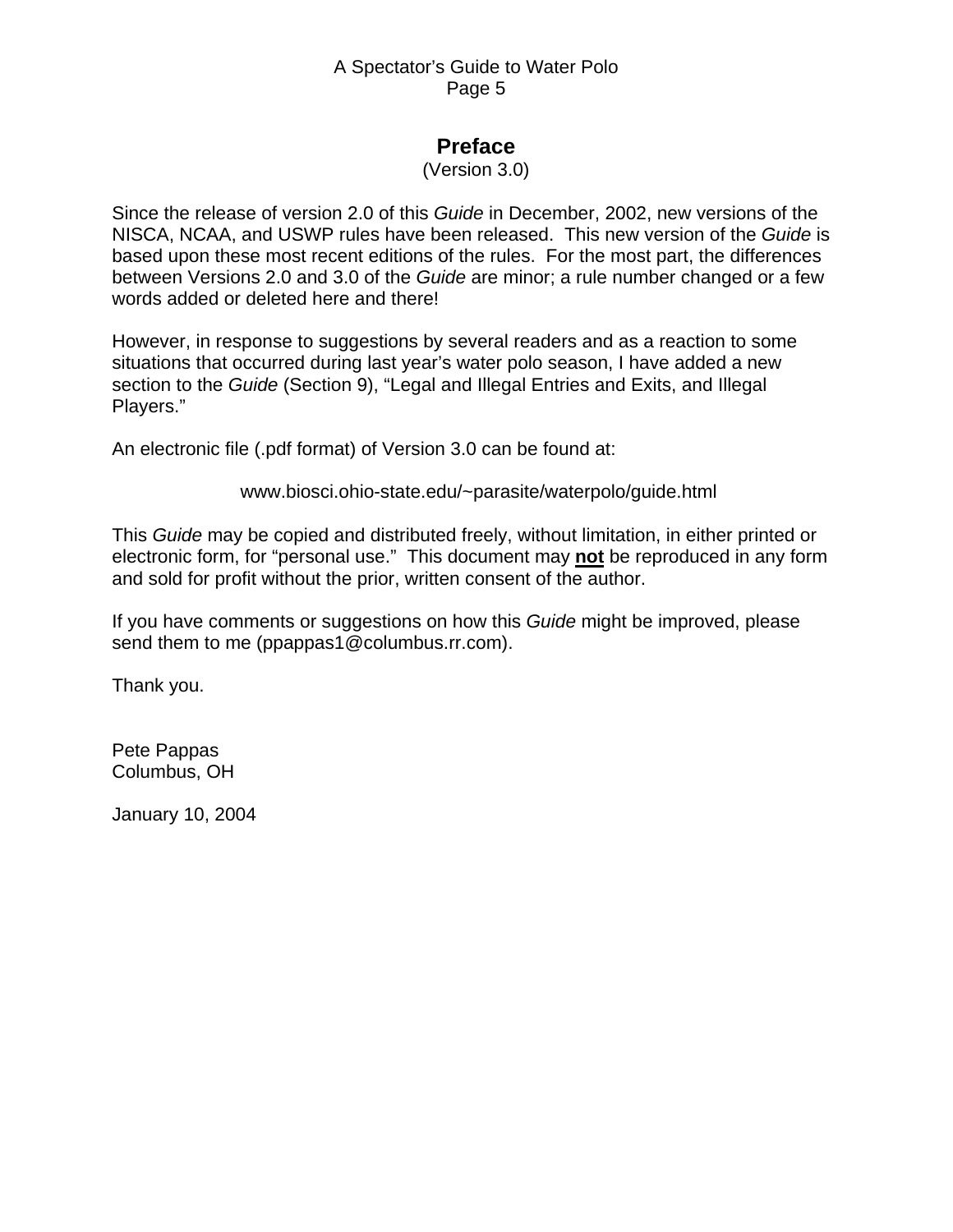# Preface

(Version 3.0)

Since the release of version 2.0 of this *Guide* in December, 2002, new versions of the NISCA, NCAA, and USWP rules have been released. This new version of the *Guide* is based upon these most recent editions of the rules. For the most part, the differences between Versions 2.0 and 3.0 of the *Guide* are minor; a rule number changed or a few words added or deleted here and there!

However, in response to suggestions by several readers and as a reaction to some situations that occurred during last year's water polo season, I have added a new section to the *Guide* (Section 9), "Legal and Illegal Entries and Exits, and Illegal Players."

An electronic file (.pdf format) of Version 3.0 can be found at:

www.biosci.ohio-state.edu/~parasite/waterpolo/guide.html

This *Guide* may be copied and distributed freely, without limitation, in either printed or electronic form, for "personal use." This document may **<u>not</u>** be reproduced in any form and sold for profit without the prior, written consent of the author.

If you have comments or suggestions on how this *Guide* might be improved, please send them to me (ppappas1@columbus.rr.com).

Thank you.

Pete Pappas
Columbus, OH

January 10, 2004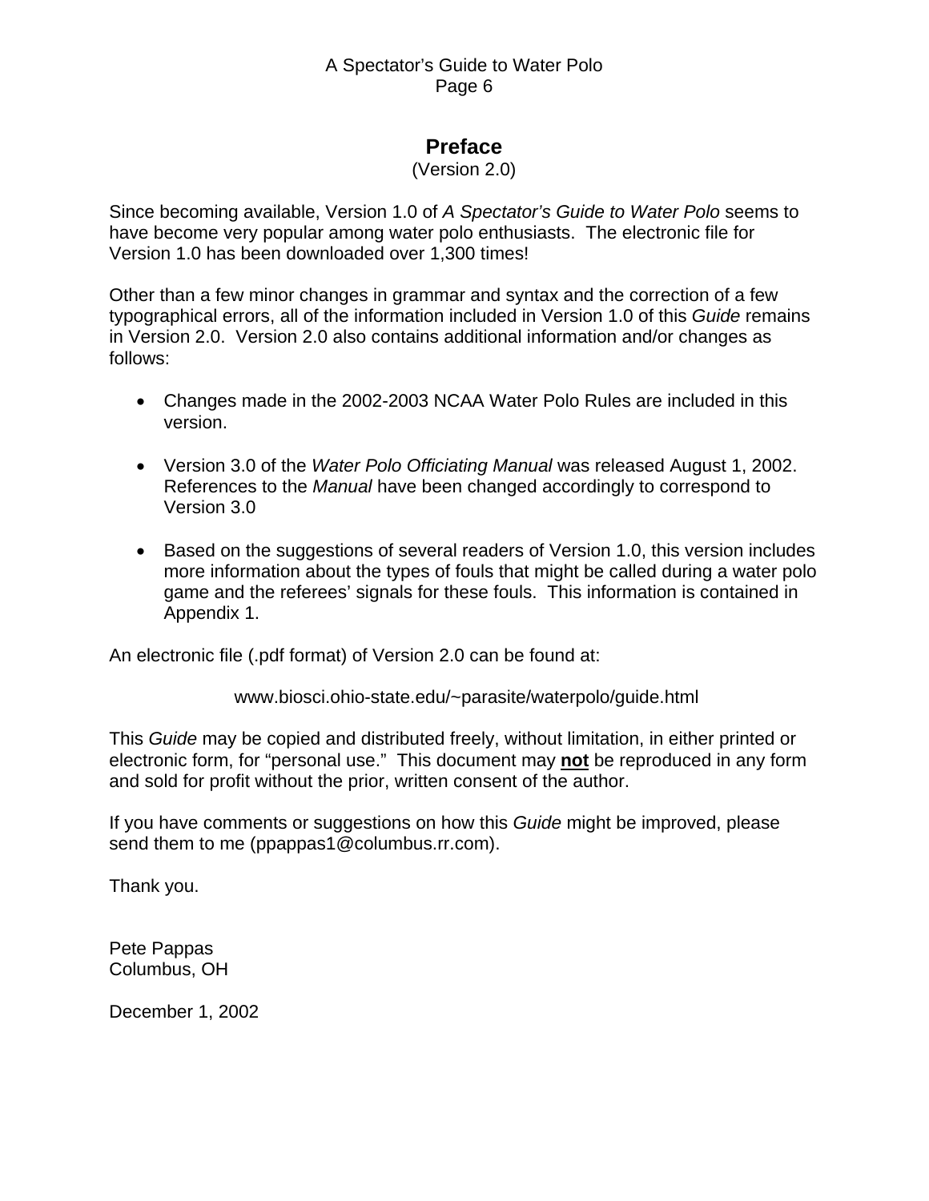# Preface

(Version 2.0)

Since becoming available, Version 1.0 of *A Spectator's Guide to Water Polo* seems to have become very popular among water polo enthusiasts. The electronic file for Version 1.0 has been downloaded over 1,300 times!

Other than a few minor changes in grammar and syntax and the correction of a few typographical errors, all of the information included in Version 1.0 of this *Guide* remains in Version 2.0. Version 2.0 also contains additional information and/or changes as follows:

- Changes made in the 2002-2003 NCAA Water Polo Rules are included in this version.
- Version 3.0 of the *Water Polo Officiating Manual* was released August 1, 2002. References to the *Manual* have been changed accordingly to correspond to Version 3.0
- Based on the suggestions of several readers of Version 1.0, this version includes more information about the types of fouls that might be called during a water polo game and the referees' signals for these fouls. This information is contained in Appendix 1.

An electronic file (.pdf format) of Version 2.0 can be found at:

www.biosci.ohio-state.edu/~parasite/waterpolo/guide.html

This *Guide* may be copied and distributed freely, without limitation, in either printed or electronic form, for "personal use." This document may **not** be reproduced in any form and sold for profit without the prior, written consent of the author.

If you have comments or suggestions on how this *Guide* might be improved, please send them to me (ppappas1@columbus.rr.com).

Thank you.

Pete Pappas
Columbus, OH

December 1, 2002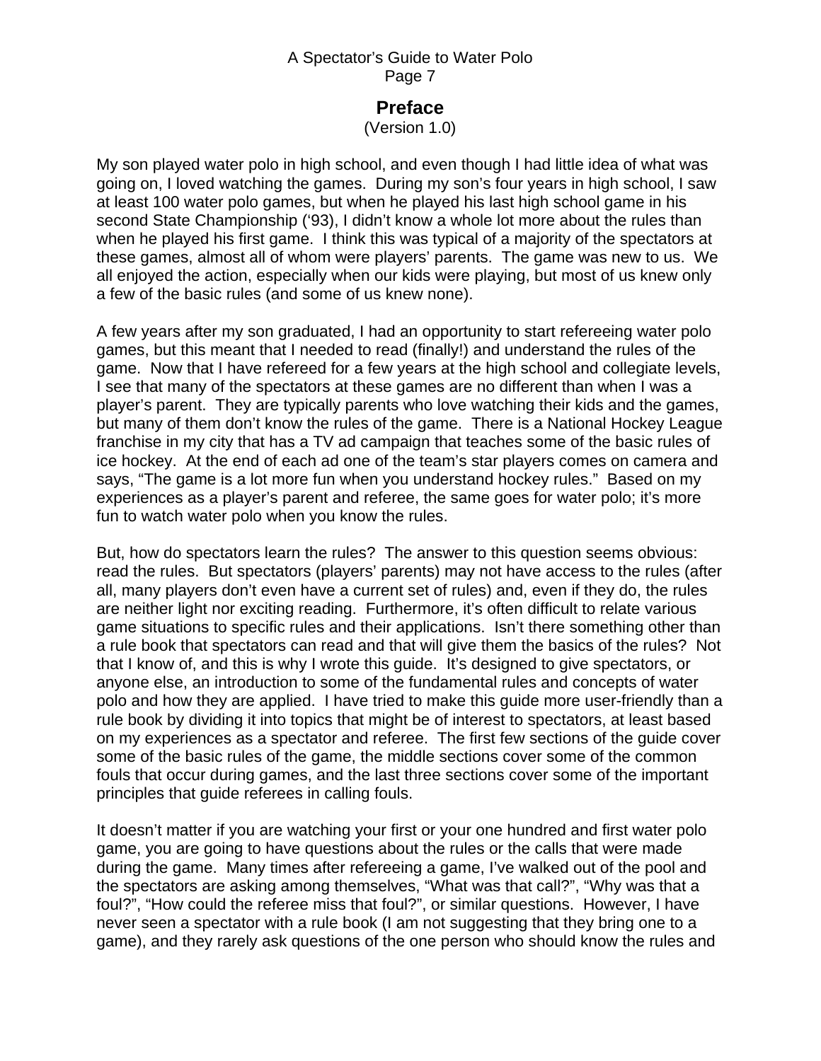## Preface

(Version 1.0)

My son played water polo in high school, and even though I had little idea of what was going on, I loved watching the games. During my son's four years in high school, I saw at least 100 water polo games, but when he played his last high school game in his second State Championship ('93), I didn't know a whole lot more about the rules than when he played his first game. I think this was typical of a majority of the spectators at these games, almost all of whom were players' parents. The game was new to us. We all enjoyed the action, especially when our kids were playing, but most of us knew only a few of the basic rules (and some of us knew none).

A few years after my son graduated, I had an opportunity to start refereeing water polo games, but this meant that I needed to read (finally!) and understand the rules of the game. Now that I have refereed for a few years at the high school and collegiate levels, I see that many of the spectators at these games are no different than when I was a player's parent. They are typically parents who love watching their kids and the games, but many of them don't know the rules of the game. There is a National Hockey League franchise in my city that has a TV ad campaign that teaches some of the basic rules of ice hockey. At the end of each ad one of the team's star players comes on camera and says, "The game is a lot more fun when you understand hockey rules." Based on my experiences as a player's parent and referee, the same goes for water polo; it's more fun to watch water polo when you know the rules.

But, how do spectators learn the rules? The answer to this question seems obvious: read the rules. But spectators (players' parents) may not have access to the rules (after all, many players don't even have a current set of rules) and, even if they do, the rules are neither light nor exciting reading. Furthermore, it's often difficult to relate various game situations to specific rules and their applications. Isn't there something other than a rule book that spectators can read and that will give them the basics of the rules? Not that I know of, and this is why I wrote this guide. It's designed to give spectators, or anyone else, an introduction to some of the fundamental rules and concepts of water polo and how they are applied. I have tried to make this guide more user-friendly than a rule book by dividing it into topics that might be of interest to spectators, at least based on my experiences as a spectator and referee. The first few sections of the guide cover some of the basic rules of the game, the middle sections cover some of the common fouls that occur during games, and the last three sections cover some of the important principles that guide referees in calling fouls.

It doesn't matter if you are watching your first or your one hundred and first water polo game, you are going to have questions about the rules or the calls that were made during the game. Many times after refereeing a game, I've walked out of the pool and the spectators are asking among themselves, "What was that call?", "Why was that a foul?", "How could the referee miss that foul?", or similar questions. However, I have never seen a spectator with a rule book (I am not suggesting that they bring one to a game), and they rarely ask questions of the one person who should know the rules and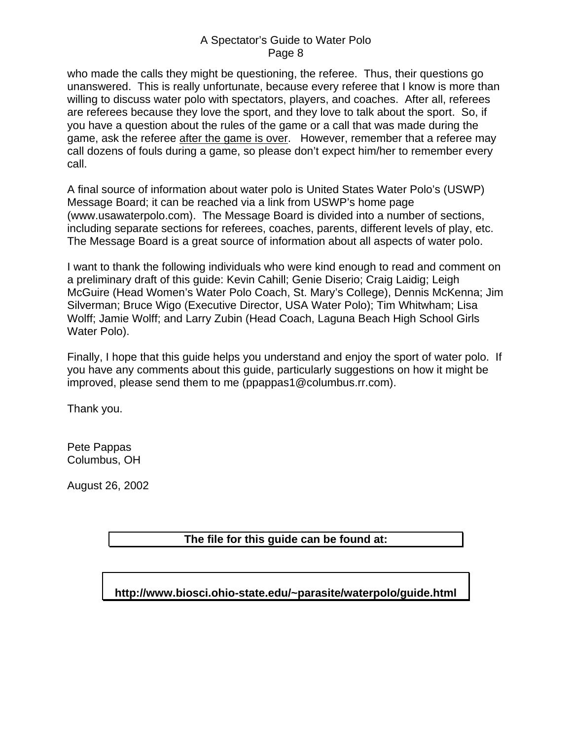who made the calls they might be questioning, the referee. Thus, their questions go unanswered. This is really unfortunate, because every referee that I know is more than willing to discuss water polo with spectators, players, and coaches. After all, referees are referees because they love the sport, and they love to talk about the sport. So, if you have a question about the rules of the game or a call that was made during the game, ask the referee <u>after the game is over</u>. However, remember that a referee may call dozens of fouls during a game, so please don't expect him/her to remember every call.

A final source of information about water polo is United States Water Polo's (USWP) Message Board; it can be reached via a link from USWP's home page (www.usawaterpolo.com). The Message Board is divided into a number of sections, including separate sections for referees, coaches, parents, different levels of play, etc. The Message Board is a great source of information about all aspects of water polo.

I want to thank the following individuals who were kind enough to read and comment on a preliminary draft of this guide: Kevin Cahill; Genie Diserio; Craig Laidig; Leigh McGuire (Head Women's Water Polo Coach, St. Mary's College), Dennis McKenna; Jim Silverman; Bruce Wigo (Executive Director, USA Water Polo); Tim Whitwham; Lisa Wolff; Jamie Wolff; and Larry Zubin (Head Coach, Laguna Beach High School Girls Water Polo).

Finally, I hope that this guide helps you understand and enjoy the sport of water polo. If you have any comments about this guide, particularly suggestions on how it might be improved, please send them to me (ppappas1@columbus.rr.com).

Thank you.

Pete Pappas
Columbus, OH

August 26, 2002

**The file for this guide can be found at:**

**http://www.biosci.ohio-state.edu/~parasite/waterpolo/guide.html**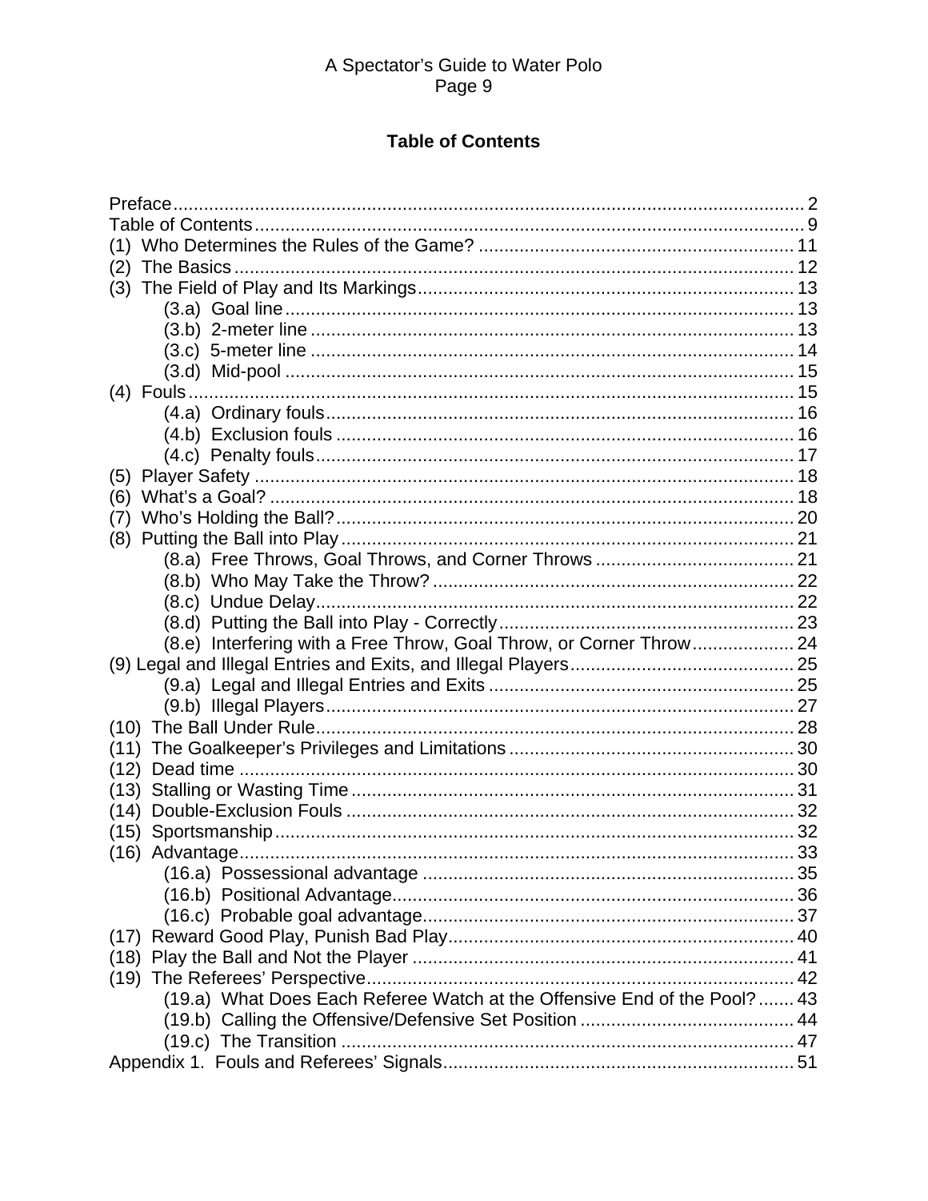## Table of Contents

Preface ........................................................ 2
Table of Contents ........................................................ 9
(1) Who Determines the Rules of the Game? ........................................................ 11
(2) The Basics ........................................................ 12
(3) The Field of Play and Its Markings ........................................................ 13
  (3.a) Goal line ........................................................ 13
  (3.b) 2-meter line ........................................................ 13
  (3.c) 5-meter line ........................................................ 14
  (3.d) Mid-pool ........................................................ 15
(4) Fouls ........................................................ 15
  (4.a) Ordinary fouls ........................................................ 16
  (4.b) Exclusion fouls ........................................................ 16
  (4.c) Penalty fouls ........................................................ 17
(5) Player Safety ........................................................ 18
(6) What's a Goal? ........................................................ 18
(7) Who's Holding the Ball? ........................................................ 20
(8) Putting the Ball into Play ........................................................ 21
  (8.a) Free Throws, Goal Throws, and Corner Throws ........................................................ 21
  (8.b) Who May Take the Throw? ........................................................ 22
  (8.c) Undue Delay ........................................................ 22
  (8.d) Putting the Ball into Play - Correctly ........................................................ 23
  (8.e) Interfering with a Free Throw, Goal Throw, or Corner Throw ........................................................ 24
(9) Legal and Illegal Entries and Exits, and Illegal Players ........................................................ 25
  (9.a) Legal and Illegal Entries and Exits ........................................................ 25
  (9.b) Illegal Players ........................................................ 27
(10) The Ball Under Rule ........................................................ 28
(11) The Goalkeeper's Privileges and Limitations ........................................................ 30
(12) Dead time ........................................................ 30
(13) Stalling or Wasting Time ........................................................ 31
(14) Double-Exclusion Fouls ........................................................ 32
(15) Sportsmanship ........................................................ 32
(16) Advantage ........................................................ 33
  (16.a) Possessional advantage ........................................................ 35
  (16.b) Positional Advantage ........................................................ 36
  (16.c) Probable goal advantage ........................................................ 37
(17) Reward Good Play, Punish Bad Play ........................................................ 40
(18) Play the Ball and Not the Player ........................................................ 41
(19) The Referees' Perspective ........................................................ 42
  (19.a) What Does Each Referee Watch at the Offensive End of the Pool? ........................................................ 43
  (19.b) Calling the Offensive/Defensive Set Position ........................................................ 44
  (19.c) The Transition ........................................................ 47
Appendix 1. Fouls and Referees' Signals ........................................................ 51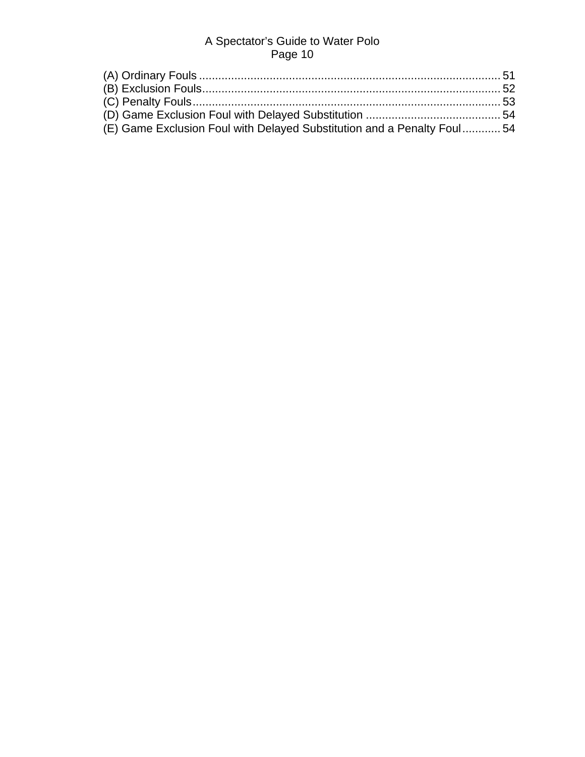(A) Ordinary Fouls ............................................................................................ 51
(B) Exclusion Fouls............................................................................................ 52
(C) Penalty Fouls............................................................................................... 53
(D) Game Exclusion Foul with Delayed Substitution .......................................... 54
(E) Game Exclusion Foul with Delayed Substitution and a Penalty Foul ............ 54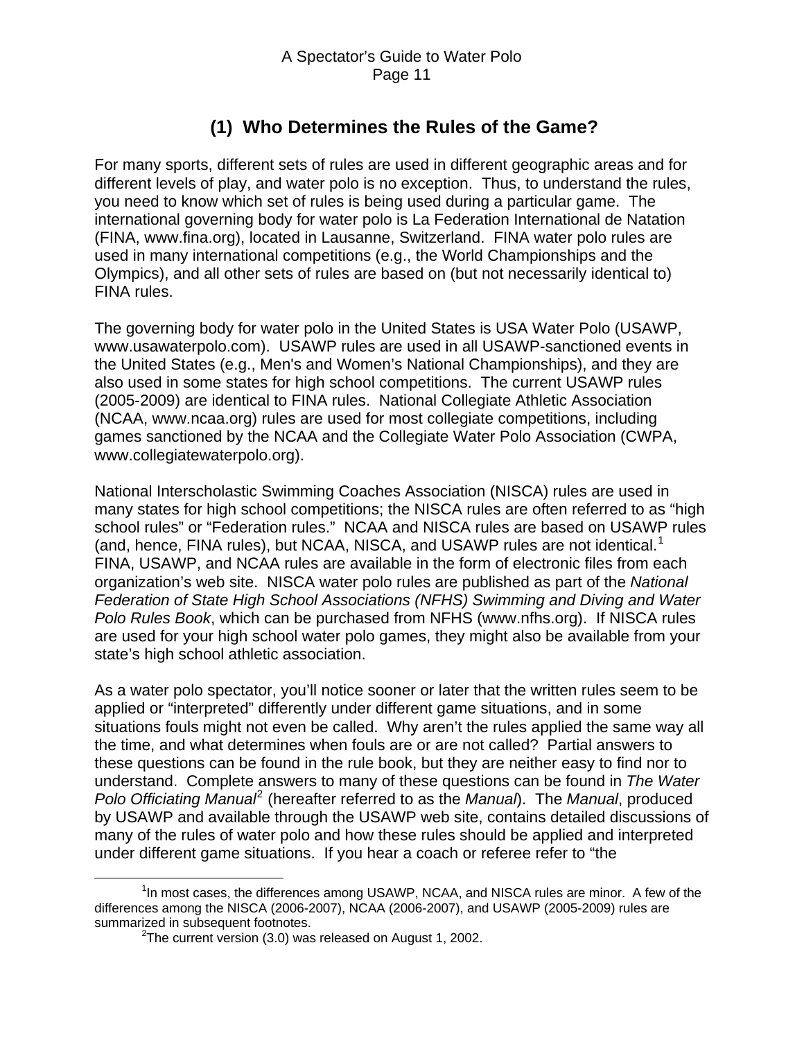## (1) Who Determines the Rules of the Game?

For many sports, different sets of rules are used in different geographic areas and for different levels of play, and water polo is no exception. Thus, to understand the rules, you need to know which set of rules is being used during a particular game. The international governing body for water polo is La Federation International de Natation (FINA, www.fina.org), located in Lausanne, Switzerland. FINA water polo rules are used in many international competitions (e.g., the World Championships and the Olympics), and all other sets of rules are based on (but not necessarily identical to) FINA rules.

The governing body for water polo in the United States is USA Water Polo (USAWP, www.usawaterpolo.com). USAWP rules are used in all USAWP-sanctioned events in the United States (e.g., Men's and Women's National Championships), and they are also used in some states for high school competitions. The current USAWP rules (2005-2009) are identical to FINA rules. National Collegiate Athletic Association (NCAA, www.ncaa.org) rules are used for most collegiate competitions, including games sanctioned by the NCAA and the Collegiate Water Polo Association (CWPA, www.collegiatewaterpolo.org).

National Interscholastic Swimming Coaches Association (NISCA) rules are used in many states for high school competitions; the NISCA rules are often referred to as "high school rules" or "Federation rules." NCAA and NISCA rules are based on USAWP rules (and, hence, FINA rules), but NCAA, NISCA, and USAWP rules are not identical.[1] FINA, USAWP, and NCAA rules are available in the form of electronic files from each organization's web site. NISCA water polo rules are published as part of the *National Federation of State High School Associations (NFHS) Swimming and Diving and Water Polo Rules Book*, which can be purchased from NFHS (www.nfhs.org). If NISCA rules are used for your high school water polo games, they might also be available from your state's high school athletic association.

As a water polo spectator, you'll notice sooner or later that the written rules seem to be applied or "interpreted" differently under different game situations, and in some situations fouls might not even be called. Why aren't the rules applied the same way all the time, and what determines when fouls are or are not called? Partial answers to these questions can be found in the rule book, but they are neither easy to find nor to understand. Complete answers to many of these questions can be found in *The Water Polo Officiating Manual*[2] (hereafter referred to as the *Manual*). The *Manual*, produced by USAWP and available through the USAWP web site, contains detailed discussions of many of the rules of water polo and how these rules should be applied and interpreted under different game situations. If you hear a coach or referee refer to "the

---

[1] In most cases, the differences among USAWP, NCAA, and NISCA rules are minor. A few of the differences among the NISCA (2006-2007), NCAA (2006-2007), and USAWP (2005-2009) rules are summarized in subsequent footnotes.

[2] The current version (3.0) was released on August 1, 2002.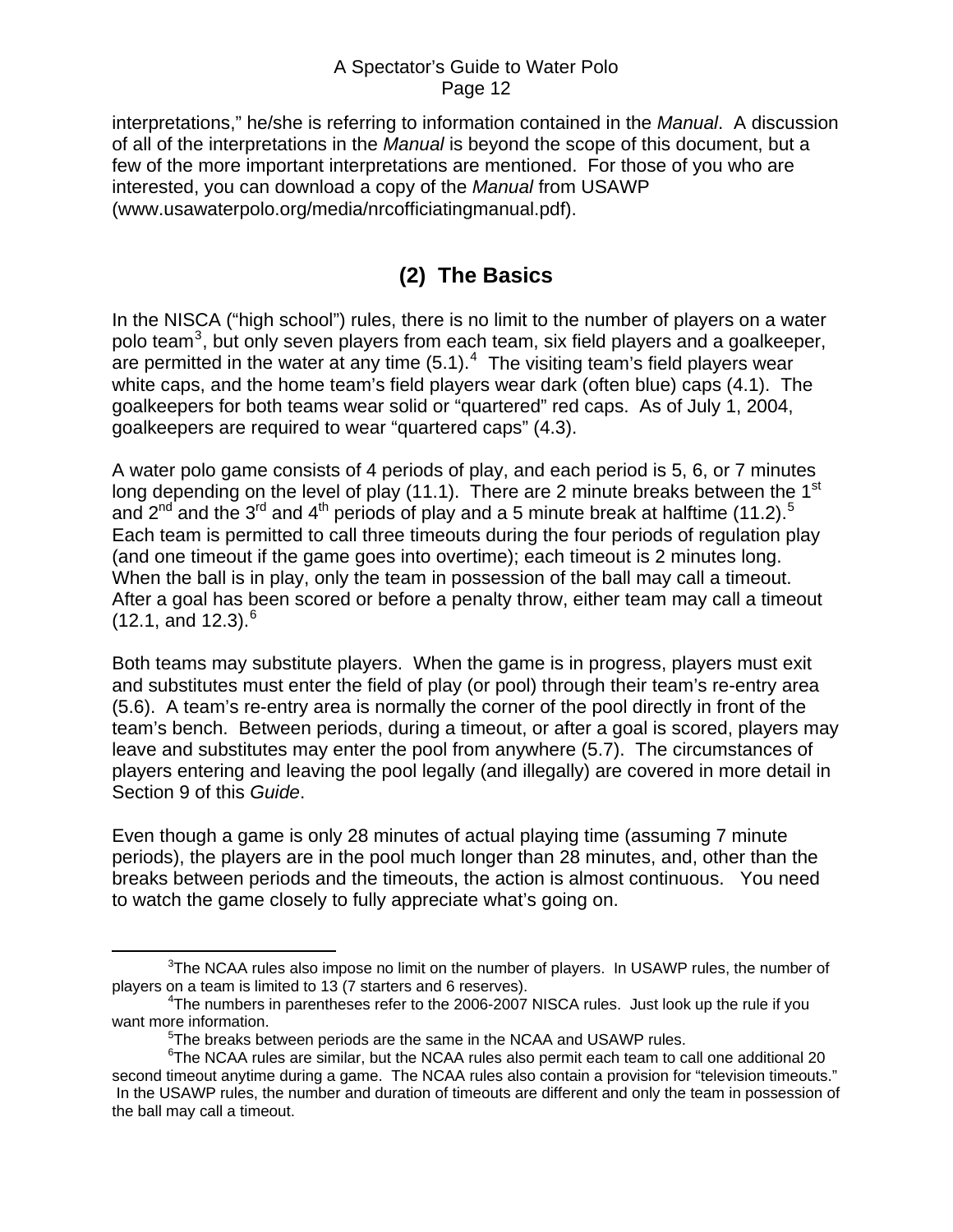interpretations," he/she is referring to information contained in the *Manual*. A discussion of all of the interpretations in the *Manual* is beyond the scope of this document, but a few of the more important interpretations are mentioned. For those of you who are interested, you can download a copy of the *Manual* from USAWP (www.usawaterpolo.org/media/nrcofficiatingmanual.pdf).

## (2) The Basics

In the NISCA ("high school") rules, there is no limit to the number of players on a water polo team[3], but only seven players from each team, six field players and a goalkeeper, are permitted in the water at any time (5.1).[4] The visiting team's field players wear white caps, and the home team's field players wear dark (often blue) caps (4.1). The goalkeepers for both teams wear solid or "quartered" red caps. As of July 1, 2004, goalkeepers are required to wear "quartered caps" (4.3).

A water polo game consists of 4 periods of play, and each period is 5, 6, or 7 minutes long depending on the level of play (11.1). There are 2 minute breaks between the 1st and 2nd and the 3rd and 4th periods of play and a 5 minute break at halftime (11.2).[5] Each team is permitted to call three timeouts during the four periods of regulation play (and one timeout if the game goes into overtime); each timeout is 2 minutes long. When the ball is in play, only the team in possession of the ball may call a timeout. After a goal has been scored or before a penalty throw, either team may call a timeout (12.1, and 12.3).[6]

Both teams may substitute players. When the game is in progress, players must exit and substitutes must enter the field of play (or pool) through their team's re-entry area (5.6). A team's re-entry area is normally the corner of the pool directly in front of the team's bench. Between periods, during a timeout, or after a goal is scored, players may leave and substitutes may enter the pool from anywhere (5.7). The circumstances of players entering and leaving the pool legally (and illegally) are covered in more detail in Section 9 of this *Guide*.

Even though a game is only 28 minutes of actual playing time (assuming 7 minute periods), the players are in the pool much longer than 28 minutes, and, other than the breaks between periods and the timeouts, the action is almost continuous. You need to watch the game closely to fully appreciate what's going on.

---

[3] The NCAA rules also impose no limit on the number of players. In USAWP rules, the number of players on a team is limited to 13 (7 starters and 6 reserves).

[4] The numbers in parentheses refer to the 2006-2007 NISCA rules. Just look up the rule if you want more information.

[5] The breaks between periods are the same in the NCAA and USAWP rules.

[6] The NCAA rules are similar, but the NCAA rules also permit each team to call one additional 20 second timeout anytime during a game. The NCAA rules also contain a provision for "television timeouts." In the USAWP rules, the number and duration of timeouts are different and only the team in possession of the ball may call a timeout.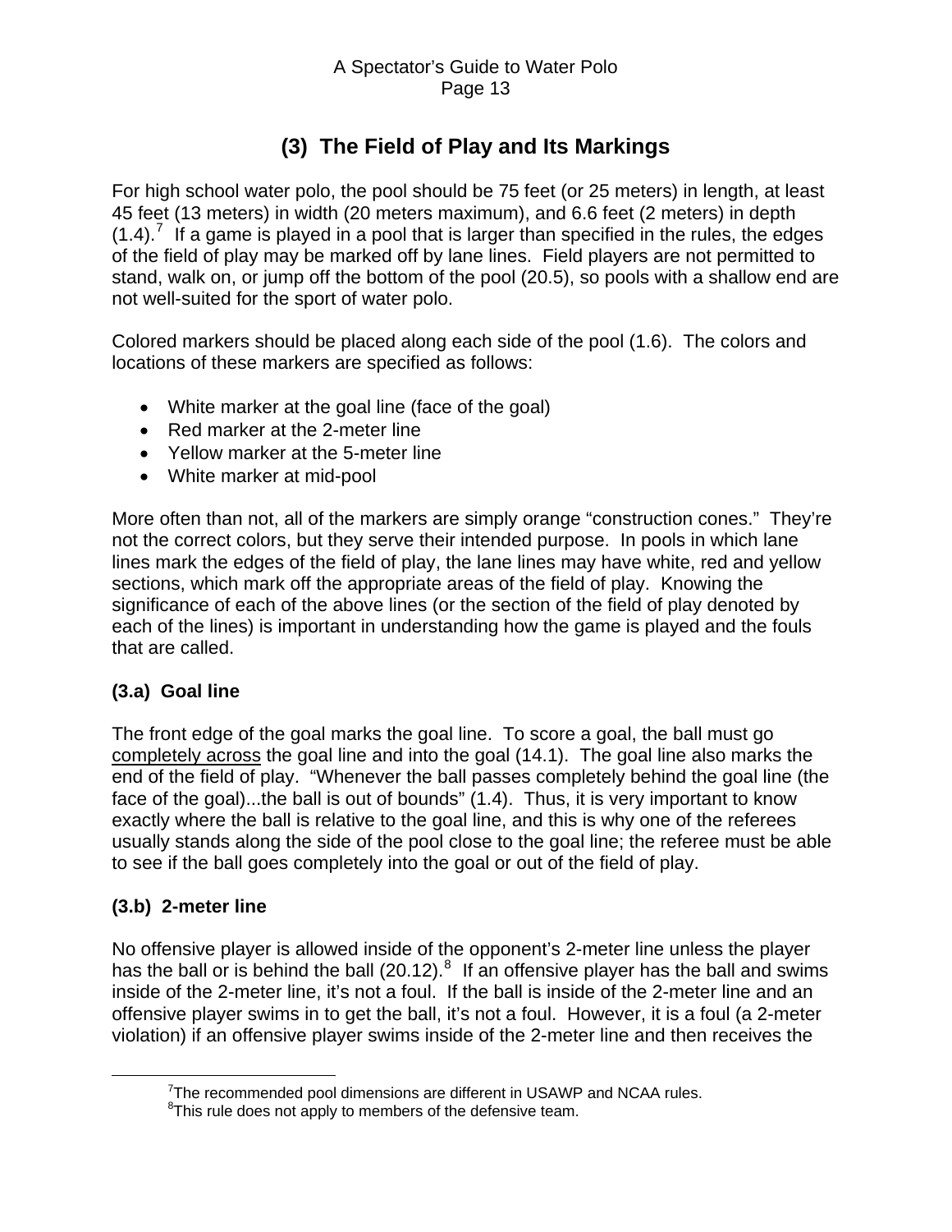## (3) The Field of Play and Its Markings

For high school water polo, the pool should be 75 feet (or 25 meters) in length, at least 45 feet (13 meters) in width (20 meters maximum), and 6.6 feet (2 meters) in depth (1.4).[7] If a game is played in a pool that is larger than specified in the rules, the edges of the field of play may be marked off by lane lines. Field players are not permitted to stand, walk on, or jump off the bottom of the pool (20.5), so pools with a shallow end are not well-suited for the sport of water polo.

Colored markers should be placed along each side of the pool (1.6). The colors and locations of these markers are specified as follows:

- White marker at the goal line (face of the goal)
- Red marker at the 2-meter line
- Yellow marker at the 5-meter line
- White marker at mid-pool

More often than not, all of the markers are simply orange "construction cones." They're not the correct colors, but they serve their intended purpose. In pools in which lane lines mark the edges of the field of play, the lane lines may have white, red and yellow sections, which mark off the appropriate areas of the field of play. Knowing the significance of each of the above lines (or the section of the field of play denoted by each of the lines) is important in understanding how the game is played and the fouls that are called.

### (3.a) Goal line

The front edge of the goal marks the goal line. To score a goal, the ball must go completely across the goal line and into the goal (14.1). The goal line also marks the end of the field of play. "Whenever the ball passes completely behind the goal line (the face of the goal)...the ball is out of bounds" (1.4). Thus, it is very important to know exactly where the ball is relative to the goal line, and this is why one of the referees usually stands along the side of the pool close to the goal line; the referee must be able to see if the ball goes completely into the goal or out of the field of play.

### (3.b) 2-meter line

No offensive player is allowed inside of the opponent's 2-meter line unless the player has the ball or is behind the ball (20.12).[8] If an offensive player has the ball and swims inside of the 2-meter line, it's not a foul. If the ball is inside of the 2-meter line and an offensive player swims in to get the ball, it's not a foul. However, it is a foul (a 2-meter violation) if an offensive player swims inside of the 2-meter line and then receives the

---

[7] The recommended pool dimensions are different in USAWP and NCAA rules.

[8] This rule does not apply to members of the defensive team.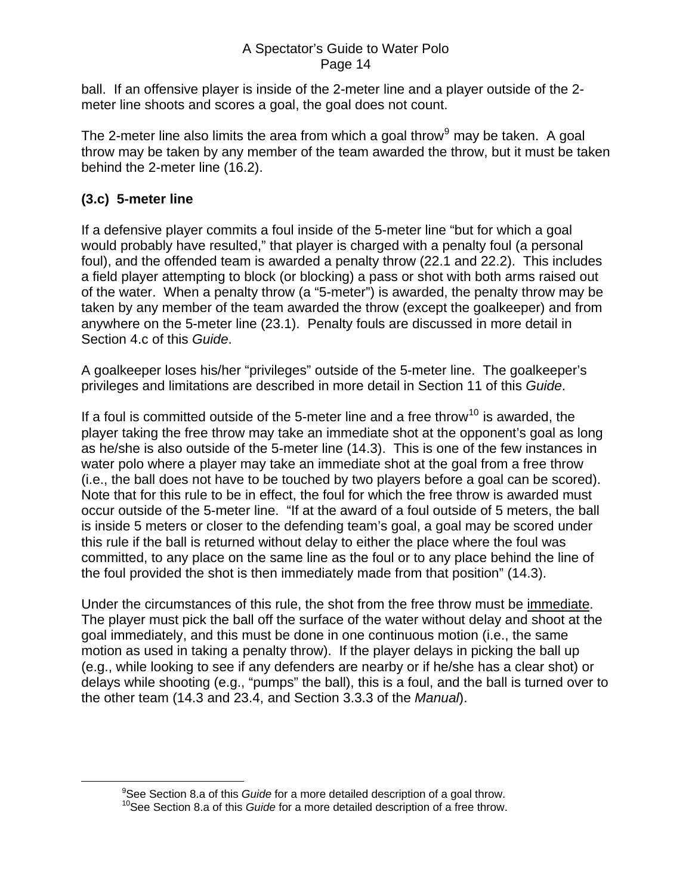ball. If an offensive player is inside of the 2-meter line and a player outside of the 2-meter line shoots and scores a goal, the goal does not count.

The 2-meter line also limits the area from which a goal throw[9] may be taken. A goal throw may be taken by any member of the team awarded the throw, but it must be taken behind the 2-meter line (16.2).

### (3.c) 5-meter line

If a defensive player commits a foul inside of the 5-meter line "but for which a goal would probably have resulted," that player is charged with a penalty foul (a personal foul), and the offended team is awarded a penalty throw (22.1 and 22.2). This includes a field player attempting to block (or blocking) a pass or shot with both arms raised out of the water. When a penalty throw (a "5-meter") is awarded, the penalty throw may be taken by any member of the team awarded the throw (except the goalkeeper) and from anywhere on the 5-meter line (23.1). Penalty fouls are discussed in more detail in Section 4.c of this *Guide*.

A goalkeeper loses his/her "privileges" outside of the 5-meter line. The goalkeeper's privileges and limitations are described in more detail in Section 11 of this *Guide*.

If a foul is committed outside of the 5-meter line and a free throw[10] is awarded, the player taking the free throw may take an immediate shot at the opponent's goal as long as he/she is also outside of the 5-meter line (14.3). This is one of the few instances in water polo where a player may take an immediate shot at the goal from a free throw (i.e., the ball does not have to be touched by two players before a goal can be scored). Note that for this rule to be in effect, the foul for which the free throw is awarded must occur outside of the 5-meter line. "If at the award of a foul outside of 5 meters, the ball is inside 5 meters or closer to the defending team's goal, a goal may be scored under this rule if the ball is returned without delay to either the place where the foul was committed, to any place on the same line as the foul or to any place behind the line of the foul provided the shot is then immediately made from that position" (14.3).

Under the circumstances of this rule, the shot from the free throw must be <u>immediate</u>. The player must pick the ball off the surface of the water without delay and shoot at the goal immediately, and this must be done in one continuous motion (i.e., the same motion as used in taking a penalty throw). If the player delays in picking the ball up (e.g., while looking to see if any defenders are nearby or if he/she has a clear shot) or delays while shooting (e.g., "pumps" the ball), this is a foul, and the ball is turned over to the other team (14.3 and 23.4, and Section 3.3.3 of the *Manual*).

---

[9] See Section 8.a of this *Guide* for a more detailed description of a goal throw.

[10] See Section 8.a of this *Guide* for a more detailed description of a free throw.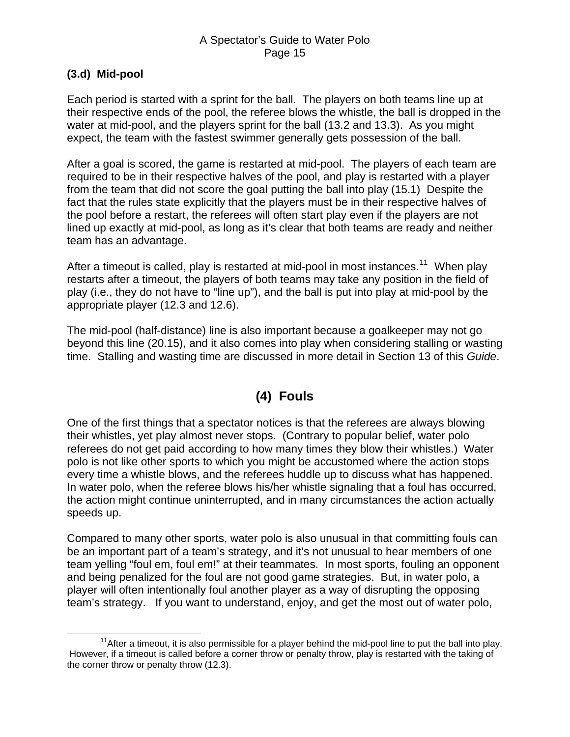### (3.d) Mid-pool

Each period is started with a sprint for the ball. The players on both teams line up at their respective ends of the pool, the referee blows the whistle, the ball is dropped in the water at mid-pool, and the players sprint for the ball (13.2 and 13.3). As you might expect, the team with the fastest swimmer generally gets possession of the ball.

After a goal is scored, the game is restarted at mid-pool. The players of each team are required to be in their respective halves of the pool, and play is restarted with a player from the team that did not score the goal putting the ball into play (15.1) Despite the fact that the rules state explicitly that the players must be in their respective halves of the pool before a restart, the referees will often start play even if the players are not lined up exactly at mid-pool, as long as it's clear that both teams are ready and neither team has an advantage.

After a timeout is called, play is restarted at mid-pool in most instances.[11] When play restarts after a timeout, the players of both teams may take any position in the field of play (i.e., they do not have to "line up"), and the ball is put into play at mid-pool by the appropriate player (12.3 and 12.6).

The mid-pool (half-distance) line is also important because a goalkeeper may not go beyond this line (20.15), and it also comes into play when considering stalling or wasting time. Stalling and wasting time are discussed in more detail in Section 13 of this *Guide*.

## (4) Fouls

One of the first things that a spectator notices is that the referees are always blowing their whistles, yet play almost never stops. (Contrary to popular belief, water polo referees do not get paid according to how many times they blow their whistles.) Water polo is not like other sports to which you might be accustomed where the action stops every time a whistle blows, and the referees huddle up to discuss what has happened. In water polo, when the referee blows his/her whistle signaling that a foul has occurred, the action might continue uninterrupted, and in many circumstances the action actually speeds up.

Compared to many other sports, water polo is also unusual in that committing fouls can be an important part of a team's strategy, and it's not unusual to hear members of one team yelling "foul em, foul em!" at their teammates. In most sports, fouling an opponent and being penalized for the foul are not good game strategies. But, in water polo, a player will often intentionally foul another player as a way of disrupting the opposing team's strategy. If you want to understand, enjoy, and get the most out of water polo,

---

[11] After a timeout, it is also permissible for a player behind the mid-pool line to put the ball into play. However, if a timeout is called before a corner throw or penalty throw, play is restarted with the taking of the corner throw or penalty throw (12.3).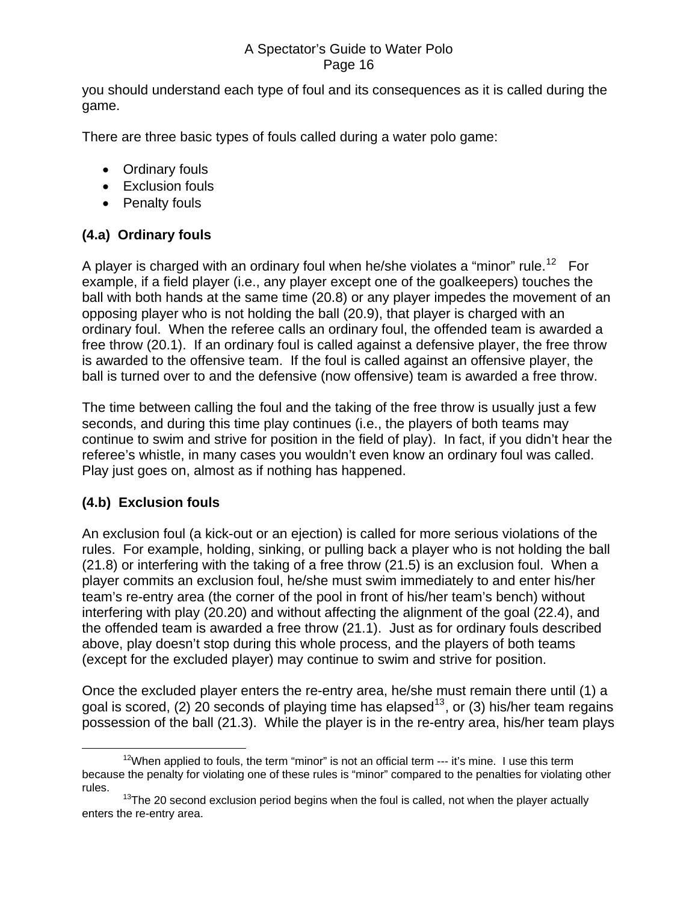you should understand each type of foul and its consequences as it is called during the game.

There are three basic types of fouls called during a water polo game:

- Ordinary fouls
- Exclusion fouls
- Penalty fouls

### (4.a) Ordinary fouls

A player is charged with an ordinary foul when he/she violates a "minor" rule.[12] For example, if a field player (i.e., any player except one of the goalkeepers) touches the ball with both hands at the same time (20.8) or any player impedes the movement of an opposing player who is not holding the ball (20.9), that player is charged with an ordinary foul. When the referee calls an ordinary foul, the offended team is awarded a free throw (20.1). If an ordinary foul is called against a defensive player, the free throw is awarded to the offensive team. If the foul is called against an offensive player, the ball is turned over to and the defensive (now offensive) team is awarded a free throw.

The time between calling the foul and the taking of the free throw is usually just a few seconds, and during this time play continues (i.e., the players of both teams may continue to swim and strive for position in the field of play). In fact, if you didn't hear the referee's whistle, in many cases you wouldn't even know an ordinary foul was called. Play just goes on, almost as if nothing has happened.

### (4.b) Exclusion fouls

An exclusion foul (a kick-out or an ejection) is called for more serious violations of the rules. For example, holding, sinking, or pulling back a player who is not holding the ball (21.8) or interfering with the taking of a free throw (21.5) is an exclusion foul. When a player commits an exclusion foul, he/she must swim immediately to and enter his/her team's re-entry area (the corner of the pool in front of his/her team's bench) without interfering with play (20.20) and without affecting the alignment of the goal (22.4), and the offended team is awarded a free throw (21.1). Just as for ordinary fouls described above, play doesn't stop during this whole process, and the players of both teams (except for the excluded player) may continue to swim and strive for position.

Once the excluded player enters the re-entry area, he/she must remain there until (1) a goal is scored, (2) 20 seconds of playing time has elapsed[13], or (3) his/her team regains possession of the ball (21.3). While the player is in the re-entry area, his/her team plays

---

[12] When applied to fouls, the term "minor" is not an official term --- it's mine. I use this term because the penalty for violating one of these rules is "minor" compared to the penalties for violating other rules.

[13] The 20 second exclusion period begins when the foul is called, not when the player actually enters the re-entry area.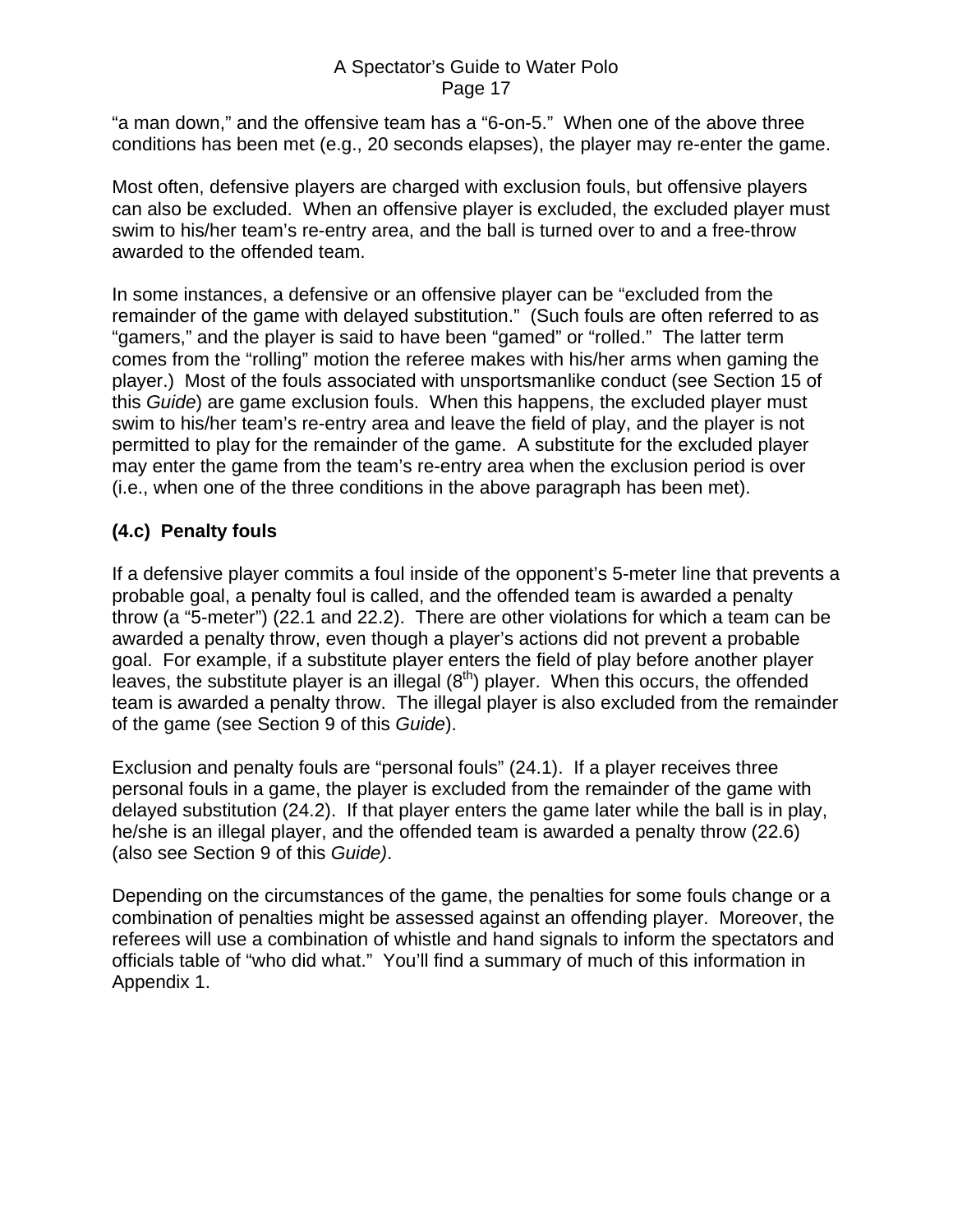"a man down," and the offensive team has a "6-on-5." When one of the above three conditions has been met (e.g., 20 seconds elapses), the player may re-enter the game.

Most often, defensive players are charged with exclusion fouls, but offensive players can also be excluded. When an offensive player is excluded, the excluded player must swim to his/her team's re-entry area, and the ball is turned over to and a free-throw awarded to the offended team.

In some instances, a defensive or an offensive player can be "excluded from the remainder of the game with delayed substitution." (Such fouls are often referred to as "gamers," and the player is said to have been "gamed" or "rolled." The latter term comes from the "rolling" motion the referee makes with his/her arms when gaming the player.) Most of the fouls associated with unsportsmanlike conduct (see Section 15 of this *Guide*) are game exclusion fouls. When this happens, the excluded player must swim to his/her team's re-entry area and leave the field of play, and the player is not permitted to play for the remainder of the game. A substitute for the excluded player may enter the game from the team's re-entry area when the exclusion period is over (i.e., when one of the three conditions in the above paragraph has been met).

### (4.c) Penalty fouls

If a defensive player commits a foul inside of the opponent's 5-meter line that prevents a probable goal, a penalty foul is called, and the offended team is awarded a penalty throw (a "5-meter") (22.1 and 22.2). There are other violations for which a team can be awarded a penalty throw, even though a player's actions did not prevent a probable goal. For example, if a substitute player enters the field of play before another player leaves, the substitute player is an illegal ($8^{th}$) player. When this occurs, the offended team is awarded a penalty throw. The illegal player is also excluded from the remainder of the game (see Section 9 of this *Guide*).

Exclusion and penalty fouls are "personal fouls" (24.1). If a player receives three personal fouls in a game, the player is excluded from the remainder of the game with delayed substitution (24.2). If that player enters the game later while the ball is in play, he/she is an illegal player, and the offended team is awarded a penalty throw (22.6) (also see Section 9 of this *Guide)*.

Depending on the circumstances of the game, the penalties for some fouls change or a combination of penalties might be assessed against an offending player. Moreover, the referees will use a combination of whistle and hand signals to inform the spectators and officials table of "who did what." You'll find a summary of much of this information in Appendix 1.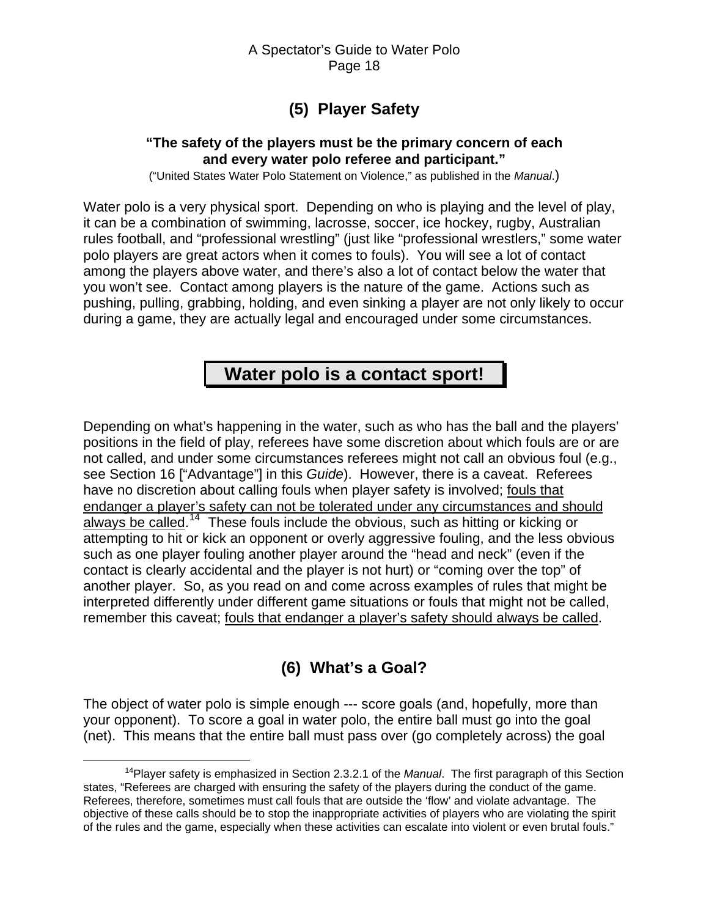## (5) Player Safety

**"The safety of the players must be the primary concern of each and every water polo referee and participant."**

("United States Water Polo Statement on Violence," as published in the *Manual*.)

Water polo is a very physical sport. Depending on who is playing and the level of play, it can be a combination of swimming, lacrosse, soccer, ice hockey, rugby, Australian rules football, and "professional wrestling" (just like "professional wrestlers," some water polo players are great actors when it comes to fouls). You will see a lot of contact among the players above water, and there's also a lot of contact below the water that you won't see. Contact among players is the nature of the game. Actions such as pushing, pulling, grabbing, holding, and even sinking a player are not only likely to occur during a game, they are actually legal and encouraged under some circumstances.

**Water polo is a contact sport!**

Depending on what's happening in the water, such as who has the ball and the players' positions in the field of play, referees have some discretion about which fouls are or are not called, and under some circumstances referees might not call an obvious foul (e.g., see Section 16 ["Advantage"] in this *Guide*). However, there is a caveat. Referees have no discretion about calling fouls when player safety is involved; <u>fouls that endanger a player's safety can not be tolerated under any circumstances and should always be called</u>.[14] These fouls include the obvious, such as hitting or kicking or attempting to hit or kick an opponent or overly aggressive fouling, and the less obvious such as one player fouling another player around the "head and neck" (even if the contact is clearly accidental and the player is not hurt) or "coming over the top" of another player. So, as you read on and come across examples of rules that might be interpreted differently under different game situations or fouls that might not be called, remember this caveat; <u>fouls that endanger a player's safety should always be called</u>.

## (6) What's a Goal?

The object of water polo is simple enough --- score goals (and, hopefully, more than your opponent). To score a goal in water polo, the entire ball must go into the goal (net). This means that the entire ball must pass over (go completely across) the goal

---

[14] Player safety is emphasized in Section 2.3.2.1 of the *Manual*. The first paragraph of this Section states, "Referees are charged with ensuring the safety of the players during the conduct of the game. Referees, therefore, sometimes must call fouls that are outside the 'flow' and violate advantage. The objective of these calls should be to stop the inappropriate activities of players who are violating the spirit of the rules and the game, especially when these activities can escalate into violent or even brutal fouls."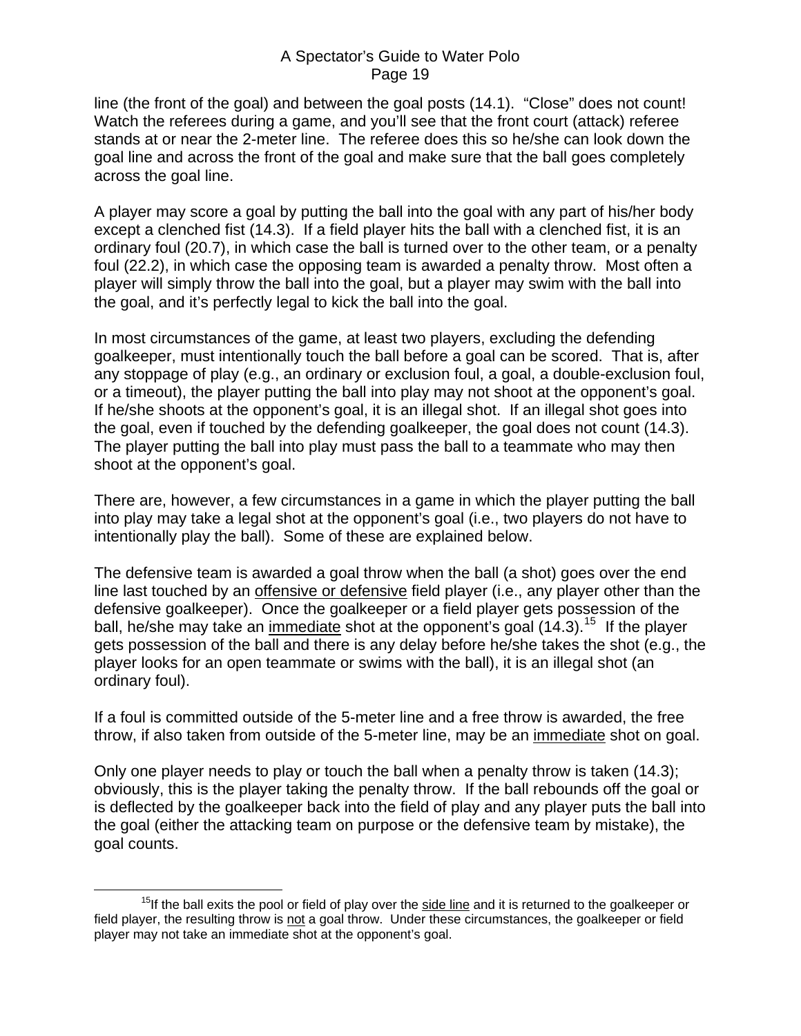line (the front of the goal) and between the goal posts (14.1). "Close" does not count! Watch the referees during a game, and you'll see that the front court (attack) referee stands at or near the 2-meter line. The referee does this so he/she can look down the goal line and across the front of the goal and make sure that the ball goes completely across the goal line.

A player may score a goal by putting the ball into the goal with any part of his/her body except a clenched fist (14.3). If a field player hits the ball with a clenched fist, it is an ordinary foul (20.7), in which case the ball is turned over to the other team, or a penalty foul (22.2), in which case the opposing team is awarded a penalty throw. Most often a player will simply throw the ball into the goal, but a player may swim with the ball into the goal, and it's perfectly legal to kick the ball into the goal.

In most circumstances of the game, at least two players, excluding the defending goalkeeper, must intentionally touch the ball before a goal can be scored. That is, after any stoppage of play (e.g., an ordinary or exclusion foul, a goal, a double-exclusion foul, or a timeout), the player putting the ball into play may not shoot at the opponent's goal. If he/she shoots at the opponent's goal, it is an illegal shot. If an illegal shot goes into the goal, even if touched by the defending goalkeeper, the goal does not count (14.3). The player putting the ball into play must pass the ball to a teammate who may then shoot at the opponent's goal.

There are, however, a few circumstances in a game in which the player putting the ball into play may take a legal shot at the opponent's goal (i.e., two players do not have to intentionally play the ball). Some of these are explained below.

The defensive team is awarded a goal throw when the ball (a shot) goes over the end line last touched by an <u>offensive or defensive</u> field player (i.e., any player other than the defensive goalkeeper). Once the goalkeeper or a field player gets possession of the ball, he/she may take an <u>immediate</u> shot at the opponent's goal (14.3).[15] If the player gets possession of the ball and there is any delay before he/she takes the shot (e.g., the player looks for an open teammate or swims with the ball), it is an illegal shot (an ordinary foul).

If a foul is committed outside of the 5-meter line and a free throw is awarded, the free throw, if also taken from outside of the 5-meter line, may be an <u>immediate</u> shot on goal.

Only one player needs to play or touch the ball when a penalty throw is taken (14.3); obviously, this is the player taking the penalty throw. If the ball rebounds off the goal or is deflected by the goalkeeper back into the field of play and any player puts the ball into the goal (either the attacking team on purpose or the defensive team by mistake), the goal counts.

---

[15] If the ball exits the pool or field of play over the <u>side line</u> and it is returned to the goalkeeper or field player, the resulting throw is <u>not</u> a goal throw. Under these circumstances, the goalkeeper or field player may not take an immediate shot at the opponent's goal.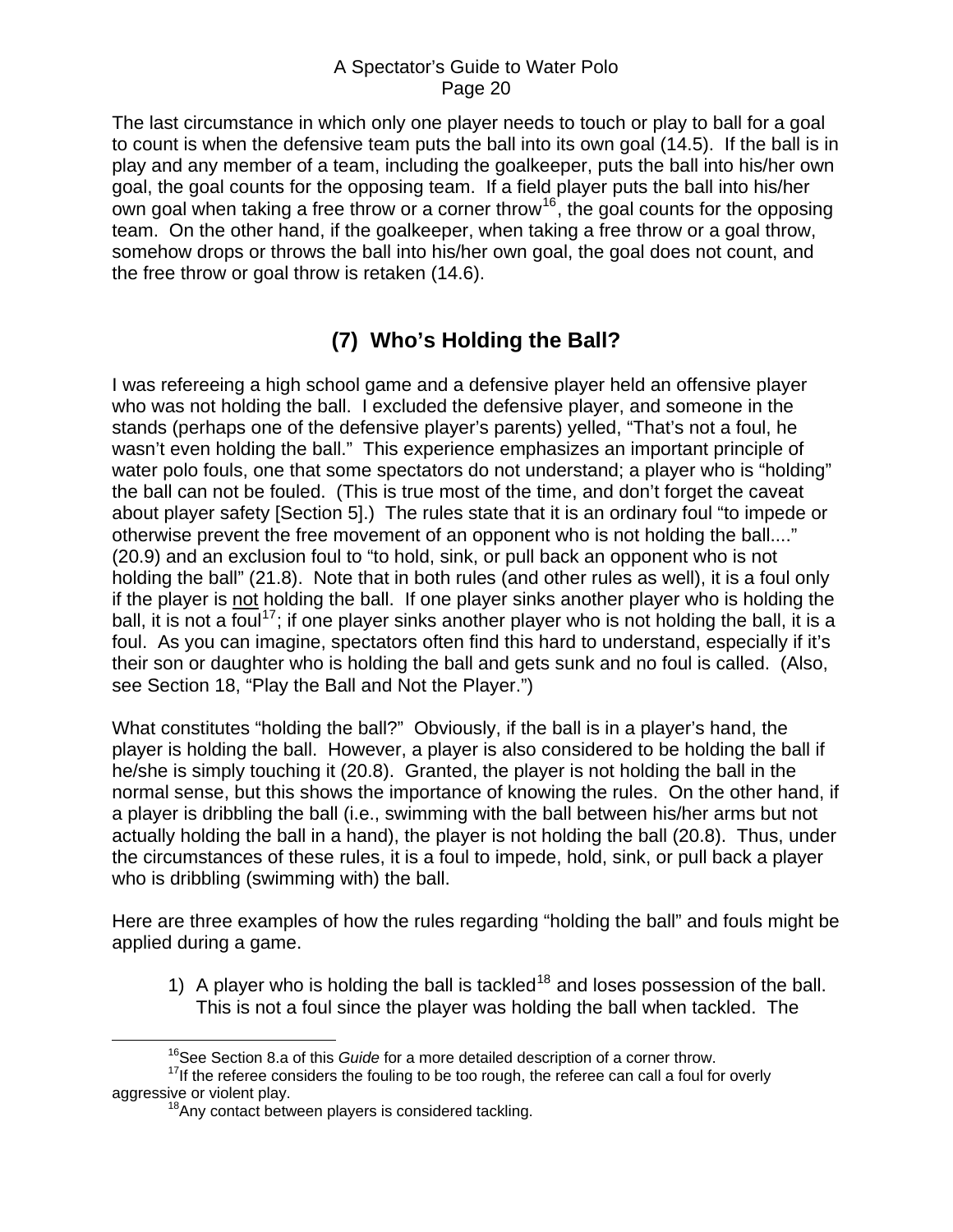The last circumstance in which only one player needs to touch or play to ball for a goal to count is when the defensive team puts the ball into its own goal (14.5). If the ball is in play and any member of a team, including the goalkeeper, puts the ball into his/her own goal, the goal counts for the opposing team. If a field player puts the ball into his/her own goal when taking a free throw or a corner throw[16], the goal counts for the opposing team. On the other hand, if the goalkeeper, when taking a free throw or a goal throw, somehow drops or throws the ball into his/her own goal, the goal does not count, and the free throw or goal throw is retaken (14.6).

## (7) Who's Holding the Ball?

I was refereeing a high school game and a defensive player held an offensive player who was not holding the ball. I excluded the defensive player, and someone in the stands (perhaps one of the defensive player's parents) yelled, "That's not a foul, he wasn't even holding the ball." This experience emphasizes an important principle of water polo fouls, one that some spectators do not understand; a player who is "holding" the ball can not be fouled. (This is true most of the time, and don't forget the caveat about player safety [Section 5].) The rules state that it is an ordinary foul "to impede or otherwise prevent the free movement of an opponent who is not holding the ball...." (20.9) and an exclusion foul to "to hold, sink, or pull back an opponent who is not holding the ball" (21.8). Note that in both rules (and other rules as well), it is a foul only if the player is <u>not</u> holding the ball. If one player sinks another player who is holding the ball, it is not a foul[17]; if one player sinks another player who is not holding the ball, it is a foul. As you can imagine, spectators often find this hard to understand, especially if it's their son or daughter who is holding the ball and gets sunk and no foul is called. (Also, see Section 18, "Play the Ball and Not the Player.")

What constitutes "holding the ball?" Obviously, if the ball is in a player's hand, the player is holding the ball. However, a player is also considered to be holding the ball if he/she is simply touching it (20.8). Granted, the player is not holding the ball in the normal sense, but this shows the importance of knowing the rules. On the other hand, if a player is dribbling the ball (i.e., swimming with the ball between his/her arms but not actually holding the ball in a hand), the player is not holding the ball (20.8). Thus, under the circumstances of these rules, it is a foul to impede, hold, sink, or pull back a player who is dribbling (swimming with) the ball.

Here are three examples of how the rules regarding "holding the ball" and fouls might be applied during a game.

1) A player who is holding the ball is tackled[18] and loses possession of the ball. This is not a foul since the player was holding the ball when tackled. The

---

[16] See Section 8.a of this *Guide* for a more detailed description of a corner throw.

[17] If the referee considers the fouling to be too rough, the referee can call a foul for overly aggressive or violent play.

[18] Any contact between players is considered tackling.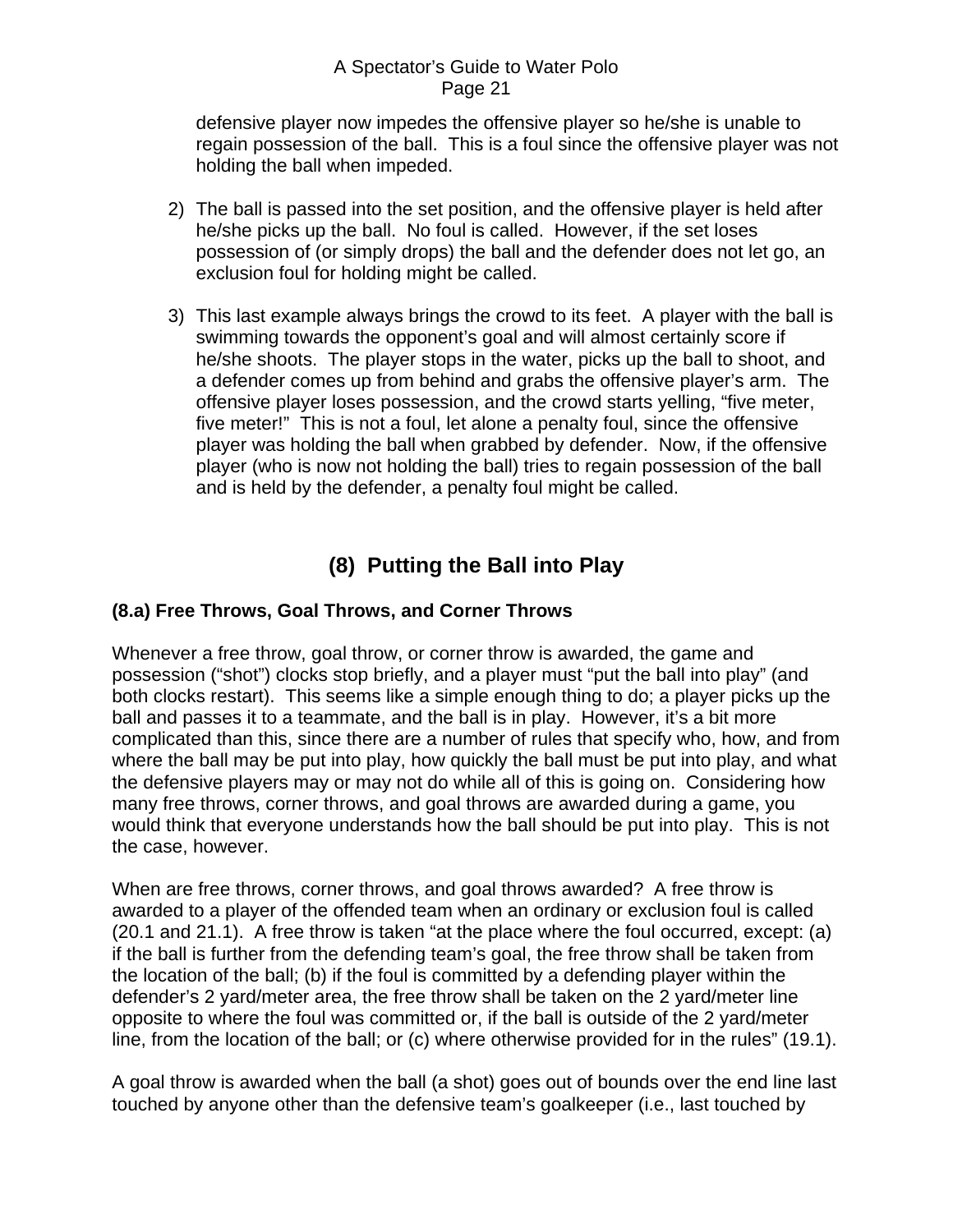defensive player now impedes the offensive player so he/she is unable to regain possession of the ball. This is a foul since the offensive player was not holding the ball when impeded.

2) The ball is passed into the set position, and the offensive player is held after he/she picks up the ball. No foul is called. However, if the set loses possession of (or simply drops) the ball and the defender does not let go, an exclusion foul for holding might be called.

3) This last example always brings the crowd to its feet. A player with the ball is swimming towards the opponent's goal and will almost certainly score if he/she shoots. The player stops in the water, picks up the ball to shoot, and a defender comes up from behind and grabs the offensive player's arm. The offensive player loses possession, and the crowd starts yelling, "five meter, five meter!" This is not a foul, let alone a penalty foul, since the offensive player was holding the ball when grabbed by defender. Now, if the offensive player (who is now not holding the ball) tries to regain possession of the ball and is held by the defender, a penalty foul might be called.

## (8) Putting the Ball into Play

### (8.a) Free Throws, Goal Throws, and Corner Throws

Whenever a free throw, goal throw, or corner throw is awarded, the game and possession ("shot") clocks stop briefly, and a player must "put the ball into play" (and both clocks restart). This seems like a simple enough thing to do; a player picks up the ball and passes it to a teammate, and the ball is in play. However, it's a bit more complicated than this, since there are a number of rules that specify who, how, and from where the ball may be put into play, how quickly the ball must be put into play, and what the defensive players may or may not do while all of this is going on. Considering how many free throws, corner throws, and goal throws are awarded during a game, you would think that everyone understands how the ball should be put into play. This is not the case, however.

When are free throws, corner throws, and goal throws awarded? A free throw is awarded to a player of the offended team when an ordinary or exclusion foul is called (20.1 and 21.1). A free throw is taken "at the place where the foul occurred, except: (a) if the ball is further from the defending team's goal, the free throw shall be taken from the location of the ball; (b) if the foul is committed by a defending player within the defender's 2 yard/meter area, the free throw shall be taken on the 2 yard/meter line opposite to where the foul was committed or, if the ball is outside of the 2 yard/meter line, from the location of the ball; or (c) where otherwise provided for in the rules" (19.1).

A goal throw is awarded when the ball (a shot) goes out of bounds over the end line last touched by anyone other than the defensive team's goalkeeper (i.e., last touched by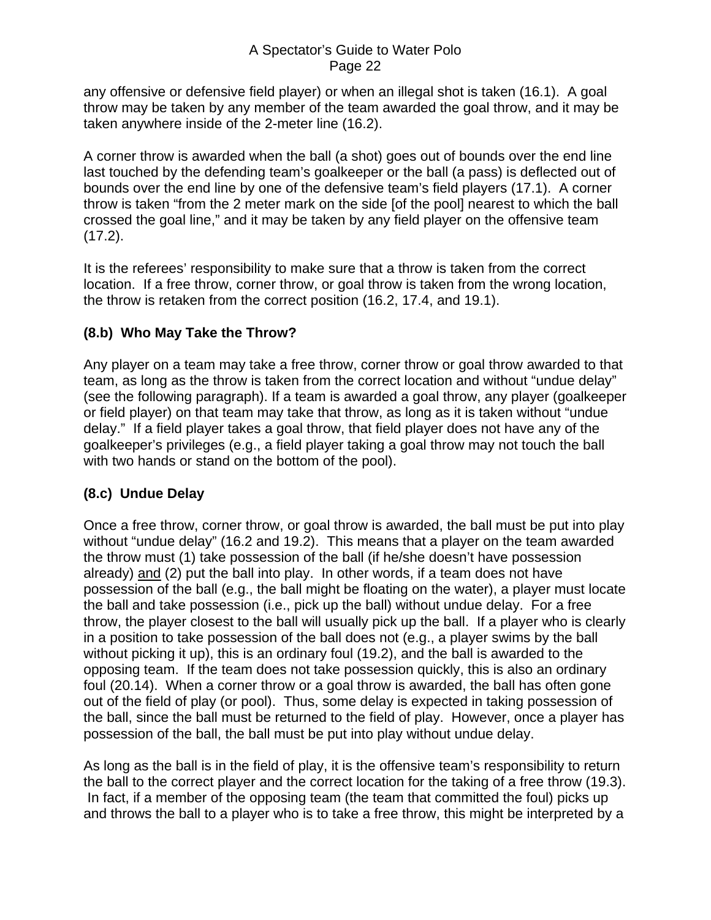any offensive or defensive field player) or when an illegal shot is taken (16.1). A goal throw may be taken by any member of the team awarded the goal throw, and it may be taken anywhere inside of the 2-meter line (16.2).

A corner throw is awarded when the ball (a shot) goes out of bounds over the end line last touched by the defending team's goalkeeper or the ball (a pass) is deflected out of bounds over the end line by one of the defensive team's field players (17.1). A corner throw is taken "from the 2 meter mark on the side [of the pool] nearest to which the ball crossed the goal line," and it may be taken by any field player on the offensive team (17.2).

It is the referees' responsibility to make sure that a throw is taken from the correct location. If a free throw, corner throw, or goal throw is taken from the wrong location, the throw is retaken from the correct position (16.2, 17.4, and 19.1).

### (8.b) Who May Take the Throw?

Any player on a team may take a free throw, corner throw or goal throw awarded to that team, as long as the throw is taken from the correct location and without "undue delay" (see the following paragraph). If a team is awarded a goal throw, any player (goalkeeper or field player) on that team may take that throw, as long as it is taken without "undue delay." If a field player takes a goal throw, that field player does not have any of the goalkeeper's privileges (e.g., a field player taking a goal throw may not touch the ball with two hands or stand on the bottom of the pool).

### (8.c) Undue Delay

Once a free throw, corner throw, or goal throw is awarded, the ball must be put into play without "undue delay" (16.2 and 19.2). This means that a player on the team awarded the throw must (1) take possession of the ball (if he/she doesn't have possession already) <u>and</u> (2) put the ball into play. In other words, if a team does not have possession of the ball (e.g., the ball might be floating on the water), a player must locate the ball and take possession (i.e., pick up the ball) without undue delay. For a free throw, the player closest to the ball will usually pick up the ball. If a player who is clearly in a position to take possession of the ball does not (e.g., a player swims by the ball without picking it up), this is an ordinary foul (19.2), and the ball is awarded to the opposing team. If the team does not take possession quickly, this is also an ordinary foul (20.14). When a corner throw or a goal throw is awarded, the ball has often gone out of the field of play (or pool). Thus, some delay is expected in taking possession of the ball, since the ball must be returned to the field of play. However, once a player has possession of the ball, the ball must be put into play without undue delay.

As long as the ball is in the field of play, it is the offensive team's responsibility to return the ball to the correct player and the correct location for the taking of a free throw (19.3). In fact, if a member of the opposing team (the team that committed the foul) picks up and throws the ball to a player who is to take a free throw, this might be interpreted by a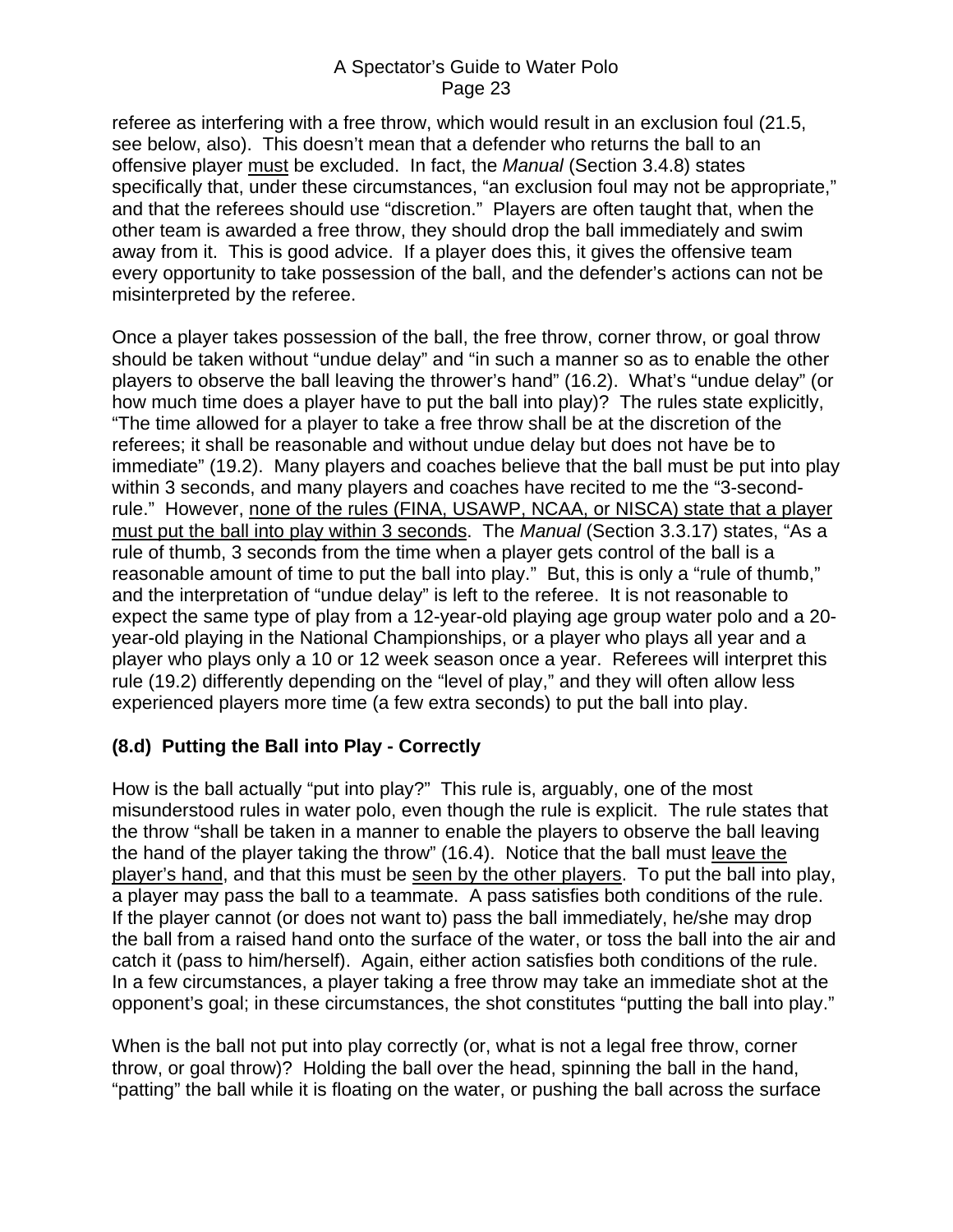referee as interfering with a free throw, which would result in an exclusion foul (21.5, see below, also). This doesn't mean that a defender who returns the ball to an offensive player must be excluded. In fact, the *Manual* (Section 3.4.8) states specifically that, under these circumstances, "an exclusion foul may not be appropriate," and that the referees should use "discretion." Players are often taught that, when the other team is awarded a free throw, they should drop the ball immediately and swim away from it. This is good advice. If a player does this, it gives the offensive team every opportunity to take possession of the ball, and the defender's actions can not be misinterpreted by the referee.

Once a player takes possession of the ball, the free throw, corner throw, or goal throw should be taken without "undue delay" and "in such a manner so as to enable the other players to observe the ball leaving the thrower's hand" (16.2). What's "undue delay" (or how much time does a player have to put the ball into play)? The rules state explicitly, "The time allowed for a player to take a free throw shall be at the discretion of the referees; it shall be reasonable and without undue delay but does not have be to immediate" (19.2). Many players and coaches believe that the ball must be put into play within 3 seconds, and many players and coaches have recited to me the "3-second-rule." However, none of the rules (FINA, USAWP, NCAA, or NISCA) state that a player must put the ball into play within 3 seconds. The *Manual* (Section 3.3.17) states, "As a rule of thumb, 3 seconds from the time when a player gets control of the ball is a reasonable amount of time to put the ball into play." But, this is only a "rule of thumb," and the interpretation of "undue delay" is left to the referee. It is not reasonable to expect the same type of play from a 12-year-old playing age group water polo and a 20-year-old playing in the National Championships, or a player who plays all year and a player who plays only a 10 or 12 week season once a year. Referees will interpret this rule (19.2) differently depending on the "level of play," and they will often allow less experienced players more time (a few extra seconds) to put the ball into play.

### (8.d) Putting the Ball into Play - Correctly

How is the ball actually "put into play?" This rule is, arguably, one of the most misunderstood rules in water polo, even though the rule is explicit. The rule states that the throw "shall be taken in a manner to enable the players to observe the ball leaving the hand of the player taking the throw" (16.4). Notice that the ball must leave the player's hand, and that this must be seen by the other players. To put the ball into play, a player may pass the ball to a teammate. A pass satisfies both conditions of the rule. If the player cannot (or does not want to) pass the ball immediately, he/she may drop the ball from a raised hand onto the surface of the water, or toss the ball into the air and catch it (pass to him/herself). Again, either action satisfies both conditions of the rule. In a few circumstances, a player taking a free throw may take an immediate shot at the opponent's goal; in these circumstances, the shot constitutes "putting the ball into play."

When is the ball not put into play correctly (or, what is not a legal free throw, corner throw, or goal throw)? Holding the ball over the head, spinning the ball in the hand, "patting" the ball while it is floating on the water, or pushing the ball across the surface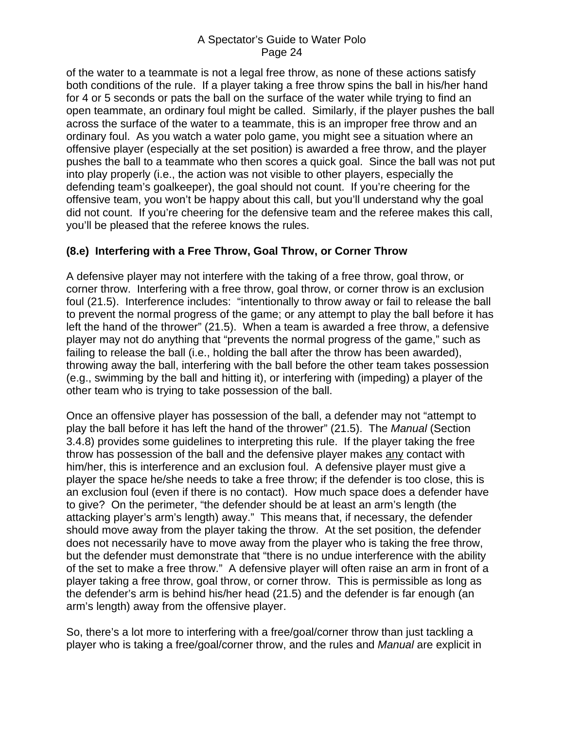of the water to a teammate is not a legal free throw, as none of these actions satisfy both conditions of the rule. If a player taking a free throw spins the ball in his/her hand for 4 or 5 seconds or pats the ball on the surface of the water while trying to find an open teammate, an ordinary foul might be called. Similarly, if the player pushes the ball across the surface of the water to a teammate, this is an improper free throw and an ordinary foul. As you watch a water polo game, you might see a situation where an offensive player (especially at the set position) is awarded a free throw, and the player pushes the ball to a teammate who then scores a quick goal. Since the ball was not put into play properly (i.e., the action was not visible to other players, especially the defending team's goalkeeper), the goal should not count. If you're cheering for the offensive team, you won't be happy about this call, but you'll understand why the goal did not count. If you're cheering for the defensive team and the referee makes this call, you'll be pleased that the referee knows the rules.

### (8.e) Interfering with a Free Throw, Goal Throw, or Corner Throw

A defensive player may not interfere with the taking of a free throw, goal throw, or corner throw. Interfering with a free throw, goal throw, or corner throw is an exclusion foul (21.5). Interference includes: "intentionally to throw away or fail to release the ball to prevent the normal progress of the game; or any attempt to play the ball before it has left the hand of the thrower" (21.5). When a team is awarded a free throw, a defensive player may not do anything that "prevents the normal progress of the game," such as failing to release the ball (i.e., holding the ball after the throw has been awarded), throwing away the ball, interfering with the ball before the other team takes possession (e.g., swimming by the ball and hitting it), or interfering with (impeding) a player of the other team who is trying to take possession of the ball.

Once an offensive player has possession of the ball, a defender may not "attempt to play the ball before it has left the hand of the thrower" (21.5). The *Manual* (Section 3.4.8) provides some guidelines to interpreting this rule. If the player taking the free throw has possession of the ball and the defensive player makes <u>any</u> contact with him/her, this is interference and an exclusion foul. A defensive player must give a player the space he/she needs to take a free throw; if the defender is too close, this is an exclusion foul (even if there is no contact). How much space does a defender have to give? On the perimeter, "the defender should be at least an arm's length (the attacking player's arm's length) away." This means that, if necessary, the defender should move away from the player taking the throw. At the set position, the defender does not necessarily have to move away from the player who is taking the free throw, but the defender must demonstrate that "there is no undue interference with the ability of the set to make a free throw." A defensive player will often raise an arm in front of a player taking a free throw, goal throw, or corner throw. This is permissible as long as the defender's arm is behind his/her head (21.5) and the defender is far enough (an arm's length) away from the offensive player.

So, there's a lot more to interfering with a free/goal/corner throw than just tackling a player who is taking a free/goal/corner throw, and the rules and *Manual* are explicit in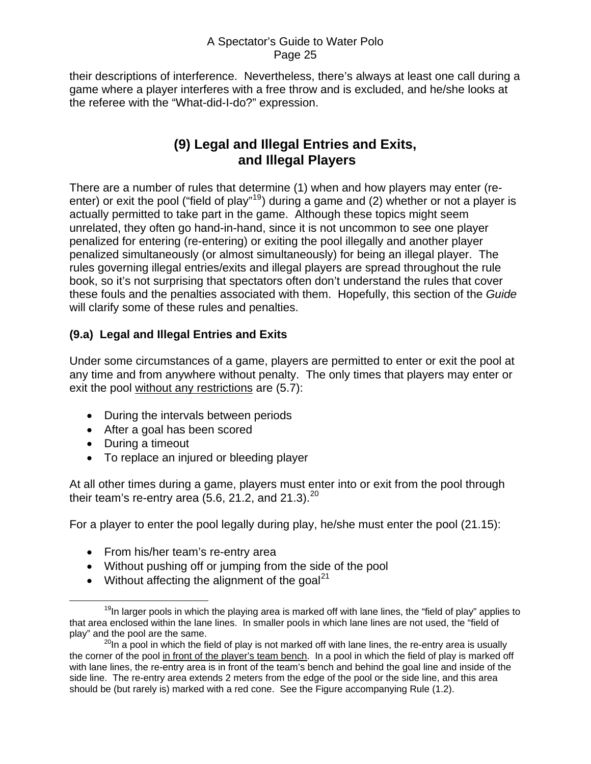their descriptions of interference. Nevertheless, there's always at least one call during a game where a player interferes with a free throw and is excluded, and he/she looks at the referee with the "What-did-I-do?" expression.

## (9) Legal and Illegal Entries and Exits, and Illegal Players

There are a number of rules that determine (1) when and how players may enter (re-enter) or exit the pool ("field of play"[19]) during a game and (2) whether or not a player is actually permitted to take part in the game. Although these topics might seem unrelated, they often go hand-in-hand, since it is not uncommon to see one player penalized for entering (re-entering) or exiting the pool illegally and another player penalized simultaneously (or almost simultaneously) for being an illegal player. The rules governing illegal entries/exits and illegal players are spread throughout the rule book, so it's not surprising that spectators often don't understand the rules that cover these fouls and the penalties associated with them. Hopefully, this section of the *Guide* will clarify some of these rules and penalties.

### (9.a) Legal and Illegal Entries and Exits

Under some circumstances of a game, players are permitted to enter or exit the pool at any time and from anywhere without penalty. The only times that players may enter or exit the pool <u>without any restrictions</u> are (5.7):

- During the intervals between periods
- After a goal has been scored
- During a timeout
- To replace an injured or bleeding player

At all other times during a game, players must enter into or exit from the pool through their team's re-entry area (5.6, 21.2, and 21.3).[20]

For a player to enter the pool legally during play, he/she must enter the pool (21.15):

- From his/her team's re-entry area
- Without pushing off or jumping from the side of the pool
- Without affecting the alignment of the goal[21]

---

[19] In larger pools in which the playing area is marked off with lane lines, the "field of play" applies to that area enclosed within the lane lines. In smaller pools in which lane lines are not used, the "field of play" and the pool are the same.

[20] In a pool in which the field of play is not marked off with lane lines, the re-entry area is usually the corner of the pool <u>in front of the player's team bench</u>. In a pool in which the field of play is marked off with lane lines, the re-entry area is in front of the team's bench and behind the goal line and inside of the side line. The re-entry area extends 2 meters from the edge of the pool or the side line, and this area should be (but rarely is) marked with a red cone. See the Figure accompanying Rule (1.2).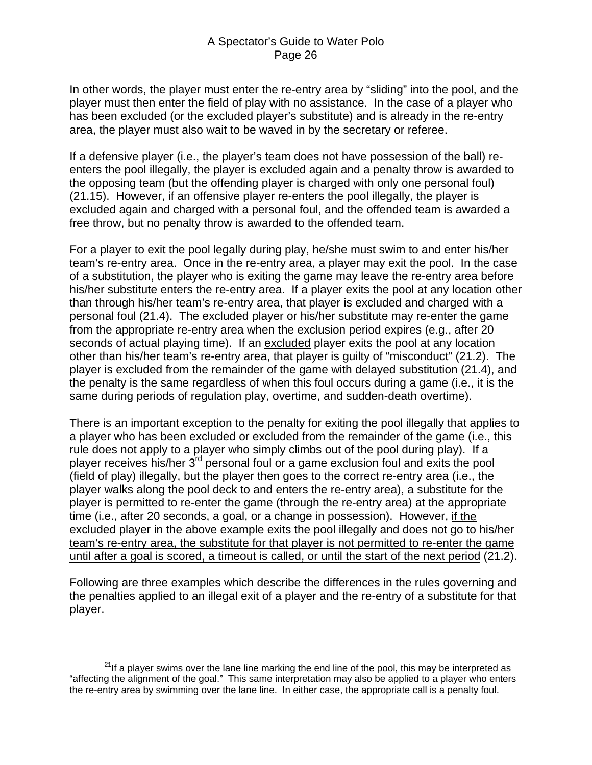In other words, the player must enter the re-entry area by "sliding" into the pool, and the player must then enter the field of play with no assistance. In the case of a player who has been excluded (or the excluded player's substitute) and is already in the re-entry area, the player must also wait to be waved in by the secretary or referee.

If a defensive player (i.e., the player's team does not have possession of the ball) re-enters the pool illegally, the player is excluded again and a penalty throw is awarded to the opposing team (but the offending player is charged with only one personal foul) (21.15). However, if an offensive player re-enters the pool illegally, the player is excluded again and charged with a personal foul, and the offended team is awarded a free throw, but no penalty throw is awarded to the offended team.

For a player to exit the pool legally during play, he/she must swim to and enter his/her team's re-entry area. Once in the re-entry area, a player may exit the pool. In the case of a substitution, the player who is exiting the game may leave the re-entry area before his/her substitute enters the re-entry area. If a player exits the pool at any location other than through his/her team's re-entry area, that player is excluded and charged with a personal foul (21.4). The excluded player or his/her substitute may re-enter the game from the appropriate re-entry area when the exclusion period expires (e.g., after 20 seconds of actual playing time). If an <u>excluded</u> player exits the pool at any location other than his/her team's re-entry area, that player is guilty of "misconduct" (21.2). The player is excluded from the remainder of the game with delayed substitution (21.4), and the penalty is the same regardless of when this foul occurs during a game (i.e., it is the same during periods of regulation play, overtime, and sudden-death overtime).

There is an important exception to the penalty for exiting the pool illegally that applies to a player who has been excluded or excluded from the remainder of the game (i.e., this rule does not apply to a player who simply climbs out of the pool during play). If a player receives his/her 3rd personal foul or a game exclusion foul and exits the pool (field of play) illegally, but the player then goes to the correct re-entry area (i.e., the player walks along the pool deck to and enters the re-entry area), a substitute for the player is permitted to re-enter the game (through the re-entry area) at the appropriate time (i.e., after 20 seconds, a goal, or a change in possession). However, <u>if the excluded player in the above example exits the pool illegally and does not go to his/her team's re-entry area, the substitute for that player is not permitted to re-enter the game until after a goal is scored, a timeout is called, or until the start of the next period</u> (21.2).

Following are three examples which describe the differences in the rules governing and the penalties applied to an illegal exit of a player and the re-entry of a substitute for that player.

---

[21] If a player swims over the lane line marking the end line of the pool, this may be interpreted as "affecting the alignment of the goal." This same interpretation may also be applied to a player who enters the re-entry area by swimming over the lane line. In either case, the appropriate call is a penalty foul.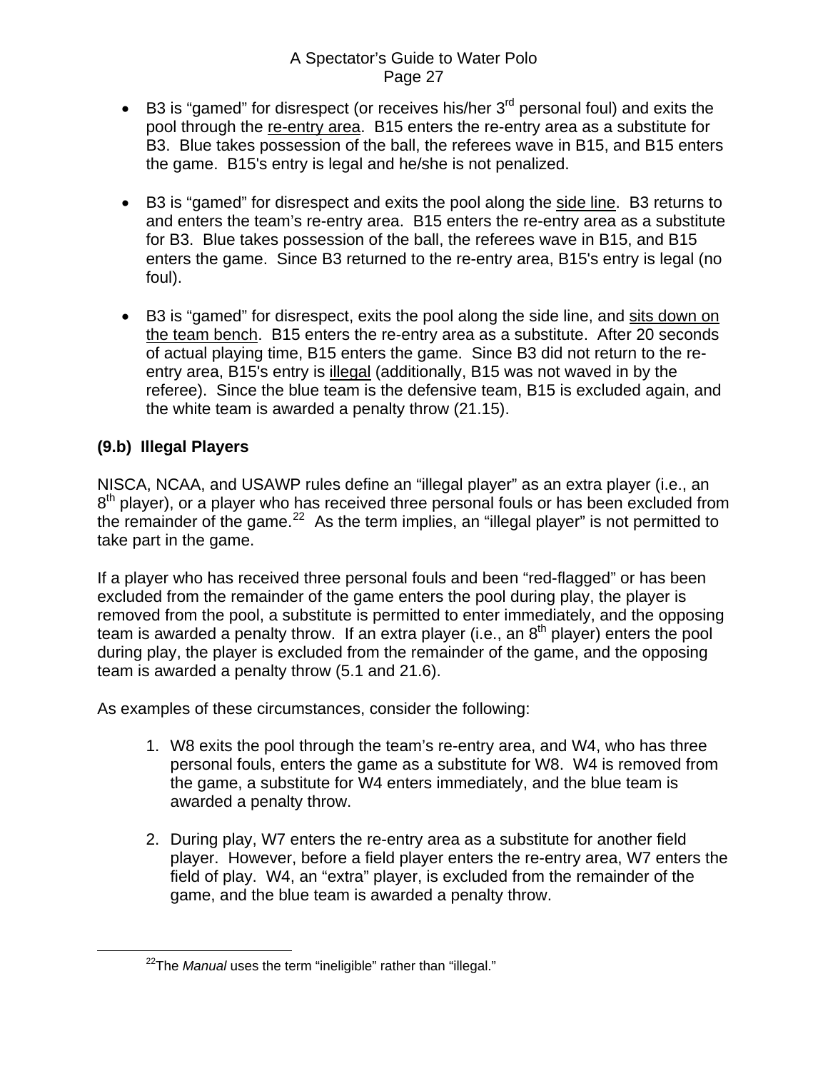- B3 is "gamed" for disrespect (or receives his/her 3rd personal foul) and exits the pool through the re-entry area. B15 enters the re-entry area as a substitute for B3. Blue takes possession of the ball, the referees wave in B15, and B15 enters the game. B15's entry is legal and he/she is not penalized.

- B3 is "gamed" for disrespect and exits the pool along the side line. B3 returns to and enters the team's re-entry area. B15 enters the re-entry area as a substitute for B3. Blue takes possession of the ball, the referees wave in B15, and B15 enters the game. Since B3 returned to the re-entry area, B15's entry is legal (no foul).

- B3 is "gamed" for disrespect, exits the pool along the side line, and sits down on the team bench. B15 enters the re-entry area as a substitute. After 20 seconds of actual playing time, B15 enters the game. Since B3 did not return to the re-entry area, B15's entry is illegal (additionally, B15 was not waved in by the referee). Since the blue team is the defensive team, B15 is excluded again, and the white team is awarded a penalty throw (21.15).

### (9.b) Illegal Players

NISCA, NCAA, and USAWP rules define an "illegal player" as an extra player (i.e., an 8th player), or a player who has received three personal fouls or has been excluded from the remainder of the game.[22] As the term implies, an "illegal player" is not permitted to take part in the game.

If a player who has received three personal fouls and been "red-flagged" or has been excluded from the remainder of the game enters the pool during play, the player is removed from the pool, a substitute is permitted to enter immediately, and the opposing team is awarded a penalty throw. If an extra player (i.e., an 8th player) enters the pool during play, the player is excluded from the remainder of the game, and the opposing team is awarded a penalty throw (5.1 and 21.6).

As examples of these circumstances, consider the following:

1. W8 exits the pool through the team's re-entry area, and W4, who has three personal fouls, enters the game as a substitute for W8. W4 is removed from the game, a substitute for W4 enters immediately, and the blue team is awarded a penalty throw.

2. During play, W7 enters the re-entry area as a substitute for another field player. However, before a field player enters the re-entry area, W7 enters the field of play. W4, an "extra" player, is excluded from the remainder of the game, and the blue team is awarded a penalty throw.

[22] The *Manual* uses the term "ineligible" rather than "illegal."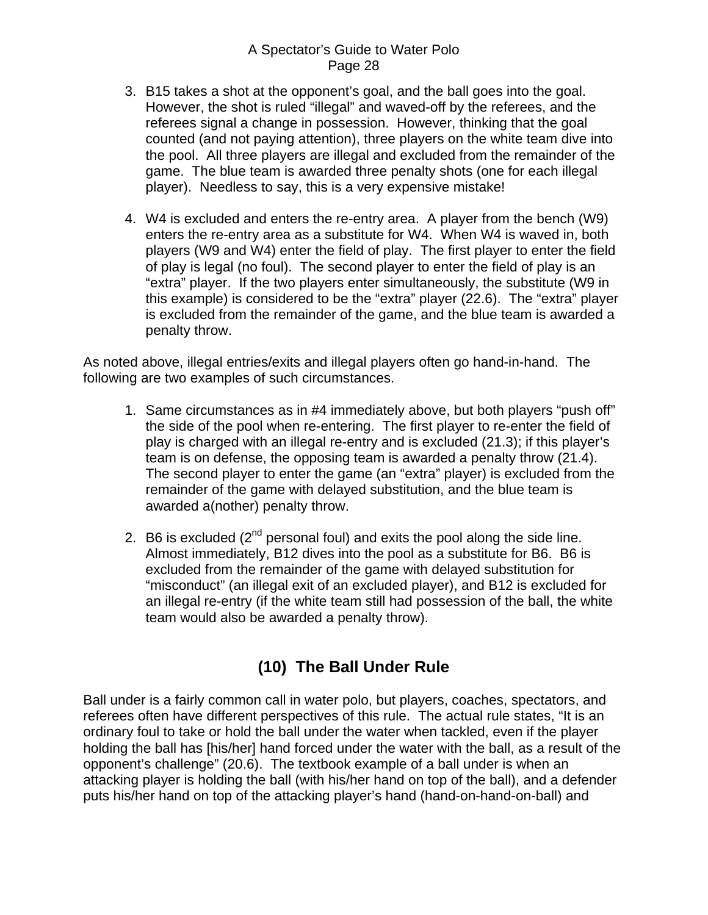3. B15 takes a shot at the opponent's goal, and the ball goes into the goal. However, the shot is ruled "illegal" and waved-off by the referees, and the referees signal a change in possession. However, thinking that the goal counted (and not paying attention), three players on the white team dive into the pool. All three players are illegal and excluded from the remainder of the game. The blue team is awarded three penalty shots (one for each illegal player). Needless to say, this is a very expensive mistake!

4. W4 is excluded and enters the re-entry area. A player from the bench (W9) enters the re-entry area as a substitute for W4. When W4 is waved in, both players (W9 and W4) enter the field of play. The first player to enter the field of play is legal (no foul). The second player to enter the field of play is an "extra" player. If the two players enter simultaneously, the substitute (W9 in this example) is considered to be the "extra" player (22.6). The "extra" player is excluded from the remainder of the game, and the blue team is awarded a penalty throw.

As noted above, illegal entries/exits and illegal players often go hand-in-hand. The following are two examples of such circumstances.

1. Same circumstances as in #4 immediately above, but both players "push off" the side of the pool when re-entering. The first player to re-enter the field of play is charged with an illegal re-entry and is excluded (21.3); if this player's team is on defense, the opposing team is awarded a penalty throw (21.4). The second player to enter the game (an "extra" player) is excluded from the remainder of the game with delayed substitution, and the blue team is awarded a(nother) penalty throw.

2. B6 is excluded (2nd personal foul) and exits the pool along the side line. Almost immediately, B12 dives into the pool as a substitute for B6. B6 is excluded from the remainder of the game with delayed substitution for "misconduct" (an illegal exit of an excluded player), and B12 is excluded for an illegal re-entry (if the white team still had possession of the ball, the white team would also be awarded a penalty throw).

## (10) The Ball Under Rule

Ball under is a fairly common call in water polo, but players, coaches, spectators, and referees often have different perspectives of this rule. The actual rule states, "It is an ordinary foul to take or hold the ball under the water when tackled, even if the player holding the ball has [his/her] hand forced under the water with the ball, as a result of the opponent's challenge" (20.6). The textbook example of a ball under is when an attacking player is holding the ball (with his/her hand on top of the ball), and a defender puts his/her hand on top of the attacking player's hand (hand-on-hand-on-ball) and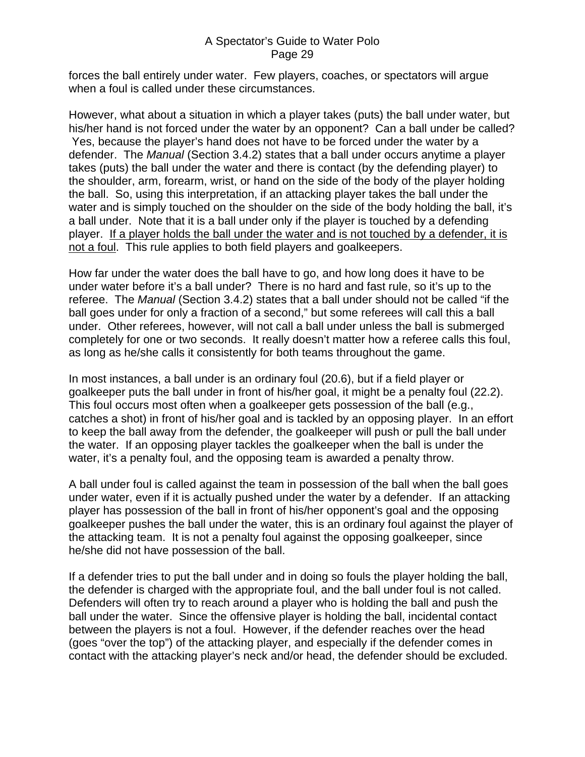forces the ball entirely under water. Few players, coaches, or spectators will argue when a foul is called under these circumstances.

However, what about a situation in which a player takes (puts) the ball under water, but his/her hand is not forced under the water by an opponent? Can a ball under be called? Yes, because the player's hand does not have to be forced under the water by a defender. The *Manual* (Section 3.4.2) states that a ball under occurs anytime a player takes (puts) the ball under the water and there is contact (by the defending player) to the shoulder, arm, forearm, wrist, or hand on the side of the body of the player holding the ball. So, using this interpretation, if an attacking player takes the ball under the water and is simply touched on the shoulder on the side of the body holding the ball, it's a ball under. Note that it is a ball under only if the player is touched by a defending player. <u>If a player holds the ball under the water and is not touched by a defender, it is not a foul</u>. This rule applies to both field players and goalkeepers.

How far under the water does the ball have to go, and how long does it have to be under water before it's a ball under? There is no hard and fast rule, so it's up to the referee. The *Manual* (Section 3.4.2) states that a ball under should not be called "if the ball goes under for only a fraction of a second," but some referees will call this a ball under. Other referees, however, will not call a ball under unless the ball is submerged completely for one or two seconds. It really doesn't matter how a referee calls this foul, as long as he/she calls it consistently for both teams throughout the game.

In most instances, a ball under is an ordinary foul (20.6), but if a field player or goalkeeper puts the ball under in front of his/her goal, it might be a penalty foul (22.2). This foul occurs most often when a goalkeeper gets possession of the ball (e.g., catches a shot) in front of his/her goal and is tackled by an opposing player. In an effort to keep the ball away from the defender, the goalkeeper will push or pull the ball under the water. If an opposing player tackles the goalkeeper when the ball is under the water, it's a penalty foul, and the opposing team is awarded a penalty throw.

A ball under foul is called against the team in possession of the ball when the ball goes under water, even if it is actually pushed under the water by a defender. If an attacking player has possession of the ball in front of his/her opponent's goal and the opposing goalkeeper pushes the ball under the water, this is an ordinary foul against the player of the attacking team. It is not a penalty foul against the opposing goalkeeper, since he/she did not have possession of the ball.

If a defender tries to put the ball under and in doing so fouls the player holding the ball, the defender is charged with the appropriate foul, and the ball under foul is not called. Defenders will often try to reach around a player who is holding the ball and push the ball under the water. Since the offensive player is holding the ball, incidental contact between the players is not a foul. However, if the defender reaches over the head (goes "over the top") of the attacking player, and especially if the defender comes in contact with the attacking player's neck and/or head, the defender should be excluded.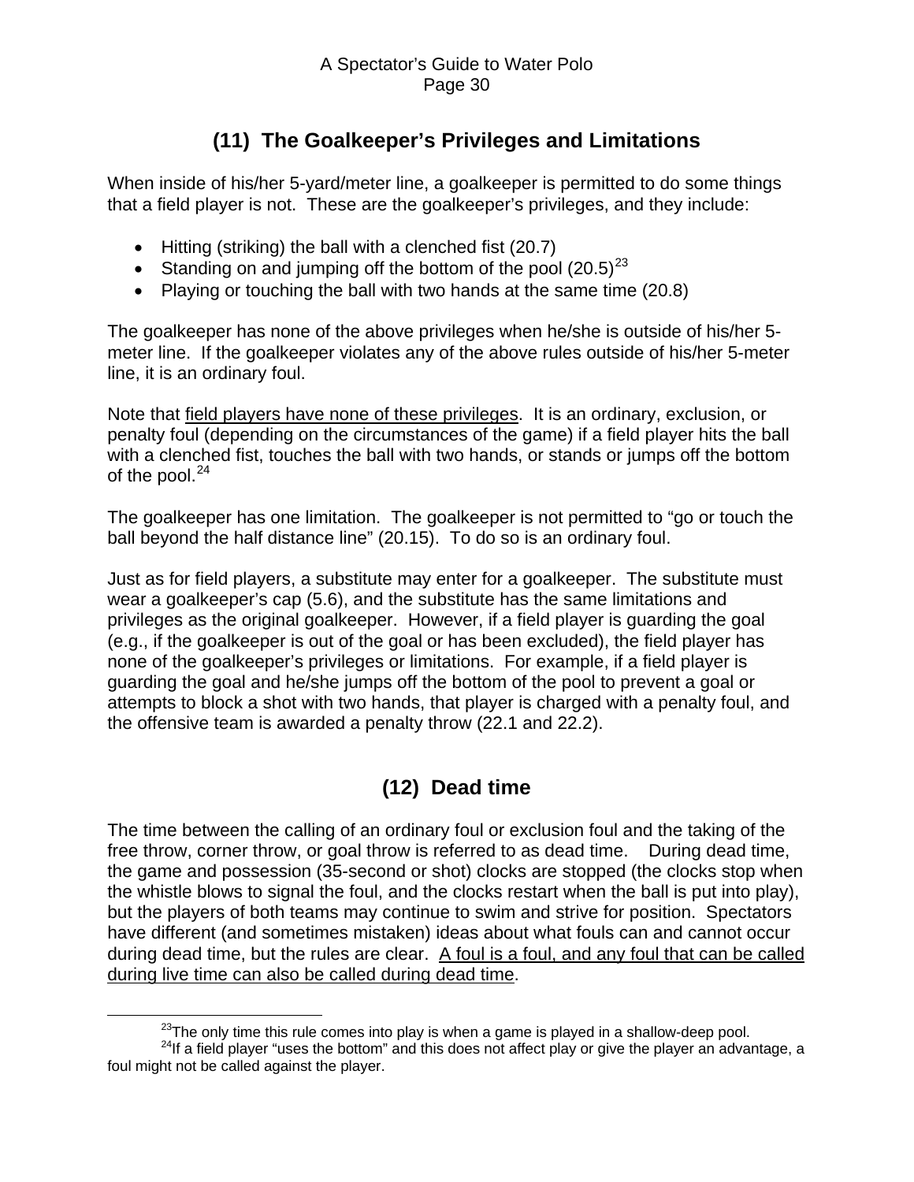## (11) The Goalkeeper's Privileges and Limitations

When inside of his/her 5-yard/meter line, a goalkeeper is permitted to do some things that a field player is not. These are the goalkeeper's privileges, and they include:

- Hitting (striking) the ball with a clenched fist (20.7)
- Standing on and jumping off the bottom of the pool (20.5)[23]
- Playing or touching the ball with two hands at the same time (20.8)

The goalkeeper has none of the above privileges when he/she is outside of his/her 5-meter line. If the goalkeeper violates any of the above rules outside of his/her 5-meter line, it is an ordinary foul.

Note that <u>field players have none of these privileges</u>. It is an ordinary, exclusion, or penalty foul (depending on the circumstances of the game) if a field player hits the ball with a clenched fist, touches the ball with two hands, or stands or jumps off the bottom of the pool.[24]

The goalkeeper has one limitation. The goalkeeper is not permitted to "go or touch the ball beyond the half distance line" (20.15). To do so is an ordinary foul.

Just as for field players, a substitute may enter for a goalkeeper. The substitute must wear a goalkeeper's cap (5.6), and the substitute has the same limitations and privileges as the original goalkeeper. However, if a field player is guarding the goal (e.g., if the goalkeeper is out of the goal or has been excluded), the field player has none of the goalkeeper's privileges or limitations. For example, if a field player is guarding the goal and he/she jumps off the bottom of the pool to prevent a goal or attempts to block a shot with two hands, that player is charged with a penalty foul, and the offensive team is awarded a penalty throw (22.1 and 22.2).

## (12) Dead time

The time between the calling of an ordinary foul or exclusion foul and the taking of the free throw, corner throw, or goal throw is referred to as dead time. During dead time, the game and possession (35-second or shot) clocks are stopped (the clocks stop when the whistle blows to signal the foul, and the clocks restart when the ball is put into play), but the players of both teams may continue to swim and strive for position. Spectators have different (and sometimes mistaken) ideas about what fouls can and cannot occur during dead time, but the rules are clear. <u>A foul is a foul, and any foul that can be called during live time can also be called during dead time</u>.

---

[23] The only time this rule comes into play is when a game is played in a shallow-deep pool.

[24] If a field player "uses the bottom" and this does not affect play or give the player an advantage, a foul might not be called against the player.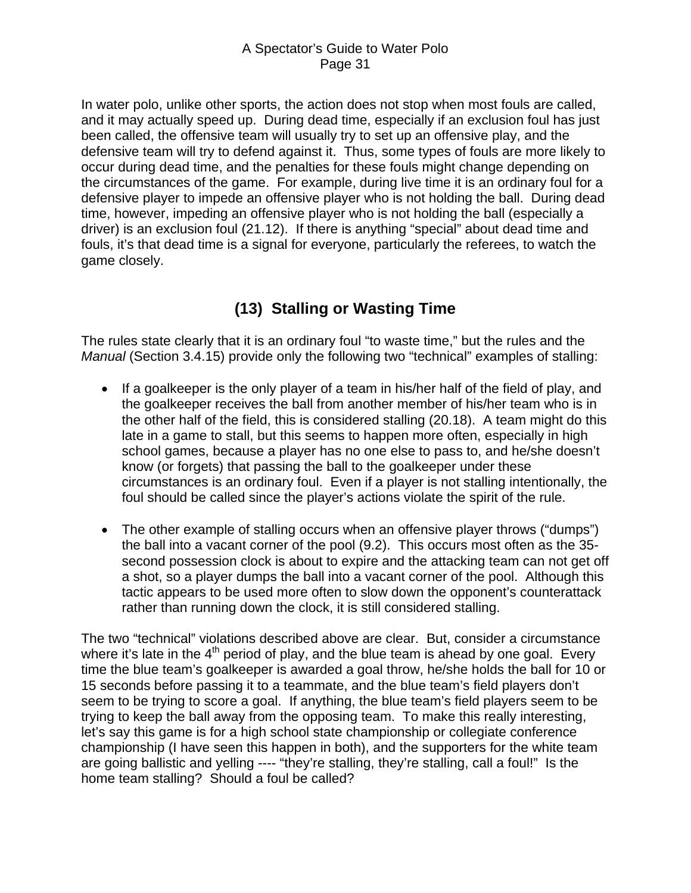In water polo, unlike other sports, the action does not stop when most fouls are called, and it may actually speed up. During dead time, especially if an exclusion foul has just been called, the offensive team will usually try to set up an offensive play, and the defensive team will try to defend against it. Thus, some types of fouls are more likely to occur during dead time, and the penalties for these fouls might change depending on the circumstances of the game. For example, during live time it is an ordinary foul for a defensive player to impede an offensive player who is not holding the ball. During dead time, however, impeding an offensive player who is not holding the ball (especially a driver) is an exclusion foul (21.12). If there is anything "special" about dead time and fouls, it's that dead time is a signal for everyone, particularly the referees, to watch the game closely.

## (13) Stalling or Wasting Time

The rules state clearly that it is an ordinary foul "to waste time," but the rules and the *Manual* (Section 3.4.15) provide only the following two "technical" examples of stalling:

- If a goalkeeper is the only player of a team in his/her half of the field of play, and the goalkeeper receives the ball from another member of his/her team who is in the other half of the field, this is considered stalling (20.18). A team might do this late in a game to stall, but this seems to happen more often, especially in high school games, because a player has no one else to pass to, and he/she doesn't know (or forgets) that passing the ball to the goalkeeper under these circumstances is an ordinary foul. Even if a player is not stalling intentionally, the foul should be called since the player's actions violate the spirit of the rule.

- The other example of stalling occurs when an offensive player throws ("dumps") the ball into a vacant corner of the pool (9.2). This occurs most often as the 35-second possession clock is about to expire and the attacking team can not get off a shot, so a player dumps the ball into a vacant corner of the pool. Although this tactic appears to be used more often to slow down the opponent's counterattack rather than running down the clock, it is still considered stalling.

The two "technical" violations described above are clear. But, consider a circumstance where it's late in the 4th period of play, and the blue team is ahead by one goal. Every time the blue team's goalkeeper is awarded a goal throw, he/she holds the ball for 10 or 15 seconds before passing it to a teammate, and the blue team's field players don't seem to be trying to score a goal. If anything, the blue team's field players seem to be trying to keep the ball away from the opposing team. To make this really interesting, let's say this game is for a high school state championship or collegiate conference championship (I have seen this happen in both), and the supporters for the white team are going ballistic and yelling ---- "they're stalling, they're stalling, call a foul!" Is the home team stalling? Should a foul be called?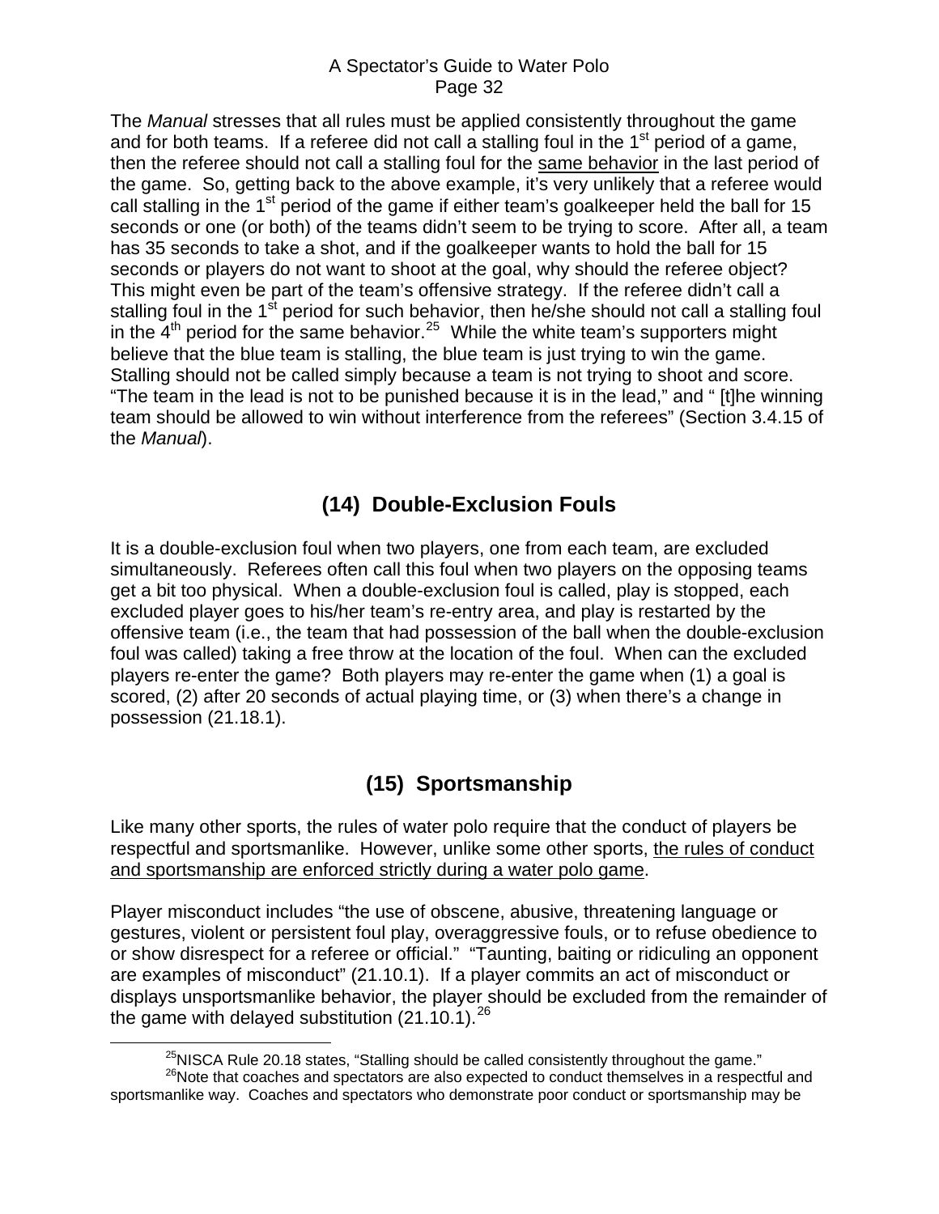The *Manual* stresses that all rules must be applied consistently throughout the game and for both teams. If a referee did not call a stalling foul in the 1st period of a game, then the referee should not call a stalling foul for the same behavior in the last period of the game. So, getting back to the above example, it's very unlikely that a referee would call stalling in the 1st period of the game if either team's goalkeeper held the ball for 15 seconds or one (or both) of the teams didn't seem to be trying to score. After all, a team has 35 seconds to take a shot, and if the goalkeeper wants to hold the ball for 15 seconds or players do not want to shoot at the goal, why should the referee object? This might even be part of the team's offensive strategy. If the referee didn't call a stalling foul in the 1st period for such behavior, then he/she should not call a stalling foul in the 4th period for the same behavior.[25] While the white team's supporters might believe that the blue team is stalling, the blue team is just trying to win the game. Stalling should not be called simply because a team is not trying to shoot and score. "The team in the lead is not to be punished because it is in the lead," and " [t]he winning team should be allowed to win without interference from the referees" (Section 3.4.15 of the *Manual*).

## (14) Double-Exclusion Fouls

It is a double-exclusion foul when two players, one from each team, are excluded simultaneously. Referees often call this foul when two players on the opposing teams get a bit too physical. When a double-exclusion foul is called, play is stopped, each excluded player goes to his/her team's re-entry area, and play is restarted by the offensive team (i.e., the team that had possession of the ball when the double-exclusion foul was called) taking a free throw at the location of the foul. When can the excluded players re-enter the game? Both players may re-enter the game when (1) a goal is scored, (2) after 20 seconds of actual playing time, or (3) when there's a change in possession (21.18.1).

## (15) Sportsmanship

Like many other sports, the rules of water polo require that the conduct of players be respectful and sportsmanlike. However, unlike some other sports, the rules of conduct and sportsmanship are enforced strictly during a water polo game.

Player misconduct includes "the use of obscene, abusive, threatening language or gestures, violent or persistent foul play, overaggressive fouls, or to refuse obedience to or show disrespect for a referee or official." "Taunting, baiting or ridiculing an opponent are examples of misconduct" (21.10.1). If a player commits an act of misconduct or displays unsportsmanlike behavior, the player should be excluded from the remainder of the game with delayed substitution (21.10.1).[26]

---

[25] NISCA Rule 20.18 states, "Stalling should be called consistently throughout the game."

[26] Note that coaches and spectators are also expected to conduct themselves in a respectful and sportsmanlike way. Coaches and spectators who demonstrate poor conduct or sportsmanship may be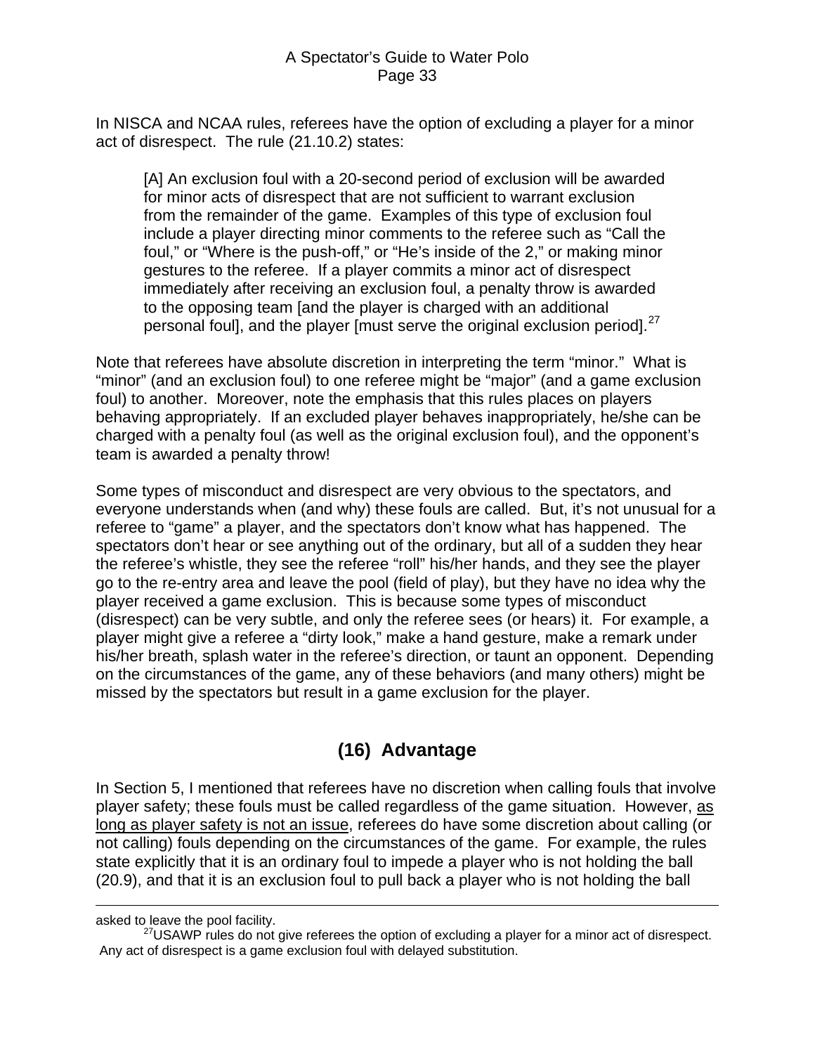In NISCA and NCAA rules, referees have the option of excluding a player for a minor act of disrespect. The rule (21.10.2) states:

> [A] An exclusion foul with a 20-second period of exclusion will be awarded for minor acts of disrespect that are not sufficient to warrant exclusion from the remainder of the game. Examples of this type of exclusion foul include a player directing minor comments to the referee such as "Call the foul," or "Where is the push-off," or "He's inside of the 2," or making minor gestures to the referee. If a player commits a minor act of disrespect immediately after receiving an exclusion foul, a penalty throw is awarded to the opposing team [and the player is charged with an additional personal foul], and the player [must serve the original exclusion period].[27]

Note that referees have absolute discretion in interpreting the term "minor." What is "minor" (and an exclusion foul) to one referee might be "major" (and a game exclusion foul) to another. Moreover, note the emphasis that this rules places on players behaving appropriately. If an excluded player behaves inappropriately, he/she can be charged with a penalty foul (as well as the original exclusion foul), and the opponent's team is awarded a penalty throw!

Some types of misconduct and disrespect are very obvious to the spectators, and everyone understands when (and why) these fouls are called. But, it's not unusual for a referee to "game" a player, and the spectators don't know what has happened. The spectators don't hear or see anything out of the ordinary, but all of a sudden they hear the referee's whistle, they see the referee "roll" his/her hands, and they see the player go to the re-entry area and leave the pool (field of play), but they have no idea why the player received a game exclusion. This is because some types of misconduct (disrespect) can be very subtle, and only the referee sees (or hears) it. For example, a player might give a referee a "dirty look," make a hand gesture, make a remark under his/her breath, splash water in the referee's direction, or taunt an opponent. Depending on the circumstances of the game, any of these behaviors (and many others) might be missed by the spectators but result in a game exclusion for the player.

## (16) Advantage

In Section 5, I mentioned that referees have no discretion when calling fouls that involve player safety; these fouls must be called regardless of the game situation. However, <u>as long as player safety is not an issue</u>, referees do have some discretion about calling (or not calling) fouls depending on the circumstances of the game. For example, the rules state explicitly that it is an ordinary foul to impede a player who is not holding the ball (20.9), and that it is an exclusion foul to pull back a player who is not holding the ball

---

asked to leave the pool facility.

[27] USAWP rules do not give referees the option of excluding a player for a minor act of disrespect. Any act of disrespect is a game exclusion foul with delayed substitution.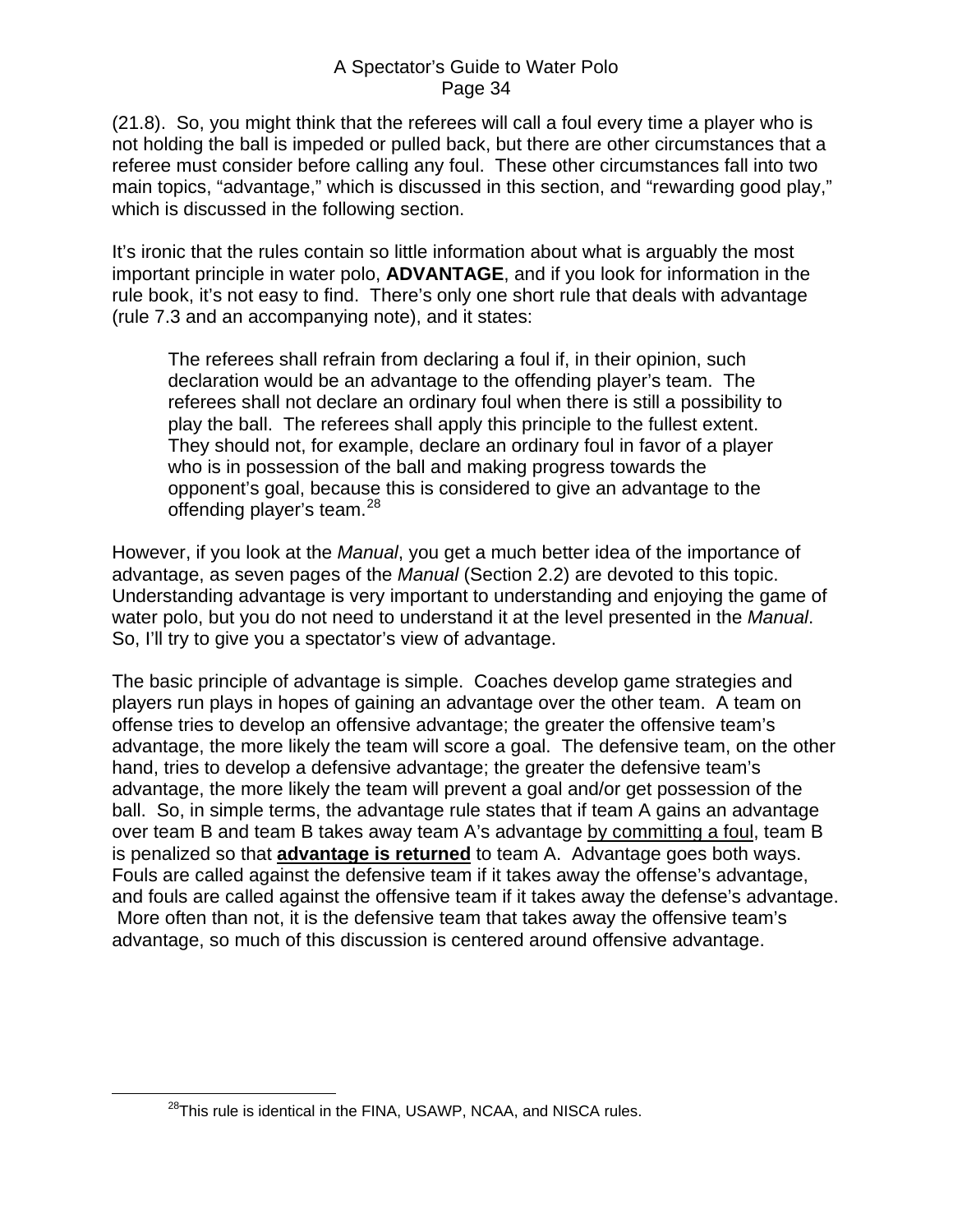(21.8). So, you might think that the referees will call a foul every time a player who is not holding the ball is impeded or pulled back, but there are other circumstances that a referee must consider before calling any foul. These other circumstances fall into two main topics, "advantage," which is discussed in this section, and "rewarding good play," which is discussed in the following section.

It's ironic that the rules contain so little information about what is arguably the most important principle in water polo, **ADVANTAGE**, and if you look for information in the rule book, it's not easy to find. There's only one short rule that deals with advantage (rule 7.3 and an accompanying note), and it states:

> The referees shall refrain from declaring a foul if, in their opinion, such declaration would be an advantage to the offending player's team. The referees shall not declare an ordinary foul when there is still a possibility to play the ball. The referees shall apply this principle to the fullest extent. They should not, for example, declare an ordinary foul in favor of a player who is in possession of the ball and making progress towards the opponent's goal, because this is considered to give an advantage to the offending player's team.[28]

However, if you look at the *Manual*, you get a much better idea of the importance of advantage, as seven pages of the *Manual* (Section 2.2) are devoted to this topic. Understanding advantage is very important to understanding and enjoying the game of water polo, but you do not need to understand it at the level presented in the *Manual*. So, I'll try to give you a spectator's view of advantage.

The basic principle of advantage is simple. Coaches develop game strategies and players run plays in hopes of gaining an advantage over the other team. A team on offense tries to develop an offensive advantage; the greater the offensive team's advantage, the more likely the team will score a goal. The defensive team, on the other hand, tries to develop a defensive advantage; the greater the defensive team's advantage, the more likely the team will prevent a goal and/or get possession of the ball. So, in simple terms, the advantage rule states that if team A gains an advantage over team B and team B takes away team A's advantage <u>by committing a foul</u>, team B is penalized so that **<u>advantage is returned</u>** to team A. Advantage goes both ways. Fouls are called against the defensive team if it takes away the offense's advantage, and fouls are called against the offensive team if it takes away the defense's advantage. More often than not, it is the defensive team that takes away the offensive team's advantage, so much of this discussion is centered around offensive advantage.

[28] This rule is identical in the FINA, USAWP, NCAA, and NISCA rules.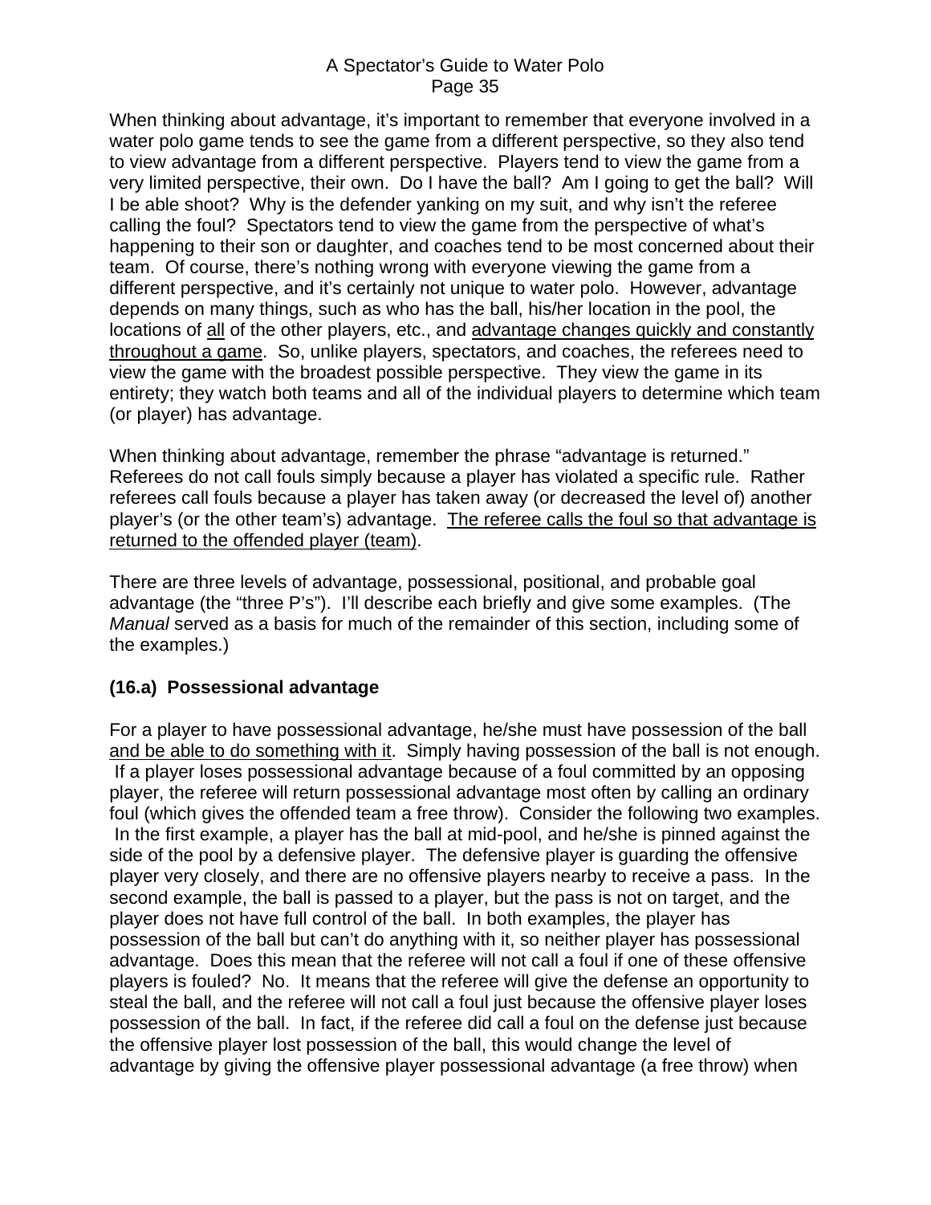When thinking about advantage, it's important to remember that everyone involved in a water polo game tends to see the game from a different perspective, so they also tend to view advantage from a different perspective. Players tend to view the game from a very limited perspective, their own. Do I have the ball? Am I going to get the ball? Will I be able shoot? Why is the defender yanking on my suit, and why isn't the referee calling the foul? Spectators tend to view the game from the perspective of what's happening to their son or daughter, and coaches tend to be most concerned about their team. Of course, there's nothing wrong with everyone viewing the game from a different perspective, and it's certainly not unique to water polo. However, advantage depends on many things, such as who has the ball, his/her location in the pool, the locations of <u>all</u> of the other players, etc., and <u>advantage changes quickly and constantly throughout a game</u>. So, unlike players, spectators, and coaches, the referees need to view the game with the broadest possible perspective. They view the game in its entirety; they watch both teams and all of the individual players to determine which team (or player) has advantage.

When thinking about advantage, remember the phrase "advantage is returned." Referees do not call fouls simply because a player has violated a specific rule. Rather referees call fouls because a player has taken away (or decreased the level of) another player's (or the other team's) advantage. <u>The referee calls the foul so that advantage is returned to the offended player (team)</u>.

There are three levels of advantage, possessional, positional, and probable goal advantage (the "three P's"). I'll describe each briefly and give some examples. (The *Manual* served as a basis for much of the remainder of this section, including some of the examples.)

### (16.a) Possessional advantage

For a player to have possessional advantage, he/she must have possession of the ball <u>and be able to do something with it</u>. Simply having possession of the ball is not enough. If a player loses possessional advantage because of a foul committed by an opposing player, the referee will return possessional advantage most often by calling an ordinary foul (which gives the offended team a free throw). Consider the following two examples. In the first example, a player has the ball at mid-pool, and he/she is pinned against the side of the pool by a defensive player. The defensive player is guarding the offensive player very closely, and there are no offensive players nearby to receive a pass. In the second example, the ball is passed to a player, but the pass is not on target, and the player does not have full control of the ball. In both examples, the player has possession of the ball but can't do anything with it, so neither player has possessional advantage. Does this mean that the referee will not call a foul if one of these offensive players is fouled? No. It means that the referee will give the defense an opportunity to steal the ball, and the referee will not call a foul just because the offensive player loses possession of the ball. In fact, if the referee did call a foul on the defense just because the offensive player lost possession of the ball, this would change the level of advantage by giving the offensive player possessional advantage (a free throw) when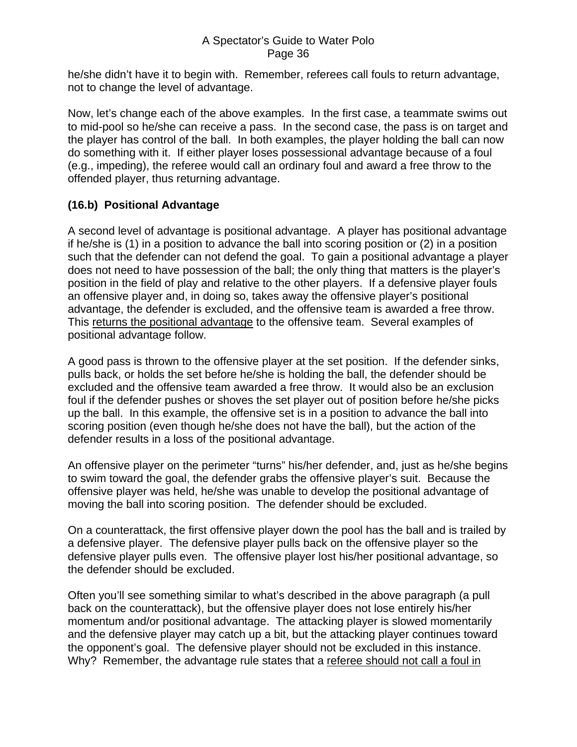he/she didn't have it to begin with. Remember, referees call fouls to return advantage, not to change the level of advantage.

Now, let's change each of the above examples. In the first case, a teammate swims out to mid-pool so he/she can receive a pass. In the second case, the pass is on target and the player has control of the ball. In both examples, the player holding the ball can now do something with it. If either player loses possessional advantage because of a foul (e.g., impeding), the referee would call an ordinary foul and award a free throw to the offended player, thus returning advantage.

### (16.b) Positional Advantage

A second level of advantage is positional advantage. A player has positional advantage if he/she is (1) in a position to advance the ball into scoring position or (2) in a position such that the defender can not defend the goal. To gain a positional advantage a player does not need to have possession of the ball; the only thing that matters is the player's position in the field of play and relative to the other players. If a defensive player fouls an offensive player and, in doing so, takes away the offensive player's positional advantage, the defender is excluded, and the offensive team is awarded a free throw. This returns the positional advantage to the offensive team. Several examples of positional advantage follow.

A good pass is thrown to the offensive player at the set position. If the defender sinks, pulls back, or holds the set before he/she is holding the ball, the defender should be excluded and the offensive team awarded a free throw. It would also be an exclusion foul if the defender pushes or shoves the set player out of position before he/she picks up the ball. In this example, the offensive set is in a position to advance the ball into scoring position (even though he/she does not have the ball), but the action of the defender results in a loss of the positional advantage.

An offensive player on the perimeter "turns" his/her defender, and, just as he/she begins to swim toward the goal, the defender grabs the offensive player's suit. Because the offensive player was held, he/she was unable to develop the positional advantage of moving the ball into scoring position. The defender should be excluded.

On a counterattack, the first offensive player down the pool has the ball and is trailed by a defensive player. The defensive player pulls back on the offensive player so the defensive player pulls even. The offensive player lost his/her positional advantage, so the defender should be excluded.

Often you'll see something similar to what's described in the above paragraph (a pull back on the counterattack), but the offensive player does not lose entirely his/her momentum and/or positional advantage. The attacking player is slowed momentarily and the defensive player may catch up a bit, but the attacking player continues toward the opponent's goal. The defensive player should not be excluded in this instance. Why? Remember, the advantage rule states that a referee should not call a foul in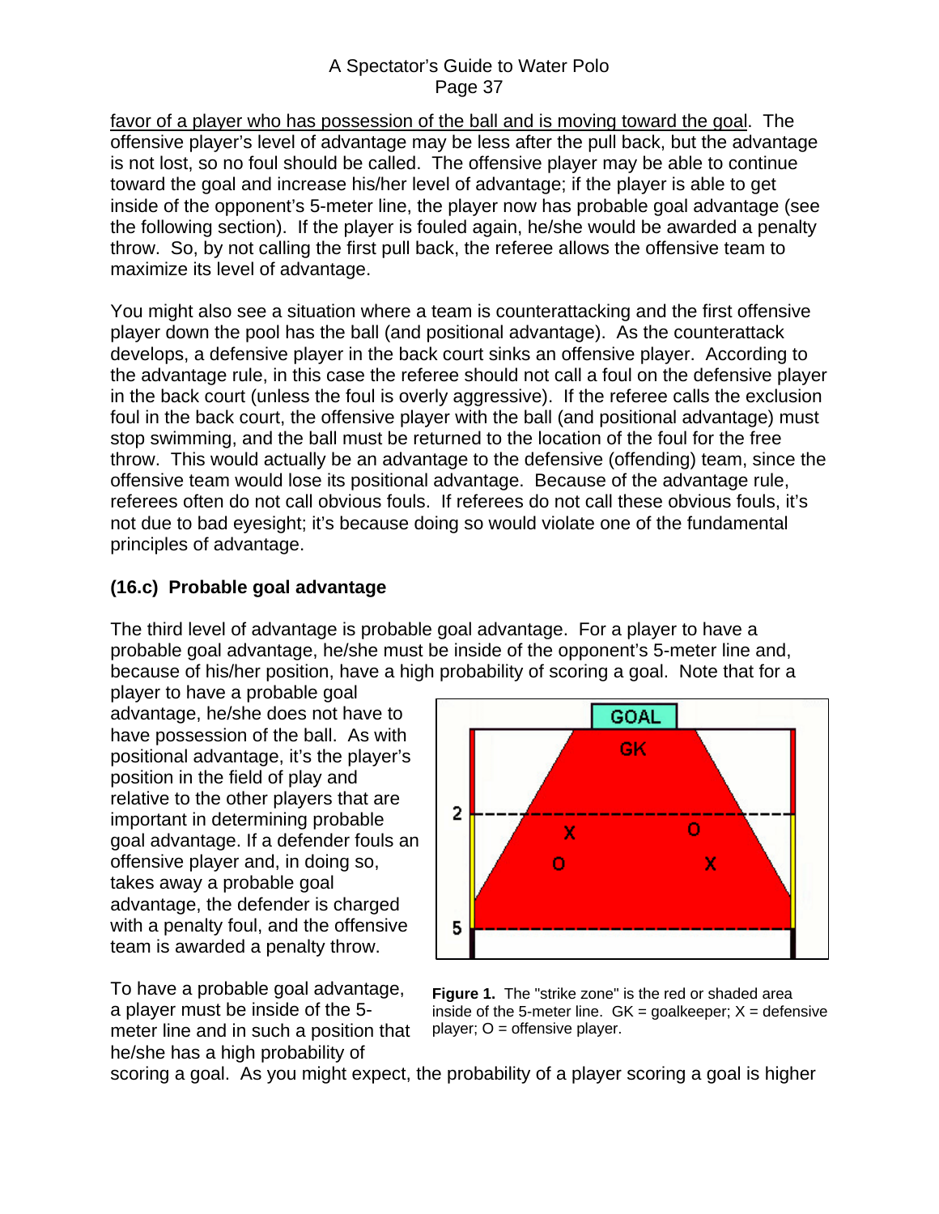favor of a player who has possession of the ball and is moving toward the goal. The offensive player's level of advantage may be less after the pull back, but the advantage is not lost, so no foul should be called. The offensive player may be able to continue toward the goal and increase his/her level of advantage; if the player is able to get inside of the opponent's 5-meter line, the player now has probable goal advantage (see the following section). If the player is fouled again, he/she would be awarded a penalty throw. So, by not calling the first pull back, the referee allows the offensive team to maximize its level of advantage.

You might also see a situation where a team is counterattacking and the first offensive player down the pool has the ball (and positional advantage). As the counterattack develops, a defensive player in the back court sinks an offensive player. According to the advantage rule, in this case the referee should not call a foul on the defensive player in the back court (unless the foul is overly aggressive). If the referee calls the exclusion foul in the back court, the offensive player with the ball (and positional advantage) must stop swimming, and the ball must be returned to the location of the foul for the free throw. This would actually be an advantage to the defensive (offending) team, since the offensive team would lose its positional advantage. Because of the advantage rule, referees often do not call obvious fouls. If referees do not call these obvious fouls, it's not due to bad eyesight; it's because doing so would violate one of the fundamental principles of advantage.

### (16.c) Probable goal advantage

The third level of advantage is probable goal advantage. For a player to have a probable goal advantage, he/she must be inside of the opponent's 5-meter line and, because of his/her position, have a high probability of scoring a goal. Note that for a player to have a probable goal advantage, he/she does not have to have possession of the ball. As with positional advantage, it's the player's position in the field of play and relative to the other players that are important in determining probable goal advantage. If a defender fouls an offensive player and, in doing so, takes away a probable goal advantage, the defender is charged with a penalty foul, and the offensive team is awarded a penalty throw.

**Figure 1.** The "strike zone" is the red or shaded area inside of the 5-meter line. GK = goalkeeper; X = defensive player; O = offensive player.

To have a probable goal advantage, a player must be inside of the 5-meter line and in such a position that he/she has a high probability of scoring a goal. As you might expect, the probability of a player scoring a goal is higher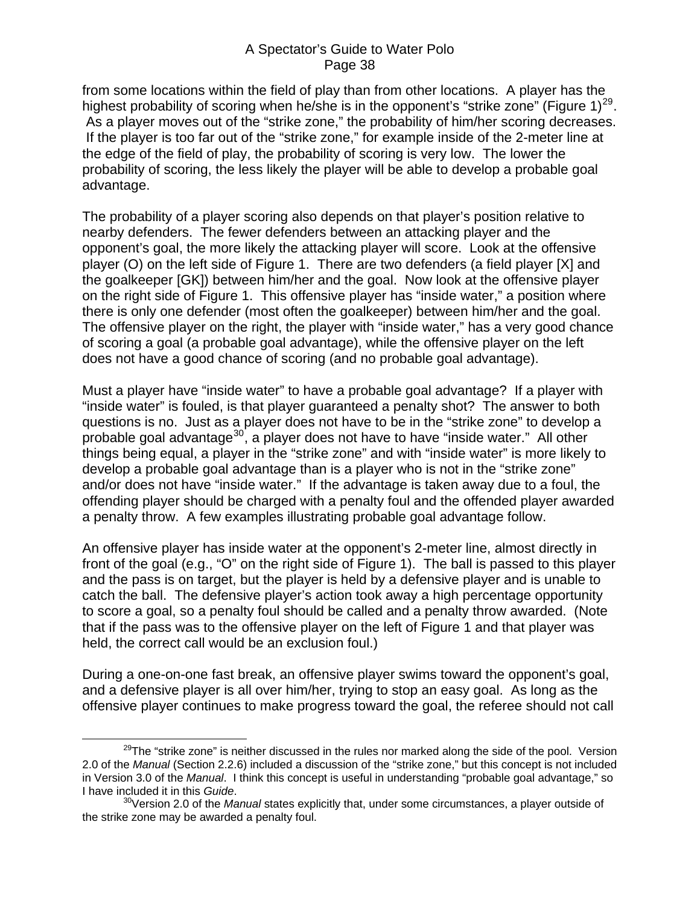from some locations within the field of play than from other locations. A player has the highest probability of scoring when he/she is in the opponent's "strike zone" (Figure 1)[29]. As a player moves out of the "strike zone," the probability of him/her scoring decreases. If the player is too far out of the "strike zone," for example inside of the 2-meter line at the edge of the field of play, the probability of scoring is very low. The lower the probability of scoring, the less likely the player will be able to develop a probable goal advantage.

The probability of a player scoring also depends on that player's position relative to nearby defenders. The fewer defenders between an attacking player and the opponent's goal, the more likely the attacking player will score. Look at the offensive player (O) on the left side of Figure 1. There are two defenders (a field player [X] and the goalkeeper [GK]) between him/her and the goal. Now look at the offensive player on the right side of Figure 1. This offensive player has "inside water," a position where there is only one defender (most often the goalkeeper) between him/her and the goal. The offensive player on the right, the player with "inside water," has a very good chance of scoring a goal (a probable goal advantage), while the offensive player on the left does not have a good chance of scoring (and no probable goal advantage).

Must a player have "inside water" to have a probable goal advantage? If a player with "inside water" is fouled, is that player guaranteed a penalty shot? The answer to both questions is no. Just as a player does not have to be in the "strike zone" to develop a probable goal advantage[30], a player does not have to have "inside water." All other things being equal, a player in the "strike zone" and with "inside water" is more likely to develop a probable goal advantage than is a player who is not in the "strike zone" and/or does not have "inside water." If the advantage is taken away due to a foul, the offending player should be charged with a penalty foul and the offended player awarded a penalty throw. A few examples illustrating probable goal advantage follow.

An offensive player has inside water at the opponent's 2-meter line, almost directly in front of the goal (e.g., "O" on the right side of Figure 1). The ball is passed to this player and the pass is on target, but the player is held by a defensive player and is unable to catch the ball. The defensive player's action took away a high percentage opportunity to score a goal, so a penalty foul should be called and a penalty throw awarded. (Note that if the pass was to the offensive player on the left of Figure 1 and that player was held, the correct call would be an exclusion foul.)

During a one-on-one fast break, an offensive player swims toward the opponent's goal, and a defensive player is all over him/her, trying to stop an easy goal. As long as the offensive player continues to make progress toward the goal, the referee should not call

---

[29]The "strike zone" is neither discussed in the rules nor marked along the side of the pool. Version 2.0 of the *Manual* (Section 2.2.6) included a discussion of the "strike zone," but this concept is not included in Version 3.0 of the *Manual*. I think this concept is useful in understanding "probable goal advantage," so I have included it in this *Guide*.

[30]Version 2.0 of the *Manual* states explicitly that, under some circumstances, a player outside of the strike zone may be awarded a penalty foul.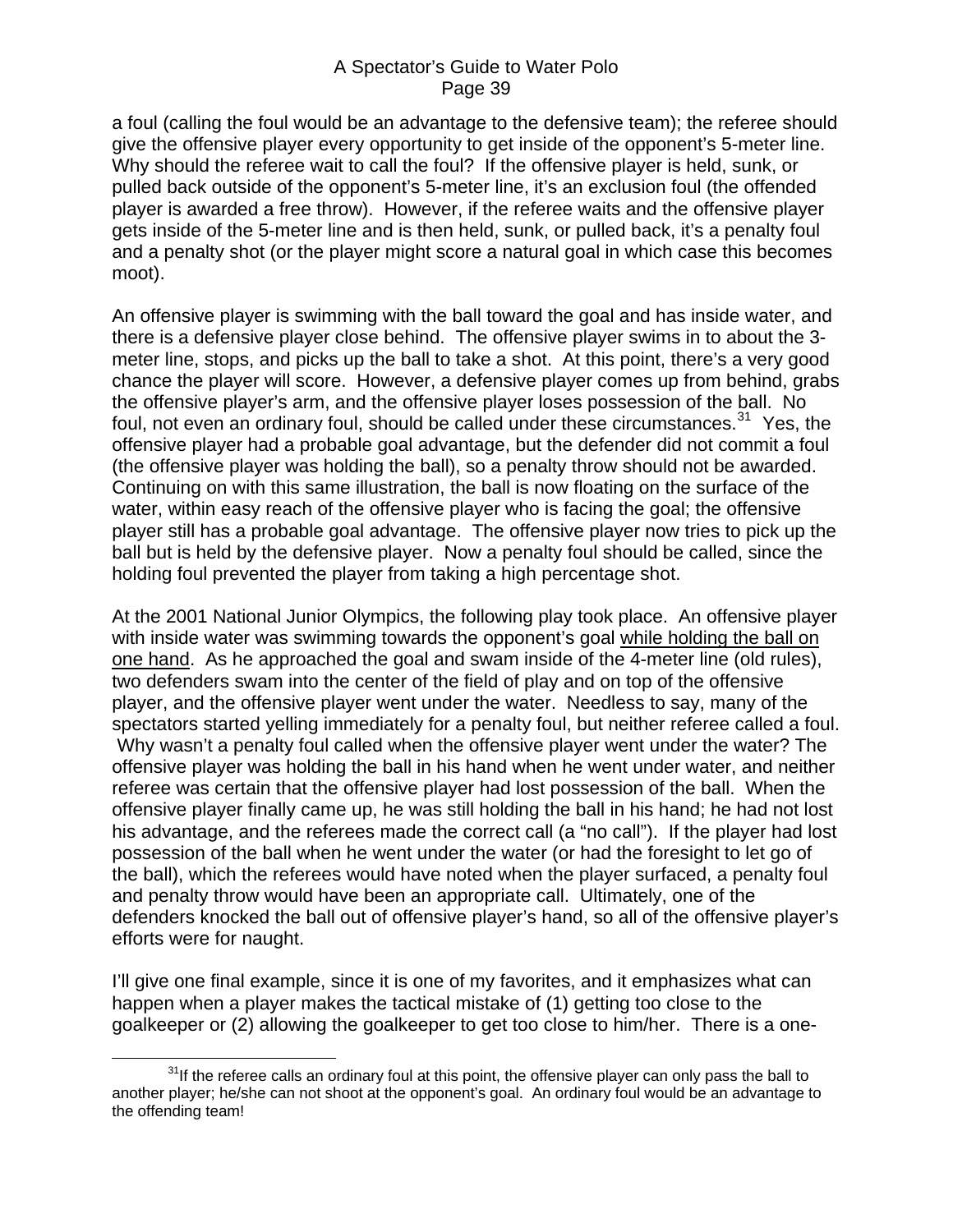a foul (calling the foul would be an advantage to the defensive team); the referee should give the offensive player every opportunity to get inside of the opponent's 5-meter line. Why should the referee wait to call the foul? If the offensive player is held, sunk, or pulled back outside of the opponent's 5-meter line, it's an exclusion foul (the offended player is awarded a free throw). However, if the referee waits and the offensive player gets inside of the 5-meter line and is then held, sunk, or pulled back, it's a penalty foul and a penalty shot (or the player might score a natural goal in which case this becomes moot).

An offensive player is swimming with the ball toward the goal and has inside water, and there is a defensive player close behind. The offensive player swims in to about the 3-meter line, stops, and picks up the ball to take a shot. At this point, there's a very good chance the player will score. However, a defensive player comes up from behind, grabs the offensive player's arm, and the offensive player loses possession of the ball. No foul, not even an ordinary foul, should be called under these circumstances.[31] Yes, the offensive player had a probable goal advantage, but the defender did not commit a foul (the offensive player was holding the ball), so a penalty throw should not be awarded. Continuing on with this same illustration, the ball is now floating on the surface of the water, within easy reach of the offensive player who is facing the goal; the offensive player still has a probable goal advantage. The offensive player now tries to pick up the ball but is held by the defensive player. Now a penalty foul should be called, since the holding foul prevented the player from taking a high percentage shot.

At the 2001 National Junior Olympics, the following play took place. An offensive player with inside water was swimming towards the opponent's goal <u>while holding the ball on one hand</u>. As he approached the goal and swam inside of the 4-meter line (old rules), two defenders swam into the center of the field of play and on top of the offensive player, and the offensive player went under the water. Needless to say, many of the spectators started yelling immediately for a penalty foul, but neither referee called a foul. Why wasn't a penalty foul called when the offensive player went under the water? The offensive player was holding the ball in his hand when he went under water, and neither referee was certain that the offensive player had lost possession of the ball. When the offensive player finally came up, he was still holding the ball in his hand; he had not lost his advantage, and the referees made the correct call (a "no call"). If the player had lost possession of the ball when he went under the water (or had the foresight to let go of the ball), which the referees would have noted when the player surfaced, a penalty foul and penalty throw would have been an appropriate call. Ultimately, one of the defenders knocked the ball out of offensive player's hand, so all of the offensive player's efforts were for naught.

I'll give one final example, since it is one of my favorites, and it emphasizes what can happen when a player makes the tactical mistake of (1) getting too close to the goalkeeper or (2) allowing the goalkeeper to get too close to him/her. There is a one-

---

[31] If the referee calls an ordinary foul at this point, the offensive player can only pass the ball to another player; he/she can not shoot at the opponent's goal. An ordinary foul would be an advantage to the offending team!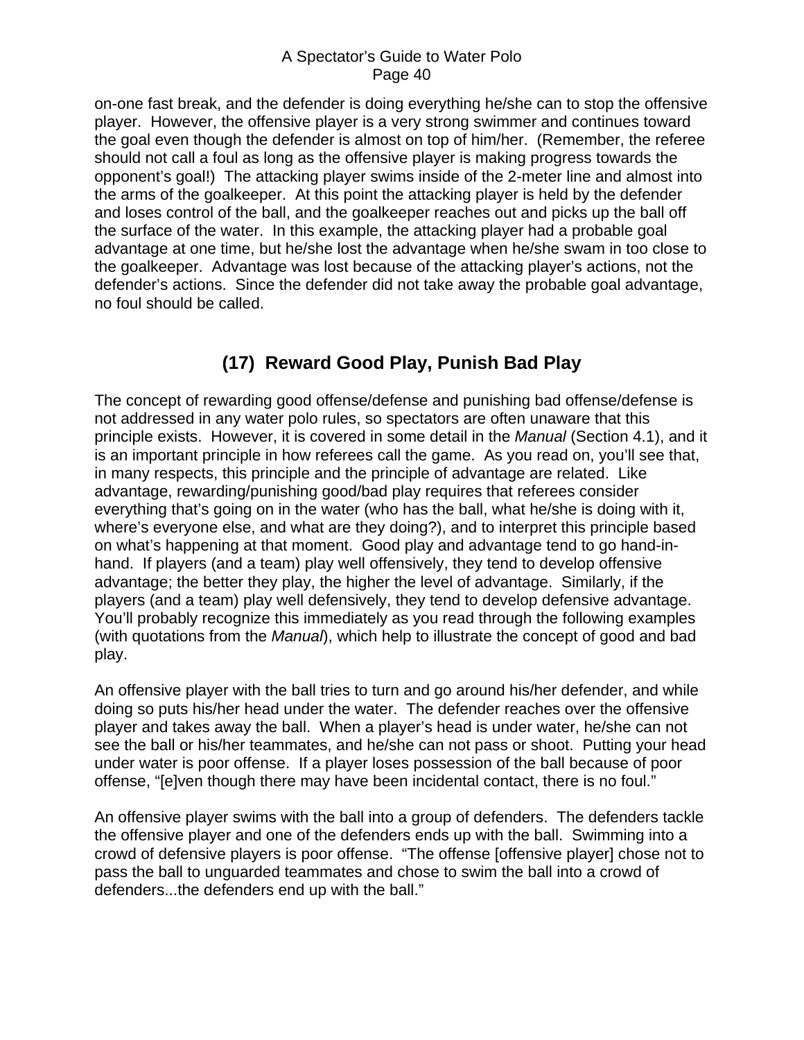on-one fast break, and the defender is doing everything he/she can to stop the offensive player. However, the offensive player is a very strong swimmer and continues toward the goal even though the defender is almost on top of him/her. (Remember, the referee should not call a foul as long as the offensive player is making progress towards the opponent's goal!) The attacking player swims inside of the 2-meter line and almost into the arms of the goalkeeper. At this point the attacking player is held by the defender and loses control of the ball, and the goalkeeper reaches out and picks up the ball off the surface of the water. In this example, the attacking player had a probable goal advantage at one time, but he/she lost the advantage when he/she swam in too close to the goalkeeper. Advantage was lost because of the attacking player's actions, not the defender's actions. Since the defender did not take away the probable goal advantage, no foul should be called.

## (17) Reward Good Play, Punish Bad Play

The concept of rewarding good offense/defense and punishing bad offense/defense is not addressed in any water polo rules, so spectators are often unaware that this principle exists. However, it is covered in some detail in the *Manual* (Section 4.1), and it is an important principle in how referees call the game. As you read on, you'll see that, in many respects, this principle and the principle of advantage are related. Like advantage, rewarding/punishing good/bad play requires that referees consider everything that's going on in the water (who has the ball, what he/she is doing with it, where's everyone else, and what are they doing?), and to interpret this principle based on what's happening at that moment. Good play and advantage tend to go hand-in-hand. If players (and a team) play well offensively, they tend to develop offensive advantage; the better they play, the higher the level of advantage. Similarly, if the players (and a team) play well defensively, they tend to develop defensive advantage. You'll probably recognize this immediately as you read through the following examples (with quotations from the *Manual*), which help to illustrate the concept of good and bad play.

An offensive player with the ball tries to turn and go around his/her defender, and while doing so puts his/her head under the water. The defender reaches over the offensive player and takes away the ball. When a player's head is under water, he/she can not see the ball or his/her teammates, and he/she can not pass or shoot. Putting your head under water is poor offense. If a player loses possession of the ball because of poor offense, "[e]ven though there may have been incidental contact, there is no foul."

An offensive player swims with the ball into a group of defenders. The defenders tackle the offensive player and one of the defenders ends up with the ball. Swimming into a crowd of defensive players is poor offense. "The offense [offensive player] chose not to pass the ball to unguarded teammates and chose to swim the ball into a crowd of defenders...the defenders end up with the ball."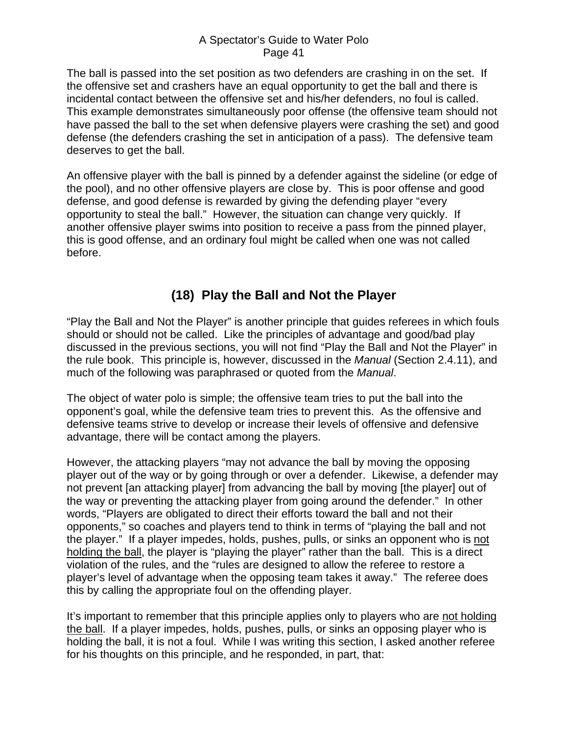The ball is passed into the set position as two defenders are crashing in on the set. If the offensive set and crashers have an equal opportunity to get the ball and there is incidental contact between the offensive set and his/her defenders, no foul is called. This example demonstrates simultaneously poor offense (the offensive team should not have passed the ball to the set when defensive players were crashing the set) and good defense (the defenders crashing the set in anticipation of a pass). The defensive team deserves to get the ball.

An offensive player with the ball is pinned by a defender against the sideline (or edge of the pool), and no other offensive players are close by. This is poor offense and good defense, and good defense is rewarded by giving the defending player "every opportunity to steal the ball." However, the situation can change very quickly. If another offensive player swims into position to receive a pass from the pinned player, this is good offense, and an ordinary foul might be called when one was not called before.

## (18) Play the Ball and Not the Player

"Play the Ball and Not the Player" is another principle that guides referees in which fouls should or should not be called. Like the principles of advantage and good/bad play discussed in the previous sections, you will not find "Play the Ball and Not the Player" in the rule book. This principle is, however, discussed in the *Manual* (Section 2.4.11), and much of the following was paraphrased or quoted from the *Manual*.

The object of water polo is simple; the offensive team tries to put the ball into the opponent's goal, while the defensive team tries to prevent this. As the offensive and defensive teams strive to develop or increase their levels of offensive and defensive advantage, there will be contact among the players.

However, the attacking players "may not advance the ball by moving the opposing player out of the way or by going through or over a defender. Likewise, a defender may not prevent [an attacking player] from advancing the ball by moving [the player] out of the way or preventing the attacking player from going around the defender." In other words, "Players are obligated to direct their efforts toward the ball and not their opponents," so coaches and players tend to think in terms of "playing the ball and not the player." If a player impedes, holds, pushes, pulls, or sinks an opponent who is <u>not holding the ball</u>, the player is "playing the player" rather than the ball. This is a direct violation of the rules, and the "rules are designed to allow the referee to restore a player's level of advantage when the opposing team takes it away." The referee does this by calling the appropriate foul on the offending player.

It's important to remember that this principle applies only to players who are <u>not holding the ball</u>. If a player impedes, holds, pushes, pulls, or sinks an opposing player who is holding the ball, it is not a foul. While I was writing this section, I asked another referee for his thoughts on this principle, and he responded, in part, that: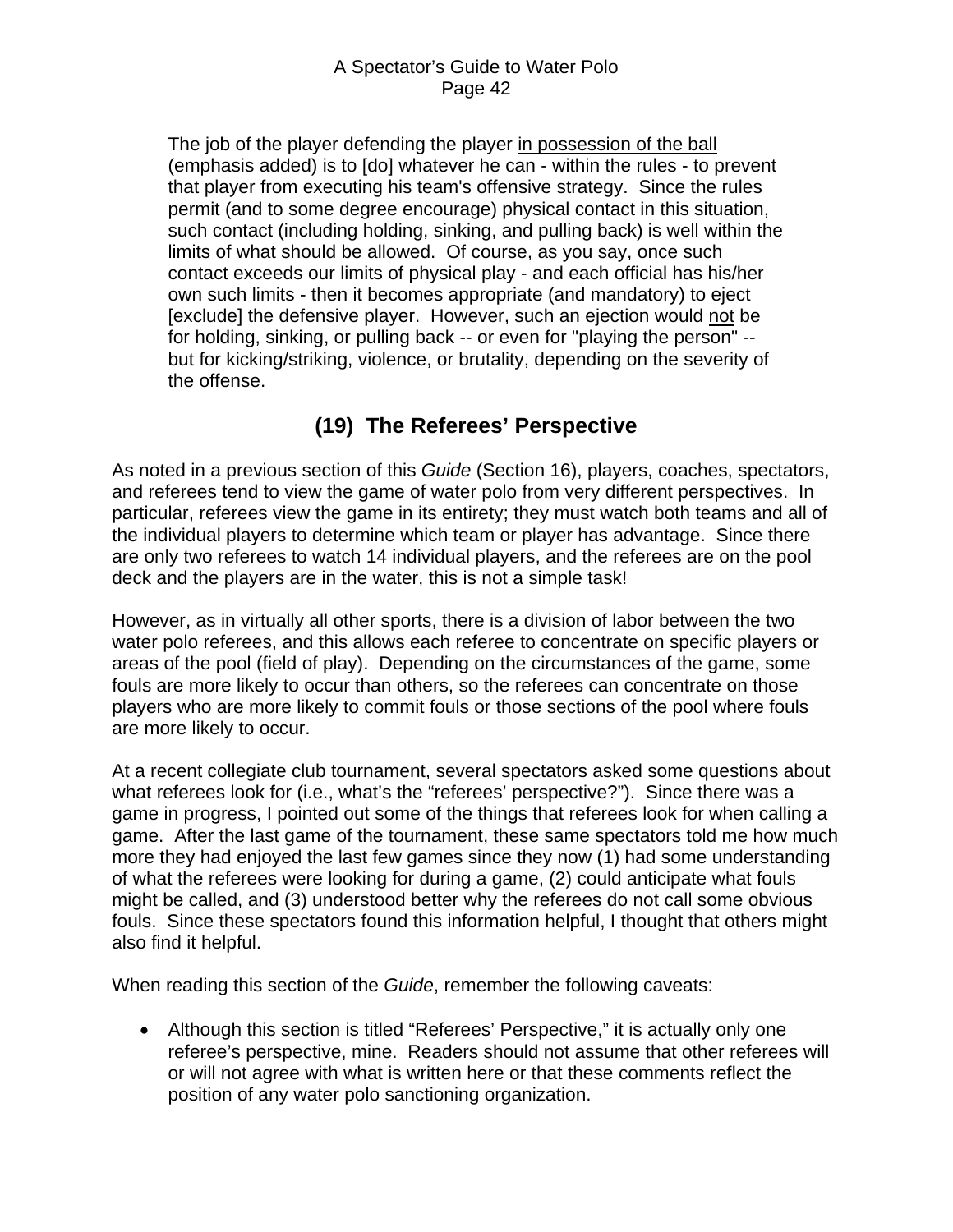> The job of the player defending the player <u>in possession of the ball</u> (emphasis added) is to [do] whatever he can - within the rules - to prevent that player from executing his team's offensive strategy. Since the rules permit (and to some degree encourage) physical contact in this situation, such contact (including holding, sinking, and pulling back) is well within the limits of what should be allowed. Of course, as you say, once such contact exceeds our limits of physical play - and each official has his/her own such limits - then it becomes appropriate (and mandatory) to eject [exclude] the defensive player. However, such an ejection would <u>not</u> be for holding, sinking, or pulling back -- or even for "playing the person" -- but for kicking/striking, violence, or brutality, depending on the severity of the offense.

## (19) The Referees' Perspective

As noted in a previous section of this *Guide* (Section 16), players, coaches, spectators, and referees tend to view the game of water polo from very different perspectives. In particular, referees view the game in its entirety; they must watch both teams and all of the individual players to determine which team or player has advantage. Since there are only two referees to watch 14 individual players, and the referees are on the pool deck and the players are in the water, this is not a simple task!

However, as in virtually all other sports, there is a division of labor between the two water polo referees, and this allows each referee to concentrate on specific players or areas of the pool (field of play). Depending on the circumstances of the game, some fouls are more likely to occur than others, so the referees can concentrate on those players who are more likely to commit fouls or those sections of the pool where fouls are more likely to occur.

At a recent collegiate club tournament, several spectators asked some questions about what referees look for (i.e., what's the "referees' perspective?"). Since there was a game in progress, I pointed out some of the things that referees look for when calling a game. After the last game of the tournament, these same spectators told me how much more they had enjoyed the last few games since they now (1) had some understanding of what the referees were looking for during a game, (2) could anticipate what fouls might be called, and (3) understood better why the referees do not call some obvious fouls. Since these spectators found this information helpful, I thought that others might also find it helpful.

When reading this section of the *Guide*, remember the following caveats:

- Although this section is titled "Referees' Perspective," it is actually only one referee's perspective, mine. Readers should not assume that other referees will or will not agree with what is written here or that these comments reflect the position of any water polo sanctioning organization.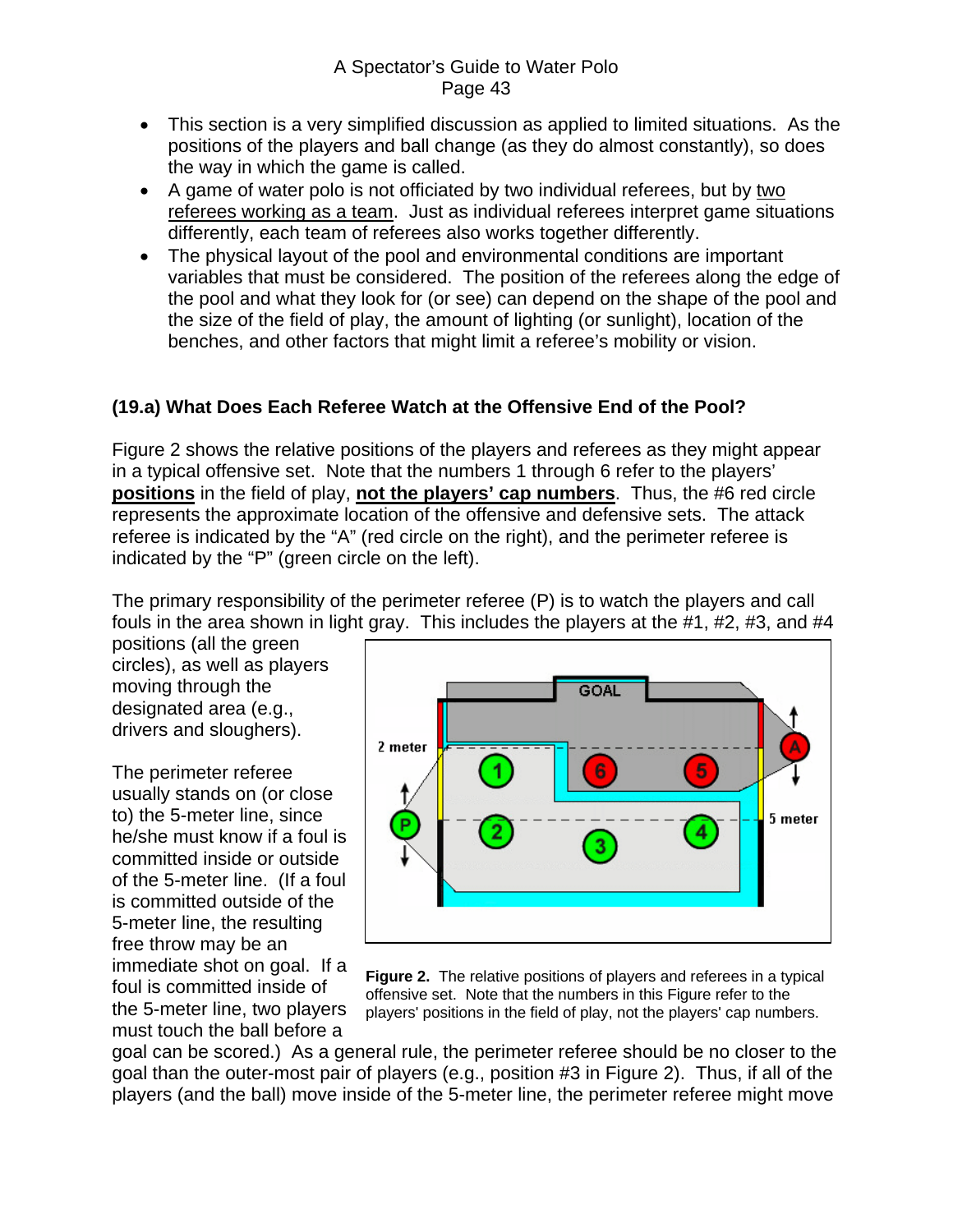- This section is a very simplified discussion as applied to limited situations. As the positions of the players and ball change (as they do almost constantly), so does the way in which the game is called.
- A game of water polo is not officiated by two individual referees, but by two referees working as a team. Just as individual referees interpret game situations differently, each team of referees also works together differently.
- The physical layout of the pool and environmental conditions are important variables that must be considered. The position of the referees along the edge of the pool and what they look for (or see) can depend on the shape of the pool and the size of the field of play, the amount of lighting (or sunlight), location of the benches, and other factors that might limit a referee's mobility or vision.

### (19.a) What Does Each Referee Watch at the Offensive End of the Pool?

Figure 2 shows the relative positions of the players and referees as they might appear in a typical offensive set. Note that the numbers 1 through 6 refer to the players' **positions** in the field of play, **not the players' cap numbers**. Thus, the #6 red circle represents the approximate location of the offensive and defensive sets. The attack referee is indicated by the "A" (red circle on the right), and the perimeter referee is indicated by the "P" (green circle on the left).

The primary responsibility of the perimeter referee (P) is to watch the players and call fouls in the area shown in light gray. This includes the players at the #1, #2, #3, and #4 positions (all the green circles), as well as players moving through the designated area (e.g., drivers and sloughers).

**Figure 2.** The relative positions of players and referees in a typical offensive set. Note that the numbers in this Figure refer to the players' positions in the field of play, not the players' cap numbers.

The perimeter referee usually stands on (or close to) the 5-meter line, since he/she must know if a foul is committed inside or outside of the 5-meter line. (If a foul is committed outside of the 5-meter line, the resulting free throw may be an immediate shot on goal. If a foul is committed inside of the 5-meter line, two players must touch the ball before a goal can be scored.) As a general rule, the perimeter referee should be no closer to the goal than the outer-most pair of players (e.g., position #3 in Figure 2). Thus, if all of the players (and the ball) move inside of the 5-meter line, the perimeter referee might move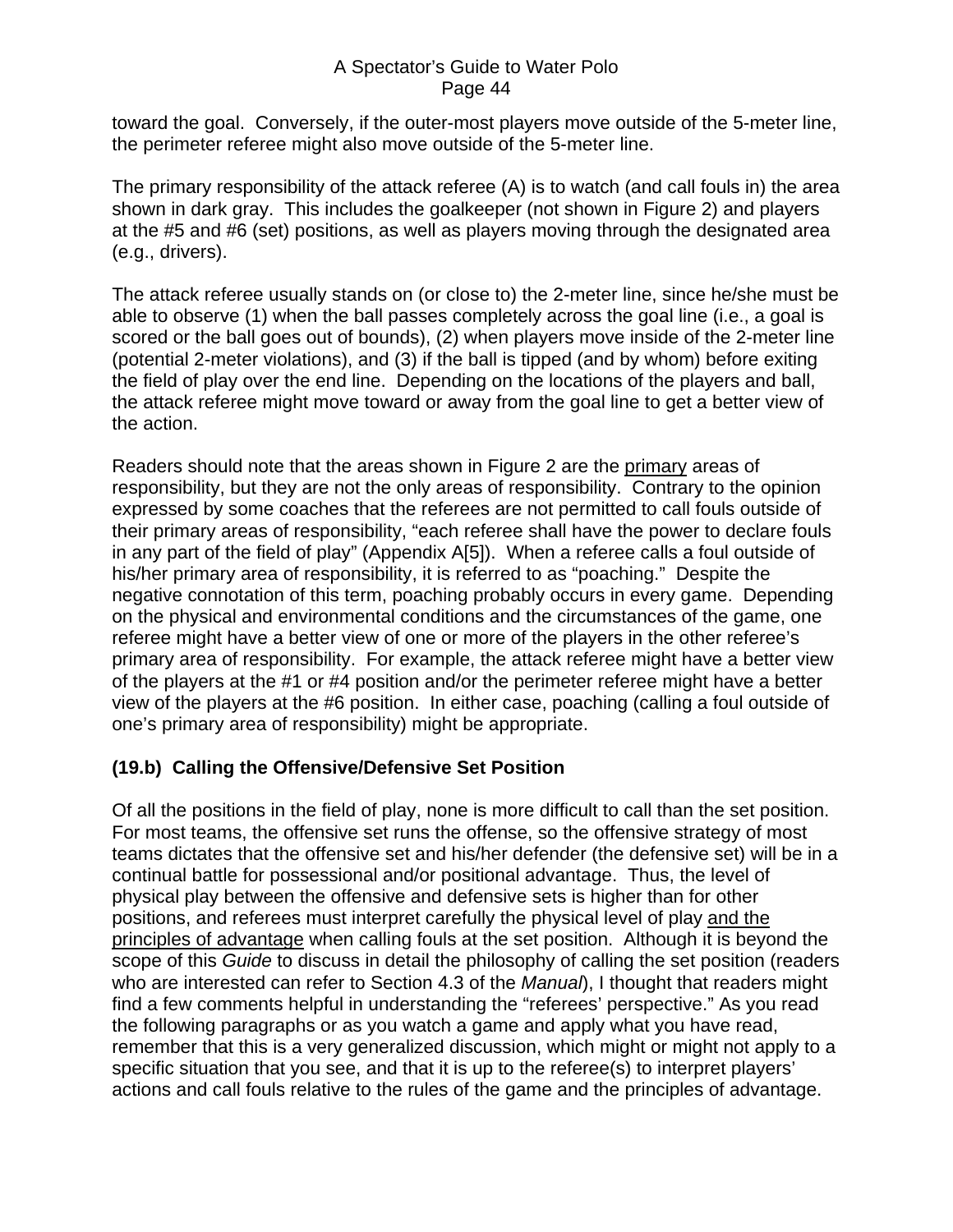toward the goal. Conversely, if the outer-most players move outside of the 5-meter line, the perimeter referee might also move outside of the 5-meter line.

The primary responsibility of the attack referee (A) is to watch (and call fouls in) the area shown in dark gray. This includes the goalkeeper (not shown in Figure 2) and players at the #5 and #6 (set) positions, as well as players moving through the designated area (e.g., drivers).

The attack referee usually stands on (or close to) the 2-meter line, since he/she must be able to observe (1) when the ball passes completely across the goal line (i.e., a goal is scored or the ball goes out of bounds), (2) when players move inside of the 2-meter line (potential 2-meter violations), and (3) if the ball is tipped (and by whom) before exiting the field of play over the end line. Depending on the locations of the players and ball, the attack referee might move toward or away from the goal line to get a better view of the action.

Readers should note that the areas shown in Figure 2 are the <u>primary</u> areas of responsibility, but they are not the only areas of responsibility. Contrary to the opinion expressed by some coaches that the referees are not permitted to call fouls outside of their primary areas of responsibility, "each referee shall have the power to declare fouls in any part of the field of play" (Appendix A[5]). When a referee calls a foul outside of his/her primary area of responsibility, it is referred to as "poaching." Despite the negative connotation of this term, poaching probably occurs in every game. Depending on the physical and environmental conditions and the circumstances of the game, one referee might have a better view of one or more of the players in the other referee's primary area of responsibility. For example, the attack referee might have a better view of the players at the #1 or #4 position and/or the perimeter referee might have a better view of the players at the #6 position. In either case, poaching (calling a foul outside of one's primary area of responsibility) might be appropriate.

### (19.b) Calling the Offensive/Defensive Set Position

Of all the positions in the field of play, none is more difficult to call than the set position. For most teams, the offensive set runs the offense, so the offensive strategy of most teams dictates that the offensive set and his/her defender (the defensive set) will be in a continual battle for possessional and/or positional advantage. Thus, the level of physical play between the offensive and defensive sets is higher than for other positions, and referees must interpret carefully the physical level of play <u>and the principles of advantage</u> when calling fouls at the set position. Although it is beyond the scope of this *Guide* to discuss in detail the philosophy of calling the set position (readers who are interested can refer to Section 4.3 of the *Manual*), I thought that readers might find a few comments helpful in understanding the "referees' perspective." As you read the following paragraphs or as you watch a game and apply what you have read, remember that this is a very generalized discussion, which might or might not apply to a specific situation that you see, and that it is up to the referee(s) to interpret players' actions and call fouls relative to the rules of the game and the principles of advantage.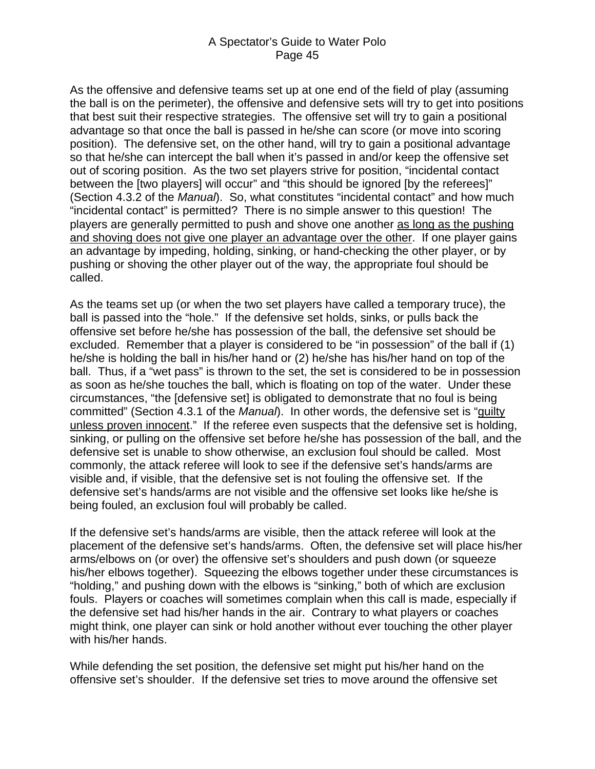As the offensive and defensive teams set up at one end of the field of play (assuming the ball is on the perimeter), the offensive and defensive sets will try to get into positions that best suit their respective strategies. The offensive set will try to gain a positional advantage so that once the ball is passed in he/she can score (or move into scoring position). The defensive set, on the other hand, will try to gain a positional advantage so that he/she can intercept the ball when it's passed in and/or keep the offensive set out of scoring position. As the two set players strive for position, "incidental contact between the [two players] will occur" and "this should be ignored [by the referees]" (Section 4.3.2 of the *Manual*). So, what constitutes "incidental contact" and how much "incidental contact" is permitted? There is no simple answer to this question! The players are generally permitted to push and shove one another <u>as long as the pushing and shoving does not give one player an advantage over the other</u>. If one player gains an advantage by impeding, holding, sinking, or hand-checking the other player, or by pushing or shoving the other player out of the way, the appropriate foul should be called.

As the teams set up (or when the two set players have called a temporary truce), the ball is passed into the "hole." If the defensive set holds, sinks, or pulls back the offensive set before he/she has possession of the ball, the defensive set should be excluded. Remember that a player is considered to be "in possession" of the ball if (1) he/she is holding the ball in his/her hand or (2) he/she has his/her hand on top of the ball. Thus, if a "wet pass" is thrown to the set, the set is considered to be in possession as soon as he/she touches the ball, which is floating on top of the water. Under these circumstances, "the [defensive set] is obligated to demonstrate that no foul is being committed" (Section 4.3.1 of the *Manual*). In other words, the defensive set is "<u>guilty unless proven innocent</u>." If the referee even suspects that the defensive set is holding, sinking, or pulling on the offensive set before he/she has possession of the ball, and the defensive set is unable to show otherwise, an exclusion foul should be called. Most commonly, the attack referee will look to see if the defensive set's hands/arms are visible and, if visible, that the defensive set is not fouling the offensive set. If the defensive set's hands/arms are not visible and the offensive set looks like he/she is being fouled, an exclusion foul will probably be called.

If the defensive set's hands/arms are visible, then the attack referee will look at the placement of the defensive set's hands/arms. Often, the defensive set will place his/her arms/elbows on (or over) the offensive set's shoulders and push down (or squeeze his/her elbows together). Squeezing the elbows together under these circumstances is "holding," and pushing down with the elbows is "sinking," both of which are exclusion fouls. Players or coaches will sometimes complain when this call is made, especially if the defensive set had his/her hands in the air. Contrary to what players or coaches might think, one player can sink or hold another without ever touching the other player with his/her hands.

While defending the set position, the defensive set might put his/her hand on the offensive set's shoulder. If the defensive set tries to move around the offensive set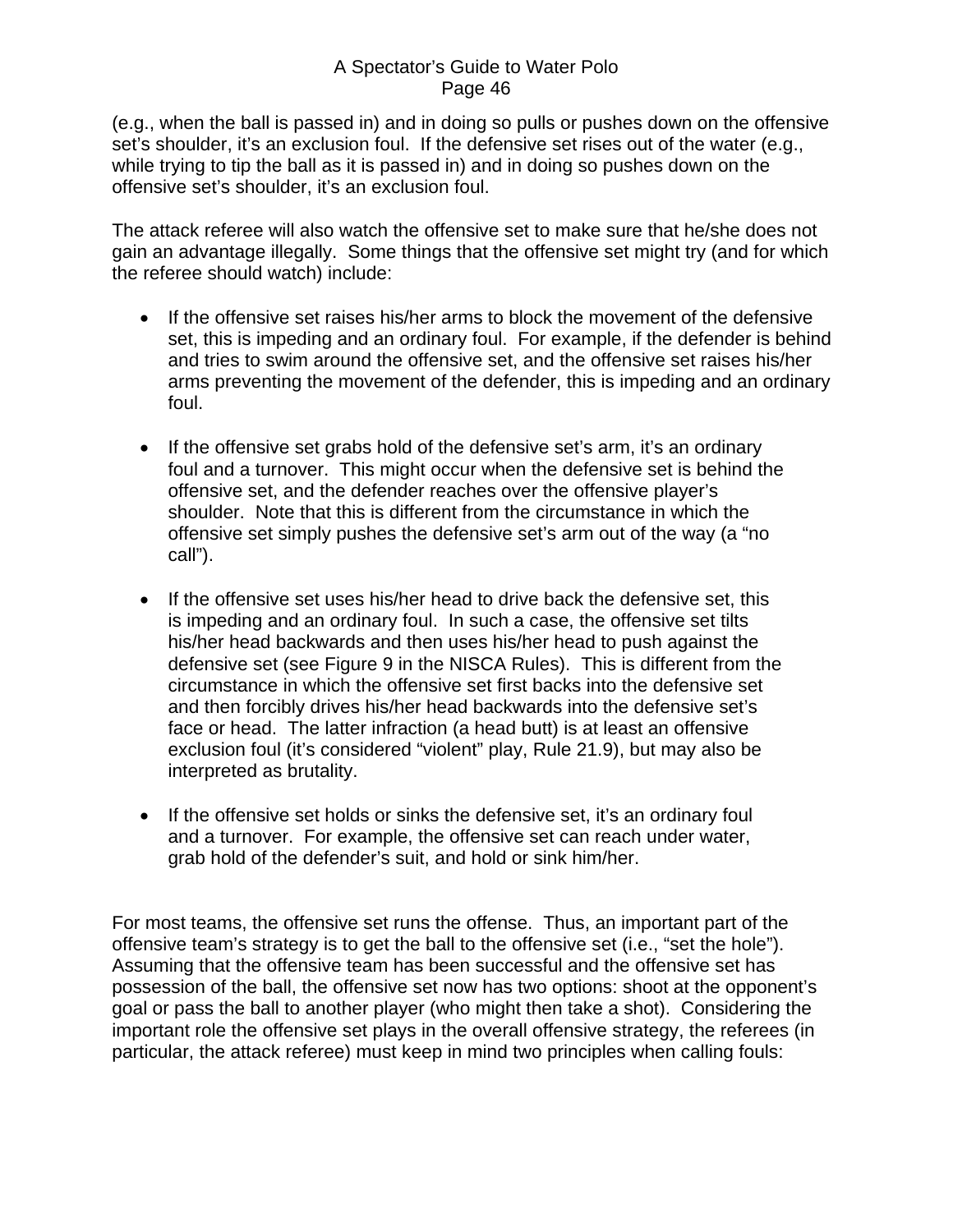(e.g., when the ball is passed in) and in doing so pulls or pushes down on the offensive set's shoulder, it's an exclusion foul. If the defensive set rises out of the water (e.g., while trying to tip the ball as it is passed in) and in doing so pushes down on the offensive set's shoulder, it's an exclusion foul.

The attack referee will also watch the offensive set to make sure that he/she does not gain an advantage illegally. Some things that the offensive set might try (and for which the referee should watch) include:

- If the offensive set raises his/her arms to block the movement of the defensive set, this is impeding and an ordinary foul. For example, if the defender is behind and tries to swim around the offensive set, and the offensive set raises his/her arms preventing the movement of the defender, this is impeding and an ordinary foul.

- If the offensive set grabs hold of the defensive set's arm, it's an ordinary foul and a turnover. This might occur when the defensive set is behind the offensive set, and the defender reaches over the offensive player's shoulder. Note that this is different from the circumstance in which the offensive set simply pushes the defensive set's arm out of the way (a "no call").

- If the offensive set uses his/her head to drive back the defensive set, this is impeding and an ordinary foul. In such a case, the offensive set tilts his/her head backwards and then uses his/her head to push against the defensive set (see Figure 9 in the NISCA Rules). This is different from the circumstance in which the offensive set first backs into the defensive set and then forcibly drives his/her head backwards into the defensive set's face or head. The latter infraction (a head butt) is at least an offensive exclusion foul (it's considered "violent" play, Rule 21.9), but may also be interpreted as brutality.

- If the offensive set holds or sinks the defensive set, it's an ordinary foul and a turnover. For example, the offensive set can reach under water, grab hold of the defender's suit, and hold or sink him/her.

For most teams, the offensive set runs the offense. Thus, an important part of the offensive team's strategy is to get the ball to the offensive set (i.e., "set the hole"). Assuming that the offensive team has been successful and the offensive set has possession of the ball, the offensive set now has two options: shoot at the opponent's goal or pass the ball to another player (who might then take a shot). Considering the important role the offensive set plays in the overall offensive strategy, the referees (in particular, the attack referee) must keep in mind two principles when calling fouls: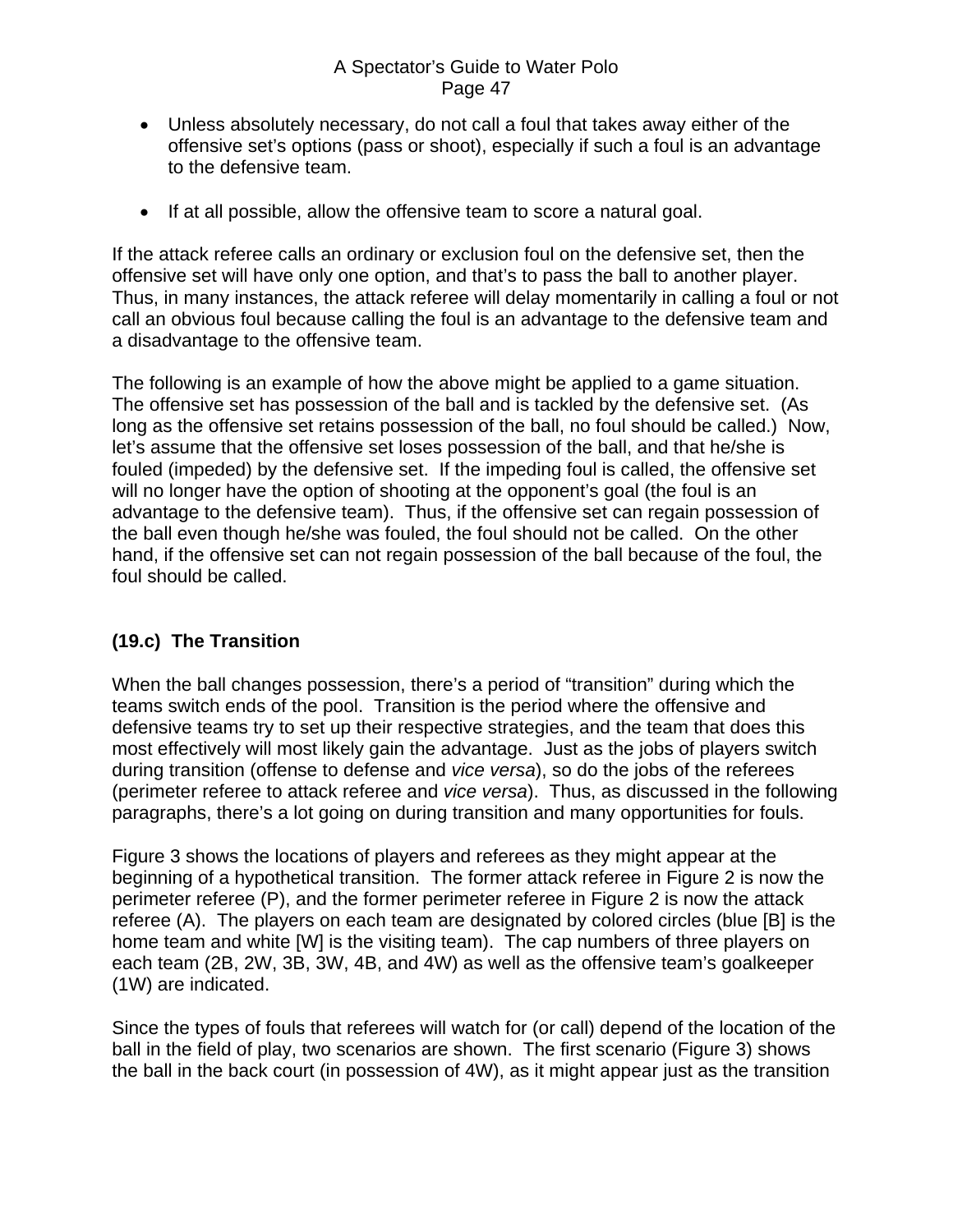- Unless absolutely necessary, do not call a foul that takes away either of the offensive set's options (pass or shoot), especially if such a foul is an advantage to the defensive team.

- If at all possible, allow the offensive team to score a natural goal.

If the attack referee calls an ordinary or exclusion foul on the defensive set, then the offensive set will have only one option, and that's to pass the ball to another player. Thus, in many instances, the attack referee will delay momentarily in calling a foul or not call an obvious foul because calling the foul is an advantage to the defensive team and a disadvantage to the offensive team.

The following is an example of how the above might be applied to a game situation. The offensive set has possession of the ball and is tackled by the defensive set. (As long as the offensive set retains possession of the ball, no foul should be called.) Now, let's assume that the offensive set loses possession of the ball, and that he/she is fouled (impeded) by the defensive set. If the impeding foul is called, the offensive set will no longer have the option of shooting at the opponent's goal (the foul is an advantage to the defensive team). Thus, if the offensive set can regain possession of the ball even though he/she was fouled, the foul should not be called. On the other hand, if the offensive set can not regain possession of the ball because of the foul, the foul should be called.

### (19.c) The Transition

When the ball changes possession, there's a period of "transition" during which the teams switch ends of the pool. Transition is the period where the offensive and defensive teams try to set up their respective strategies, and the team that does this most effectively will most likely gain the advantage. Just as the jobs of players switch during transition (offense to defense and *vice versa*), so do the jobs of the referees (perimeter referee to attack referee and *vice versa*). Thus, as discussed in the following paragraphs, there's a lot going on during transition and many opportunities for fouls.

Figure 3 shows the locations of players and referees as they might appear at the beginning of a hypothetical transition. The former attack referee in Figure 2 is now the perimeter referee (P), and the former perimeter referee in Figure 2 is now the attack referee (A). The players on each team are designated by colored circles (blue [B] is the home team and white [W] is the visiting team). The cap numbers of three players on each team (2B, 2W, 3B, 3W, 4B, and 4W) as well as the offensive team's goalkeeper (1W) are indicated.

Since the types of fouls that referees will watch for (or call) depend of the location of the ball in the field of play, two scenarios are shown. The first scenario (Figure 3) shows the ball in the back court (in possession of 4W), as it might appear just as the transition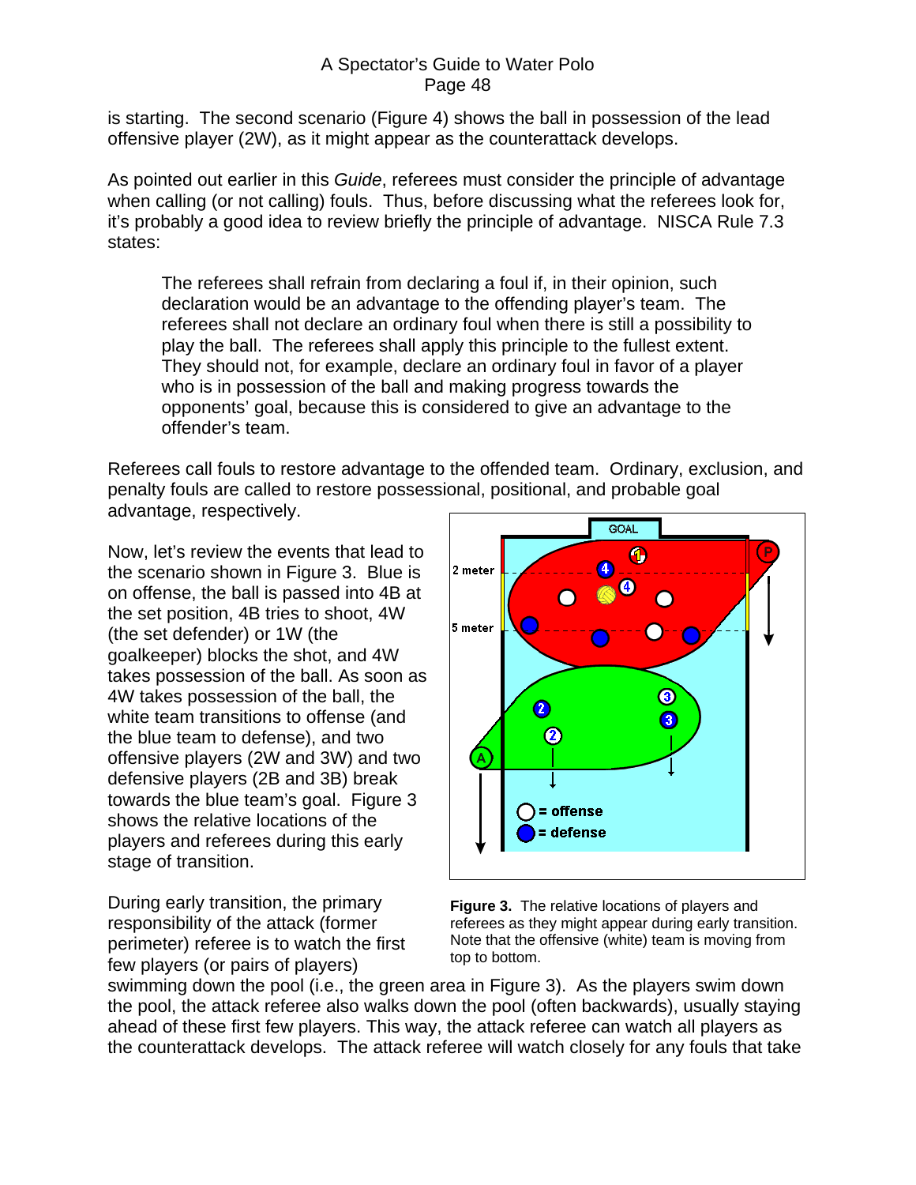is starting. The second scenario (Figure 4) shows the ball in possession of the lead offensive player (2W), as it might appear as the counterattack develops.

As pointed out earlier in this *Guide*, referees must consider the principle of advantage when calling (or not calling) fouls. Thus, before discussing what the referees look for, it's probably a good idea to review briefly the principle of advantage. NISCA Rule 7.3 states:

> The referees shall refrain from declaring a foul if, in their opinion, such declaration would be an advantage to the offending player's team. The referees shall not declare an ordinary foul when there is still a possibility to play the ball. The referees shall apply this principle to the fullest extent. They should not, for example, declare an ordinary foul in favor of a player who is in possession of the ball and making progress towards the opponents' goal, because this is considered to give an advantage to the offender's team.

Referees call fouls to restore advantage to the offended team. Ordinary, exclusion, and penalty fouls are called to restore possessional, positional, and probable goal advantage, respectively.

Now, let's review the events that lead to the scenario shown in Figure 3. Blue is on offense, the ball is passed into 4B at the set position, 4B tries to shoot, 4W (the set defender) or 1W (the goalkeeper) blocks the shot, and 4W takes possession of the ball. As soon as 4W takes possession of the ball, the white team transitions to offense (and the blue team to defense), and two offensive players (2W and 3W) and two defensive players (2B and 3B) break towards the blue team's goal. Figure 3 shows the relative locations of the players and referees during this early stage of transition.

**Figure 3.** The relative locations of players and referees as they might appear during early transition. Note that the offensive (white) team is moving from top to bottom.

During early transition, the primary responsibility of the attack (former perimeter) referee is to watch the first few players (or pairs of players) swimming down the pool (i.e., the green area in Figure 3). As the players swim down the pool, the attack referee also walks down the pool (often backwards), usually staying ahead of these first few players. This way, the attack referee can watch all players as the counterattack develops. The attack referee will watch closely for any fouls that take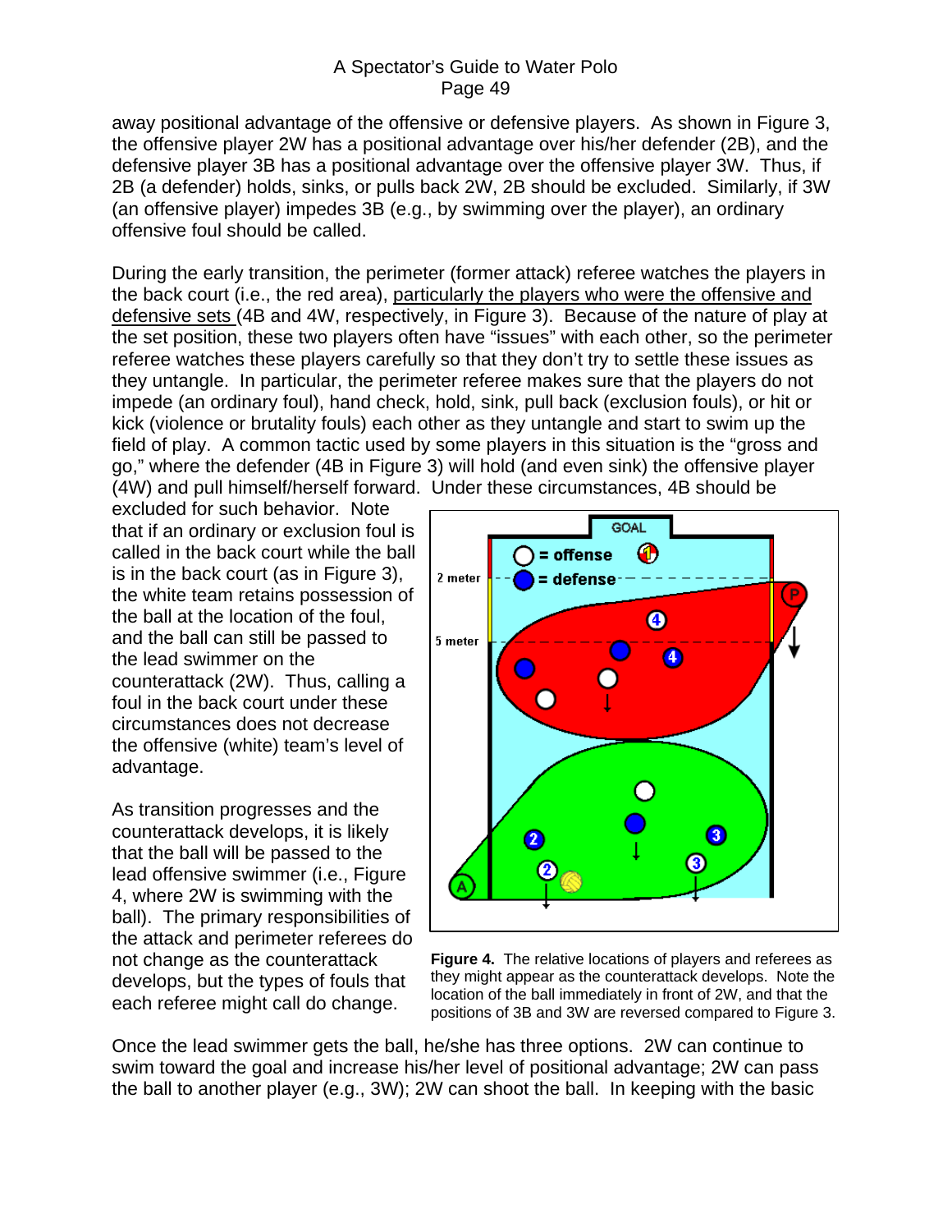away positional advantage of the offensive or defensive players. As shown in Figure 3, the offensive player 2W has a positional advantage over his/her defender (2B), and the defensive player 3B has a positional advantage over the offensive player 3W. Thus, if 2B (a defender) holds, sinks, or pulls back 2W, 2B should be excluded. Similarly, if 3W (an offensive player) impedes 3B (e.g., by swimming over the player), an ordinary offensive foul should be called.

During the early transition, the perimeter (former attack) referee watches the players in the back court (i.e., the red area), <u>particularly the players who were the offensive and defensive sets</u> (4B and 4W, respectively, in Figure 3). Because of the nature of play at the set position, these two players often have "issues" with each other, so the perimeter referee watches these players carefully so that they don't try to settle these issues as they untangle. In particular, the perimeter referee makes sure that the players do not impede (an ordinary foul), hand check, hold, sink, pull back (exclusion fouls), or hit or kick (violence or brutality fouls) each other as they untangle and start to swim up the field of play. A common tactic used by some players in this situation is the "gross and go," where the defender (4B in Figure 3) will hold (and even sink) the offensive player (4W) and pull himself/herself forward. Under these circumstances, 4B should be excluded for such behavior. Note that if an ordinary or exclusion foul is called in the back court while the ball is in the back court (as in Figure 3), the white team retains possession of the ball at the location of the foul, and the ball can still be passed to the lead swimmer on the counterattack (2W). Thus, calling a foul in the back court under these circumstances does not decrease the offensive (white) team's level of advantage.

As transition progresses and the counterattack develops, it is likely that the ball will be passed to the lead offensive swimmer (i.e., Figure 4, where 2W is swimming with the ball). The primary responsibilities of the attack and perimeter referees do not change as the counterattack develops, but the types of fouls that each referee might call do change.

**Figure 4.** The relative locations of players and referees as they might appear as the counterattack develops. Note the location of the ball immediately in front of 2W, and that the positions of 3B and 3W are reversed compared to Figure 3.

Once the lead swimmer gets the ball, he/she has three options. 2W can continue to swim toward the goal and increase his/her level of positional advantage; 2W can pass the ball to another player (e.g., 3W); 2W can shoot the ball. In keeping with the basic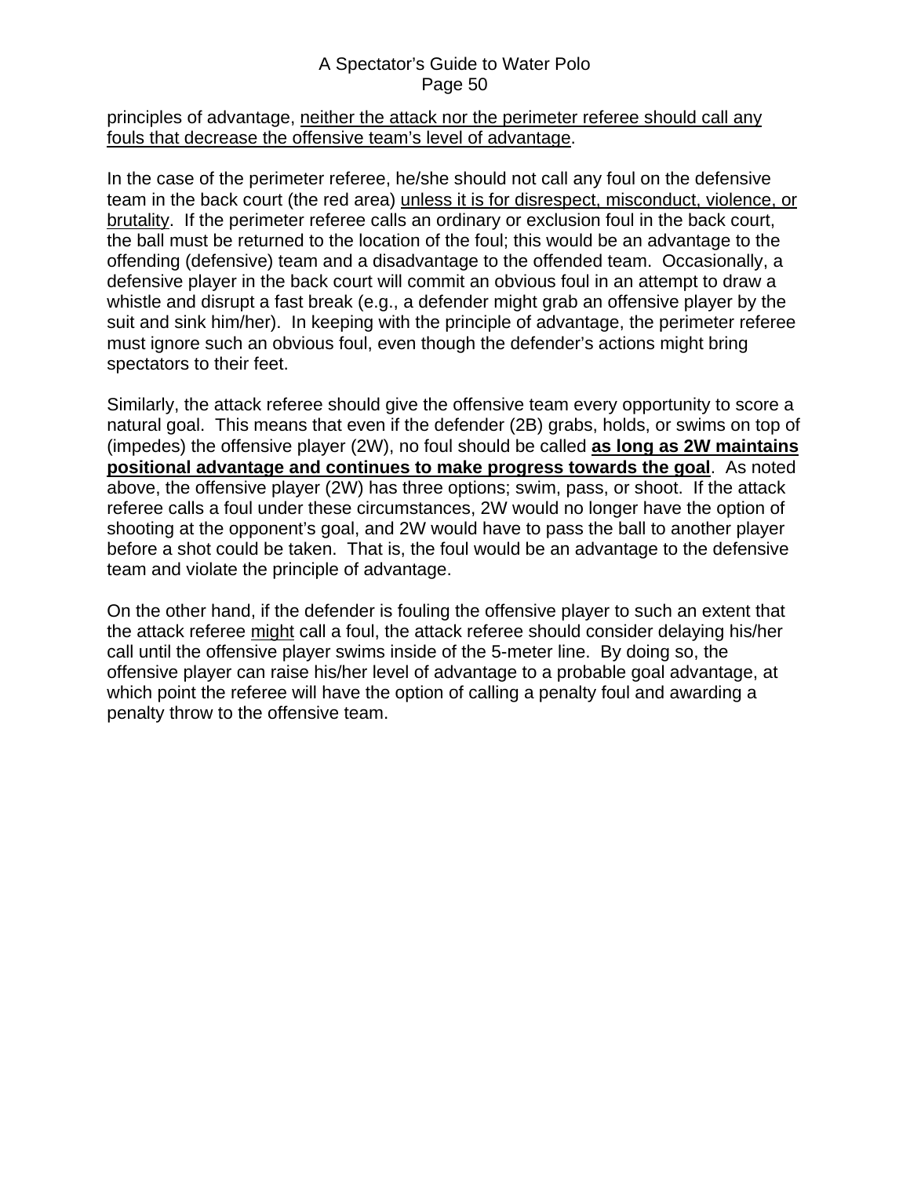principles of advantage, <u>neither the attack nor the perimeter referee should call any fouls that decrease the offensive team's level of advantage</u>.

In the case of the perimeter referee, he/she should not call any foul on the defensive team in the back court (the red area) <u>unless it is for disrespect, misconduct, violence, or brutality</u>. If the perimeter referee calls an ordinary or exclusion foul in the back court, the ball must be returned to the location of the foul; this would be an advantage to the offending (defensive) team and a disadvantage to the offended team. Occasionally, a defensive player in the back court will commit an obvious foul in an attempt to draw a whistle and disrupt a fast break (e.g., a defender might grab an offensive player by the suit and sink him/her). In keeping with the principle of advantage, the perimeter referee must ignore such an obvious foul, even though the defender's actions might bring spectators to their feet.

Similarly, the attack referee should give the offensive team every opportunity to score a natural goal. This means that even if the defender (2B) grabs, holds, or swims on top of (impedes) the offensive player (2W), no foul should be called <u>**as long as 2W maintains positional advantage and continues to make progress towards the goal**</u>. As noted above, the offensive player (2W) has three options; swim, pass, or shoot. If the attack referee calls a foul under these circumstances, 2W would no longer have the option of shooting at the opponent's goal, and 2W would have to pass the ball to another player before a shot could be taken. That is, the foul would be an advantage to the defensive team and violate the principle of advantage.

On the other hand, if the defender is fouling the offensive player to such an extent that the attack referee <u>might</u> call a foul, the attack referee should consider delaying his/her call until the offensive player swims inside of the 5-meter line. By doing so, the offensive player can raise his/her level of advantage to a probable goal advantage, at which point the referee will have the option of calling a penalty foul and awarding a penalty throw to the offensive team.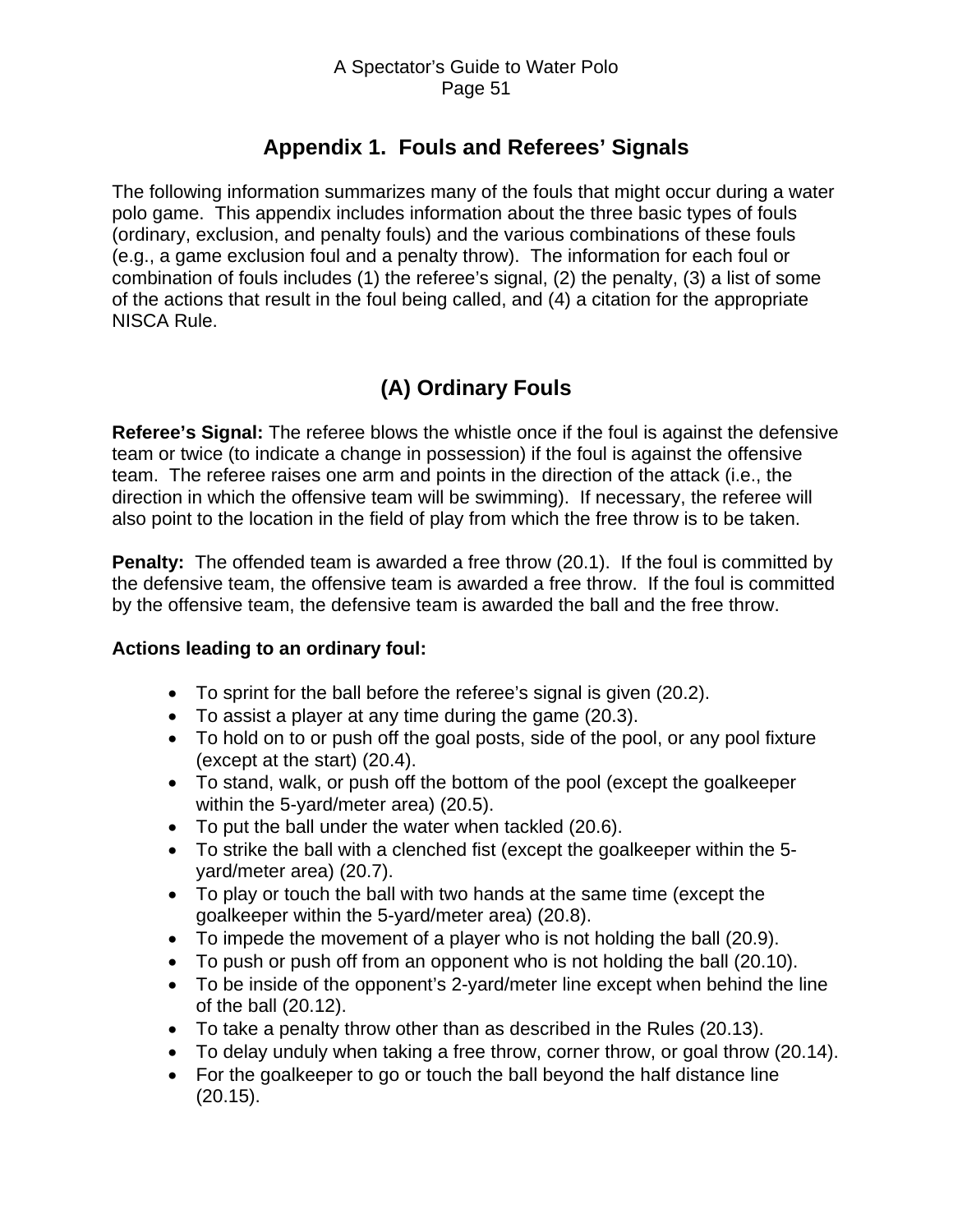# Appendix 1. Fouls and Referees' Signals

The following information summarizes many of the fouls that might occur during a water polo game. This appendix includes information about the three basic types of fouls (ordinary, exclusion, and penalty fouls) and the various combinations of these fouls (e.g., a game exclusion foul and a penalty throw). The information for each foul or combination of fouls includes (1) the referee's signal, (2) the penalty, (3) a list of some of the actions that result in the foul being called, and (4) a citation for the appropriate NISCA Rule.

## (A) Ordinary Fouls

**Referee's Signal:** The referee blows the whistle once if the foul is against the defensive team or twice (to indicate a change in possession) if the foul is against the offensive team. The referee raises one arm and points in the direction of the attack (i.e., the direction in which the offensive team will be swimming). If necessary, the referee will also point to the location in the field of play from which the free throw is to be taken.

**Penalty:** The offended team is awarded a free throw (20.1). If the foul is committed by the defensive team, the offensive team is awarded a free throw. If the foul is committed by the offensive team, the defensive team is awarded the ball and the free throw.

**Actions leading to an ordinary foul:**

- To sprint for the ball before the referee's signal is given (20.2).
- To assist a player at any time during the game (20.3).
- To hold on to or push off the goal posts, side of the pool, or any pool fixture (except at the start) (20.4).
- To stand, walk, or push off the bottom of the pool (except the goalkeeper within the 5-yard/meter area) (20.5).
- To put the ball under the water when tackled (20.6).
- To strike the ball with a clenched fist (except the goalkeeper within the 5-yard/meter area) (20.7).
- To play or touch the ball with two hands at the same time (except the goalkeeper within the 5-yard/meter area) (20.8).
- To impede the movement of a player who is not holding the ball (20.9).
- To push or push off from an opponent who is not holding the ball (20.10).
- To be inside of the opponent's 2-yard/meter line except when behind the line of the ball (20.12).
- To take a penalty throw other than as described in the Rules (20.13).
- To delay unduly when taking a free throw, corner throw, or goal throw (20.14).
- For the goalkeeper to go or touch the ball beyond the half distance line (20.15).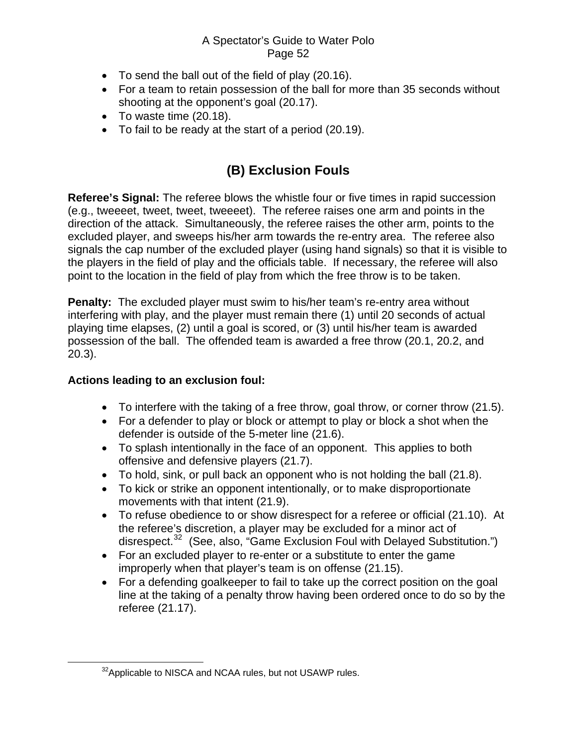- To send the ball out of the field of play (20.16).
- For a team to retain possession of the ball for more than 35 seconds without shooting at the opponent's goal (20.17).
- To waste time (20.18).
- To fail to be ready at the start of a period (20.19).

## (B) Exclusion Fouls

**Referee's Signal:** The referee blows the whistle four or five times in rapid succession (e.g., tweeeet, tweet, tweet, tweeeet). The referee raises one arm and points in the direction of the attack. Simultaneously, the referee raises the other arm, points to the excluded player, and sweeps his/her arm towards the re-entry area. The referee also signals the cap number of the excluded player (using hand signals) so that it is visible to the players in the field of play and the officials table. If necessary, the referee will also point to the location in the field of play from which the free throw is to be taken.

**Penalty:** The excluded player must swim to his/her team's re-entry area without interfering with play, and the player must remain there (1) until 20 seconds of actual playing time elapses, (2) until a goal is scored, or (3) until his/her team is awarded possession of the ball. The offended team is awarded a free throw (20.1, 20.2, and 20.3).

**Actions leading to an exclusion foul:**

- To interfere with the taking of a free throw, goal throw, or corner throw (21.5).
- For a defender to play or block or attempt to play or block a shot when the defender is outside of the 5-meter line (21.6).
- To splash intentionally in the face of an opponent. This applies to both offensive and defensive players (21.7).
- To hold, sink, or pull back an opponent who is not holding the ball (21.8).
- To kick or strike an opponent intentionally, or to make disproportionate movements with that intent (21.9).
- To refuse obedience to or show disrespect for a referee or official (21.10). At the referee's discretion, a player may be excluded for a minor act of disrespect.[32] (See, also, "Game Exclusion Foul with Delayed Substitution.")
- For an excluded player to re-enter or a substitute to enter the game improperly when that player's team is on offense (21.15).
- For a defending goalkeeper to fail to take up the correct position on the goal line at the taking of a penalty throw having been ordered once to do so by the referee (21.17).

[32] Applicable to NISCA and NCAA rules, but not USAWP rules.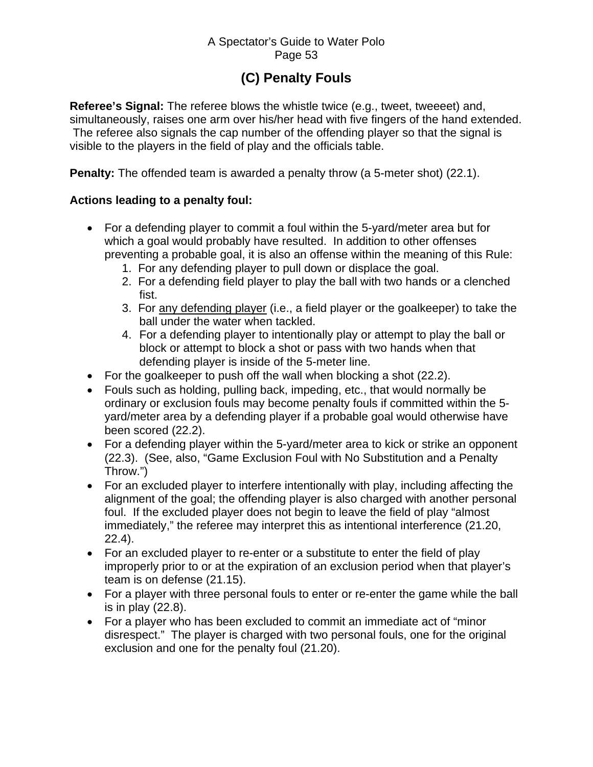## (C) Penalty Fouls

**Referee's Signal:** The referee blows the whistle twice (e.g., tweet, tweeeet) and, simultaneously, raises one arm over his/her head with five fingers of the hand extended. The referee also signals the cap number of the offending player so that the signal is visible to the players in the field of play and the officials table.

**Penalty:** The offended team is awarded a penalty throw (a 5-meter shot) (22.1).

**Actions leading to a penalty foul:**

- For a defending player to commit a foul within the 5-yard/meter area but for which a goal would probably have resulted. In addition to other offenses preventing a probable goal, it is also an offense within the meaning of this Rule:
  1. For any defending player to pull down or displace the goal.
  2. For a defending field player to play the ball with two hands or a clenched fist.
  3. For <u>any defending player</u> (i.e., a field player or the goalkeeper) to take the ball under the water when tackled.
  4. For a defending player to intentionally play or attempt to play the ball or block or attempt to block a shot or pass with two hands when that defending player is inside of the 5-meter line.
- For the goalkeeper to push off the wall when blocking a shot (22.2).
- Fouls such as holding, pulling back, impeding, etc., that would normally be ordinary or exclusion fouls may become penalty fouls if committed within the 5-yard/meter area by a defending player if a probable goal would otherwise have been scored (22.2).
- For a defending player within the 5-yard/meter area to kick or strike an opponent (22.3). (See, also, "Game Exclusion Foul with No Substitution and a Penalty Throw.")
- For an excluded player to interfere intentionally with play, including affecting the alignment of the goal; the offending player is also charged with another personal foul. If the excluded player does not begin to leave the field of play "almost immediately," the referee may interpret this as intentional interference (21.20, 22.4).
- For an excluded player to re-enter or a substitute to enter the field of play improperly prior to or at the expiration of an exclusion period when that player's team is on defense (21.15).
- For a player with three personal fouls to enter or re-enter the game while the ball is in play (22.8).
- For a player who has been excluded to commit an immediate act of "minor disrespect." The player is charged with two personal fouls, one for the original exclusion and one for the penalty foul (21.20).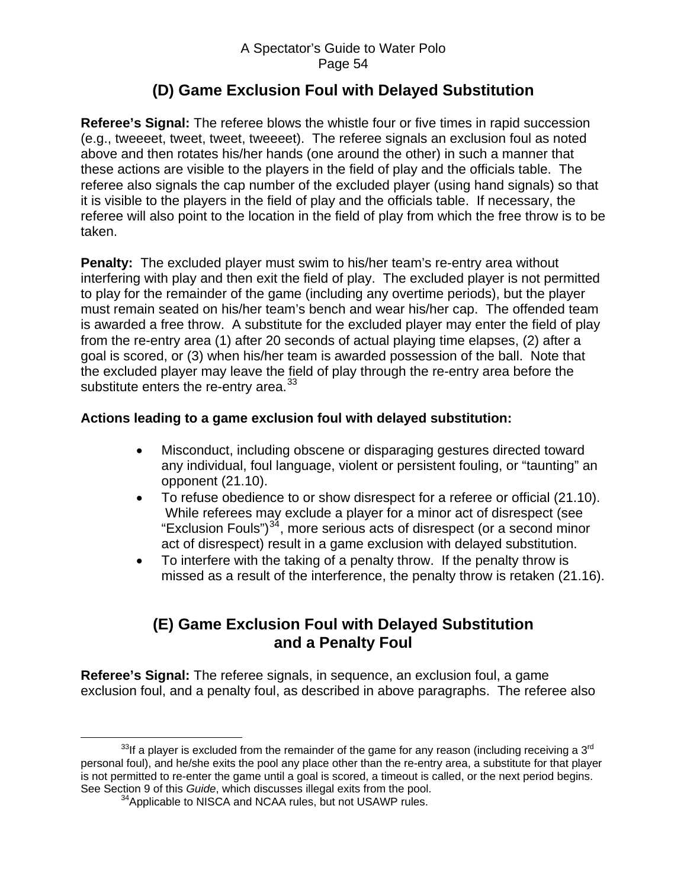## (D) Game Exclusion Foul with Delayed Substitution

**Referee's Signal:** The referee blows the whistle four or five times in rapid succession (e.g., tweeeet, tweet, tweet, tweeeet). The referee signals an exclusion foul as noted above and then rotates his/her hands (one around the other) in such a manner that these actions are visible to the players in the field of play and the officials table. The referee also signals the cap number of the excluded player (using hand signals) so that it is visible to the players in the field of play and the officials table. If necessary, the referee will also point to the location in the field of play from which the free throw is to be taken.

**Penalty:** The excluded player must swim to his/her team's re-entry area without interfering with play and then exit the field of play. The excluded player is not permitted to play for the remainder of the game (including any overtime periods), but the player must remain seated on his/her team's bench and wear his/her cap. The offended team is awarded a free throw. A substitute for the excluded player may enter the field of play from the re-entry area (1) after 20 seconds of actual playing time elapses, (2) after a goal is scored, or (3) when his/her team is awarded possession of the ball. Note that the excluded player may leave the field of play through the re-entry area before the substitute enters the re-entry area.[33]

**Actions leading to a game exclusion foul with delayed substitution:**

- Misconduct, including obscene or disparaging gestures directed toward any individual, foul language, violent or persistent fouling, or "taunting" an opponent (21.10).
- To refuse obedience to or show disrespect for a referee or official (21.10). While referees may exclude a player for a minor act of disrespect (see "Exclusion Fouls")[34], more serious acts of disrespect (or a second minor act of disrespect) result in a game exclusion with delayed substitution.
- To interfere with the taking of a penalty throw. If the penalty throw is missed as a result of the interference, the penalty throw is retaken (21.16).

## (E) Game Exclusion Foul with Delayed Substitution and a Penalty Foul

**Referee's Signal:** The referee signals, in sequence, an exclusion foul, a game exclusion foul, and a penalty foul, as described in above paragraphs. The referee also

---

[33] If a player is excluded from the remainder of the game for any reason (including receiving a 3rd personal foul), and he/she exits the pool any place other than the re-entry area, a substitute for that player is not permitted to re-enter the game until a goal is scored, a timeout is called, or the next period begins. See Section 9 of this *Guide*, which discusses illegal exits from the pool.

[34] Applicable to NISCA and NCAA rules, but not USAWP rules.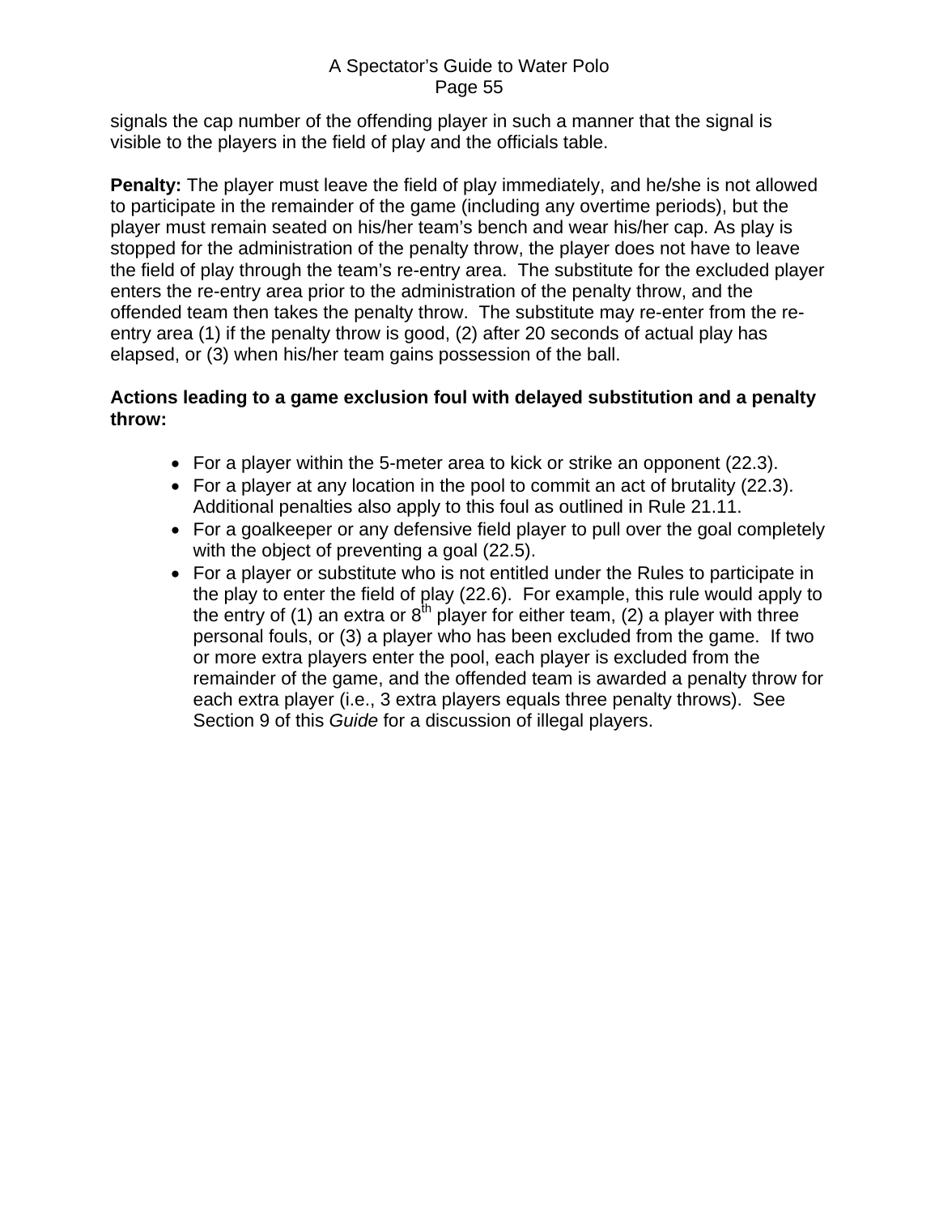signals the cap number of the offending player in such a manner that the signal is visible to the players in the field of play and the officials table.

**Penalty:** The player must leave the field of play immediately, and he/she is not allowed to participate in the remainder of the game (including any overtime periods), but the player must remain seated on his/her team's bench and wear his/her cap. As play is stopped for the administration of the penalty throw, the player does not have to leave the field of play through the team's re-entry area. The substitute for the excluded player enters the re-entry area prior to the administration of the penalty throw, and the offended team then takes the penalty throw. The substitute may re-enter from the re-entry area (1) if the penalty throw is good, (2) after 20 seconds of actual play has elapsed, or (3) when his/her team gains possession of the ball.

**Actions leading to a game exclusion foul with delayed substitution and a penalty throw:**

- For a player within the 5-meter area to kick or strike an opponent (22.3).
- For a player at any location in the pool to commit an act of brutality (22.3). Additional penalties also apply to this foul as outlined in Rule 21.11.
- For a goalkeeper or any defensive field player to pull over the goal completely with the object of preventing a goal (22.5).
- For a player or substitute who is not entitled under the Rules to participate in the play to enter the field of play (22.6). For example, this rule would apply to the entry of (1) an extra or 8th player for either team, (2) a player with three personal fouls, or (3) a player who has been excluded from the game. If two or more extra players enter the pool, each player is excluded from the remainder of the game, and the offended team is awarded a penalty throw for each extra player (i.e., 3 extra players equals three penalty throws). See Section 9 of this *Guide* for a discussion of illegal players.